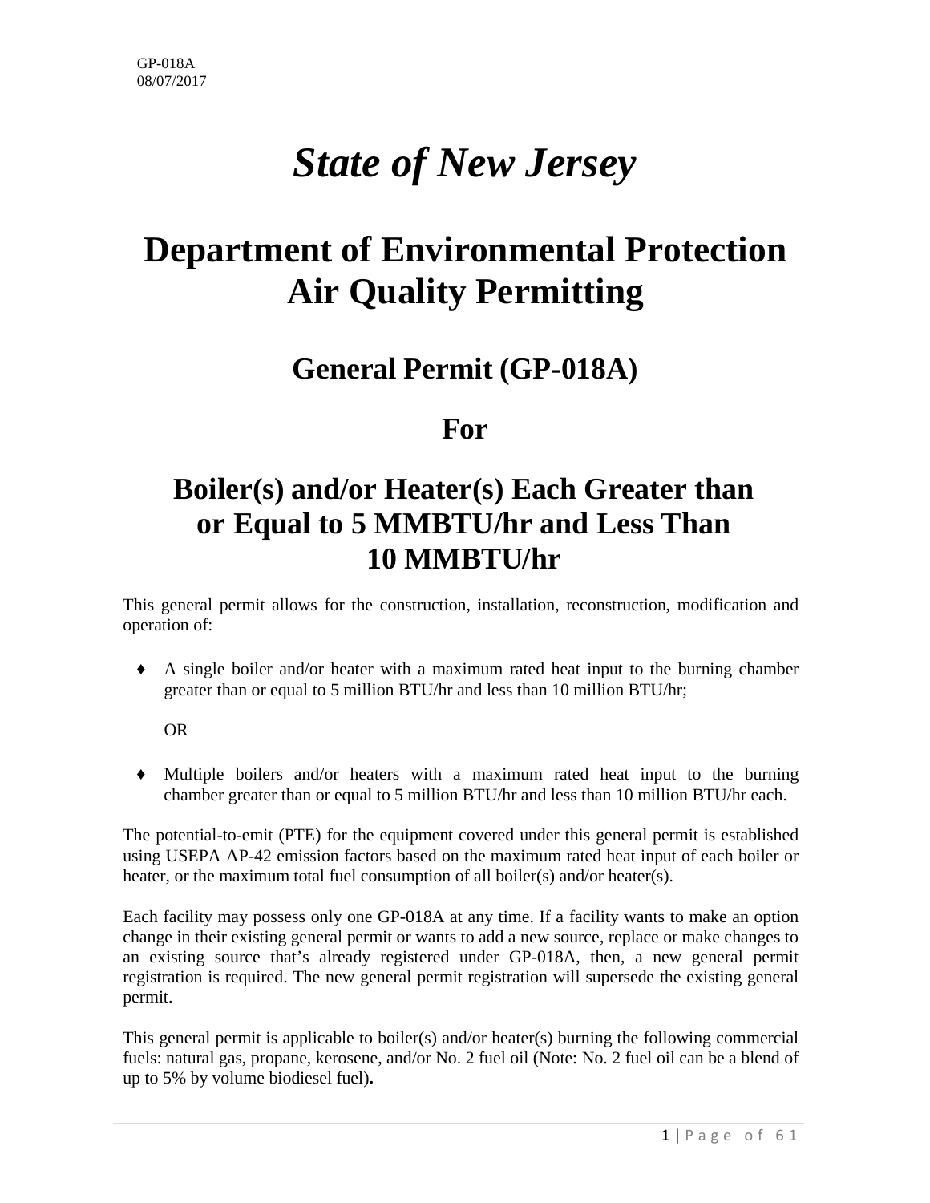GP-018A
08/07/2017

# *State of New Jersey*

# Department of Environmental Protection Air Quality Permitting

## General Permit (GP-018A)

## For

## Boiler(s) and/or Heater(s) Each Greater than or Equal to 5 MMBTU/hr and Less Than 10 MMBTU/hr

This general permit allows for the construction, installation, reconstruction, modification and operation of:

- A single boiler and/or heater with a maximum rated heat input to the burning chamber greater than or equal to 5 million BTU/hr and less than 10 million BTU/hr;

  OR

- Multiple boilers and/or heaters with a maximum rated heat input to the burning chamber greater than or equal to 5 million BTU/hr and less than 10 million BTU/hr each.

The potential-to-emit (PTE) for the equipment covered under this general permit is established using USEPA AP-42 emission factors based on the maximum rated heat input of each boiler or heater, or the maximum total fuel consumption of all boiler(s) and/or heater(s).

Each facility may possess only one GP-018A at any time. If a facility wants to make an option change in their existing general permit or wants to add a new source, replace or make changes to an existing source that's already registered under GP-018A, then, a new general permit registration is required. The new general permit registration will supersede the existing general permit.

This general permit is applicable to boiler(s) and/or heater(s) burning the following commercial fuels: natural gas, propane, kerosene, and/or No. 2 fuel oil (Note: No. 2 fuel oil can be a blend of up to 5% by volume biodiesel fuel)**.**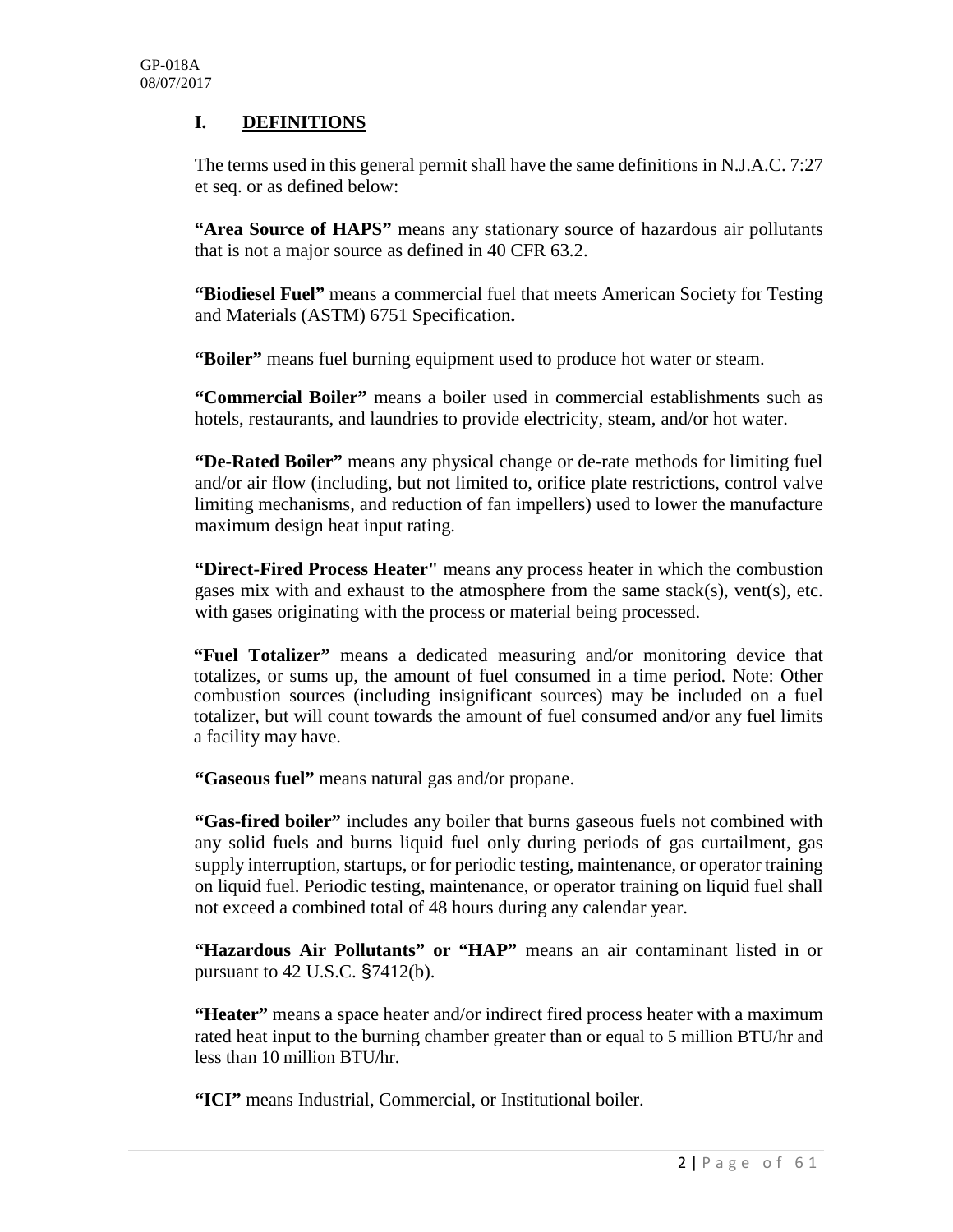## I. DEFINITIONS

The terms used in this general permit shall have the same definitions in N.J.A.C. 7:27 et seq. or as defined below:

**"Area Source of HAPS"** means any stationary source of hazardous air pollutants that is not a major source as defined in 40 CFR 63.2.

**"Biodiesel Fuel"** means a commercial fuel that meets American Society for Testing and Materials (ASTM) 6751 Specification**.**

**"Boiler"** means fuel burning equipment used to produce hot water or steam.

**"Commercial Boiler"** means a boiler used in commercial establishments such as hotels, restaurants, and laundries to provide electricity, steam, and/or hot water.

**"De-Rated Boiler"** means any physical change or de-rate methods for limiting fuel and/or air flow (including, but not limited to, orifice plate restrictions, control valve limiting mechanisms, and reduction of fan impellers) used to lower the manufacture maximum design heat input rating.

**"Direct-Fired Process Heater"** means any process heater in which the combustion gases mix with and exhaust to the atmosphere from the same stack(s), vent(s), etc. with gases originating with the process or material being processed.

**"Fuel Totalizer"** means a dedicated measuring and/or monitoring device that totalizes, or sums up, the amount of fuel consumed in a time period. Note: Other combustion sources (including insignificant sources) may be included on a fuel totalizer, but will count towards the amount of fuel consumed and/or any fuel limits a facility may have.

**"Gaseous fuel"** means natural gas and/or propane.

**"Gas-fired boiler"** includes any boiler that burns gaseous fuels not combined with any solid fuels and burns liquid fuel only during periods of gas curtailment, gas supply interruption, startups, or for periodic testing, maintenance, or operator training on liquid fuel. Periodic testing, maintenance, or operator training on liquid fuel shall not exceed a combined total of 48 hours during any calendar year.

**"Hazardous Air Pollutants" or "HAP"** means an air contaminant listed in or pursuant to 42 U.S.C. §7412(b).

**"Heater"** means a space heater and/or indirect fired process heater with a maximum rated heat input to the burning chamber greater than or equal to 5 million BTU/hr and less than 10 million BTU/hr.

**"ICI"** means Industrial, Commercial, or Institutional boiler.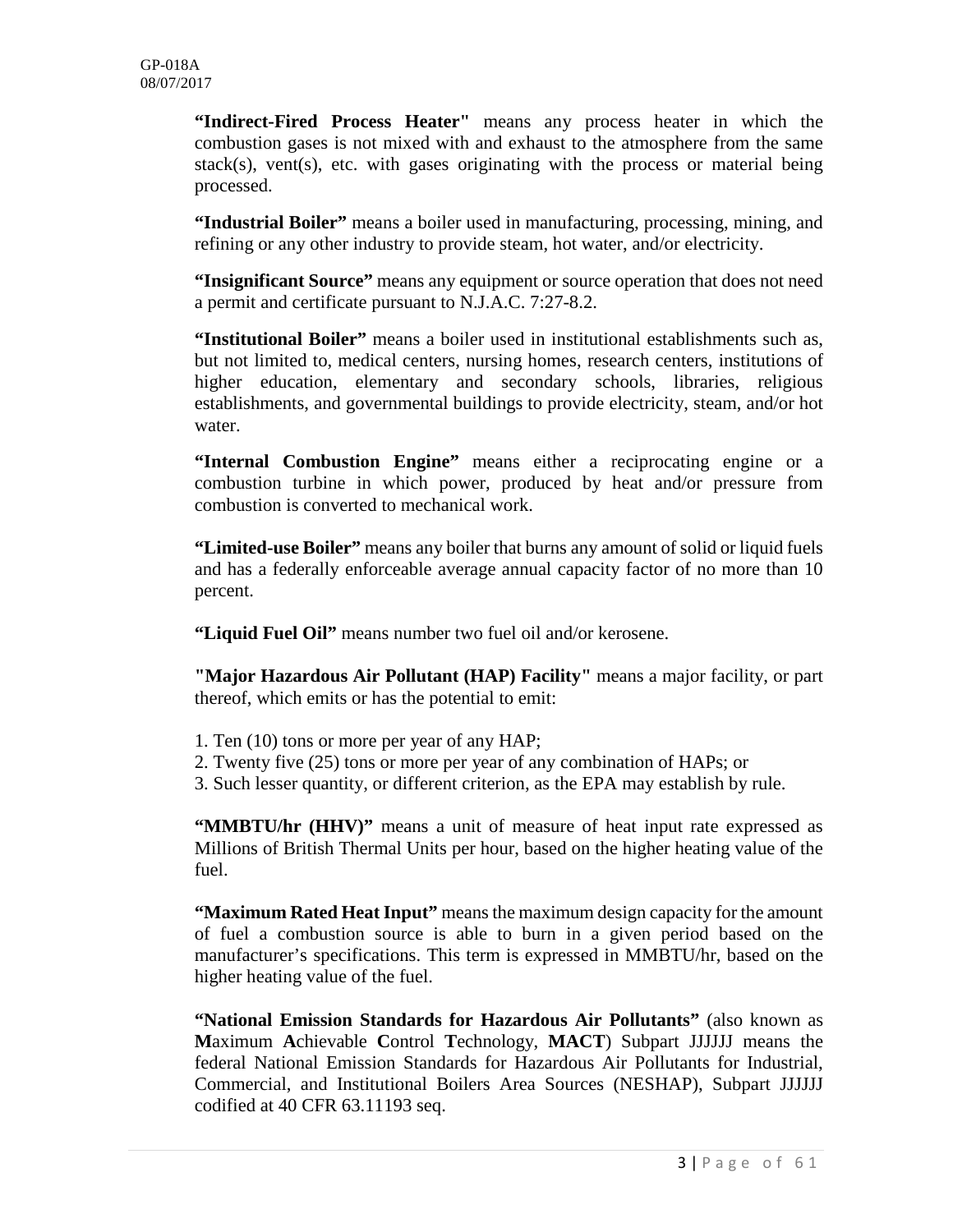**"Indirect-Fired Process Heater"** means any process heater in which the combustion gases is not mixed with and exhaust to the atmosphere from the same stack(s), vent(s), etc. with gases originating with the process or material being processed.

**"Industrial Boiler"** means a boiler used in manufacturing, processing, mining, and refining or any other industry to provide steam, hot water, and/or electricity.

**"Insignificant Source"** means any equipment or source operation that does not need a permit and certificate pursuant to N.J.A.C. 7:27-8.2.

**"Institutional Boiler"** means a boiler used in institutional establishments such as, but not limited to, medical centers, nursing homes, research centers, institutions of higher education, elementary and secondary schools, libraries, religious establishments, and governmental buildings to provide electricity, steam, and/or hot water.

**"Internal Combustion Engine"** means either a reciprocating engine or a combustion turbine in which power, produced by heat and/or pressure from combustion is converted to mechanical work.

**"Limited-use Boiler"** means any boiler that burns any amount of solid or liquid fuels and has a federally enforceable average annual capacity factor of no more than 10 percent.

**"Liquid Fuel Oil"** means number two fuel oil and/or kerosene.

**"Major Hazardous Air Pollutant (HAP) Facility"** means a major facility, or part thereof, which emits or has the potential to emit:

1. Ten (10) tons or more per year of any HAP;
2. Twenty five (25) tons or more per year of any combination of HAPs; or
3. Such lesser quantity, or different criterion, as the EPA may establish by rule.

**"MMBTU/hr (HHV)"** means a unit of measure of heat input rate expressed as Millions of British Thermal Units per hour, based on the higher heating value of the fuel.

**"Maximum Rated Heat Input"** means the maximum design capacity for the amount of fuel a combustion source is able to burn in a given period based on the manufacturer's specifications. This term is expressed in MMBTU/hr, based on the higher heating value of the fuel.

**"National Emission Standards for Hazardous Air Pollutants"** (also known as **M**aximum **A**chievable **C**ontrol **T**echnology, **MACT**) Subpart JJJJJJ means the federal National Emission Standards for Hazardous Air Pollutants for Industrial, Commercial, and Institutional Boilers Area Sources (NESHAP), Subpart JJJJJJ codified at 40 CFR 63.11193 seq.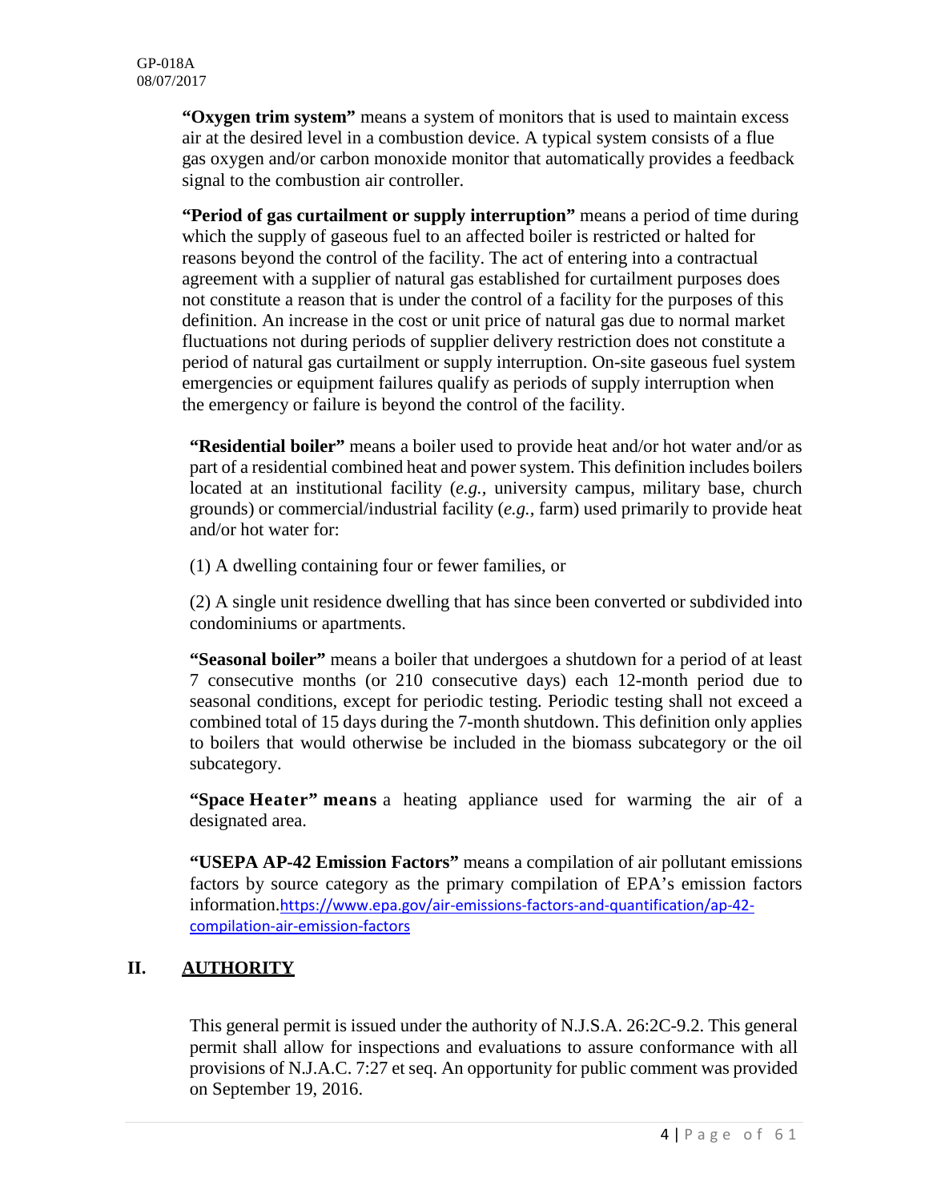**"Oxygen trim system"** means a system of monitors that is used to maintain excess air at the desired level in a combustion device. A typical system consists of a flue gas oxygen and/or carbon monoxide monitor that automatically provides a feedback signal to the combustion air controller.

**"Period of gas curtailment or supply interruption"** means a period of time during which the supply of gaseous fuel to an affected boiler is restricted or halted for reasons beyond the control of the facility. The act of entering into a contractual agreement with a supplier of natural gas established for curtailment purposes does not constitute a reason that is under the control of a facility for the purposes of this definition. An increase in the cost or unit price of natural gas due to normal market fluctuations not during periods of supplier delivery restriction does not constitute a period of natural gas curtailment or supply interruption. On-site gaseous fuel system emergencies or equipment failures qualify as periods of supply interruption when the emergency or failure is beyond the control of the facility.

**"Residential boiler"** means a boiler used to provide heat and/or hot water and/or as part of a residential combined heat and power system. This definition includes boilers located at an institutional facility (*e.g.*, university campus, military base, church grounds) or commercial/industrial facility (*e.g.*, farm) used primarily to provide heat and/or hot water for:

(1) A dwelling containing four or fewer families, or

(2) A single unit residence dwelling that has since been converted or subdivided into condominiums or apartments.

**"Seasonal boiler"** means a boiler that undergoes a shutdown for a period of at least 7 consecutive months (or 210 consecutive days) each 12-month period due to seasonal conditions, except for periodic testing. Periodic testing shall not exceed a combined total of 15 days during the 7-month shutdown. This definition only applies to boilers that would otherwise be included in the biomass subcategory or the oil subcategory.

**"Space Heater" means** a heating appliance used for warming the air of a designated area.

**"USEPA AP-42 Emission Factors"** means a compilation of air pollutant emissions factors by source category as the primary compilation of EPA's emission factors information.https://www.epa.gov/air-emissions-factors-and-quantification/ap-42-compilation-air-emission-factors

## II. AUTHORITY

This general permit is issued under the authority of N.J.S.A. 26:2C-9.2. This general permit shall allow for inspections and evaluations to assure conformance with all provisions of N.J.A.C. 7:27 et seq. An opportunity for public comment was provided on September 19, 2016.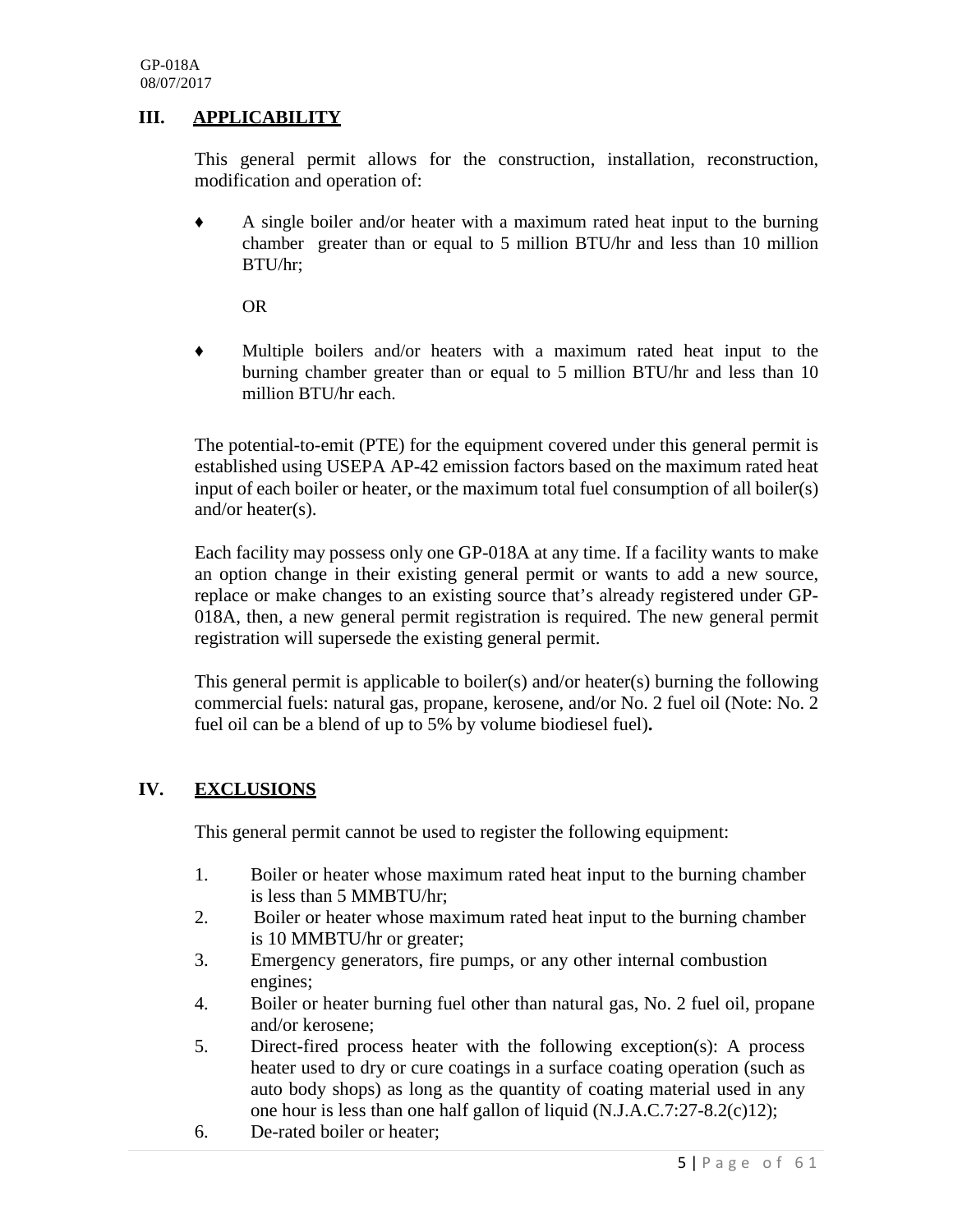## III. APPLICABILITY

This general permit allows for the construction, installation, reconstruction, modification and operation of:

- ♦ A single boiler and/or heater with a maximum rated heat input to the burning chamber greater than or equal to 5 million BTU/hr and less than 10 million BTU/hr;

  OR

- ♦ Multiple boilers and/or heaters with a maximum rated heat input to the burning chamber greater than or equal to 5 million BTU/hr and less than 10 million BTU/hr each.

The potential-to-emit (PTE) for the equipment covered under this general permit is established using USEPA AP-42 emission factors based on the maximum rated heat input of each boiler or heater, or the maximum total fuel consumption of all boiler(s) and/or heater(s).

Each facility may possess only one GP-018A at any time. If a facility wants to make an option change in their existing general permit or wants to add a new source, replace or make changes to an existing source that's already registered under GP-018A, then, a new general permit registration is required. The new general permit registration will supersede the existing general permit.

This general permit is applicable to boiler(s) and/or heater(s) burning the following commercial fuels: natural gas, propane, kerosene, and/or No. 2 fuel oil (Note: No. 2 fuel oil can be a blend of up to 5% by volume biodiesel fuel)**.**

## IV. EXCLUSIONS

This general permit cannot be used to register the following equipment:

1. Boiler or heater whose maximum rated heat input to the burning chamber is less than 5 MMBTU/hr;
2. Boiler or heater whose maximum rated heat input to the burning chamber is 10 MMBTU/hr or greater;
3. Emergency generators, fire pumps, or any other internal combustion engines;
4. Boiler or heater burning fuel other than natural gas, No. 2 fuel oil, propane and/or kerosene;
5. Direct-fired process heater with the following exception(s): A process heater used to dry or cure coatings in a surface coating operation (such as auto body shops) as long as the quantity of coating material used in any one hour is less than one half gallon of liquid (N.J.A.C.7:27-8.2(c)12);
6. De-rated boiler or heater;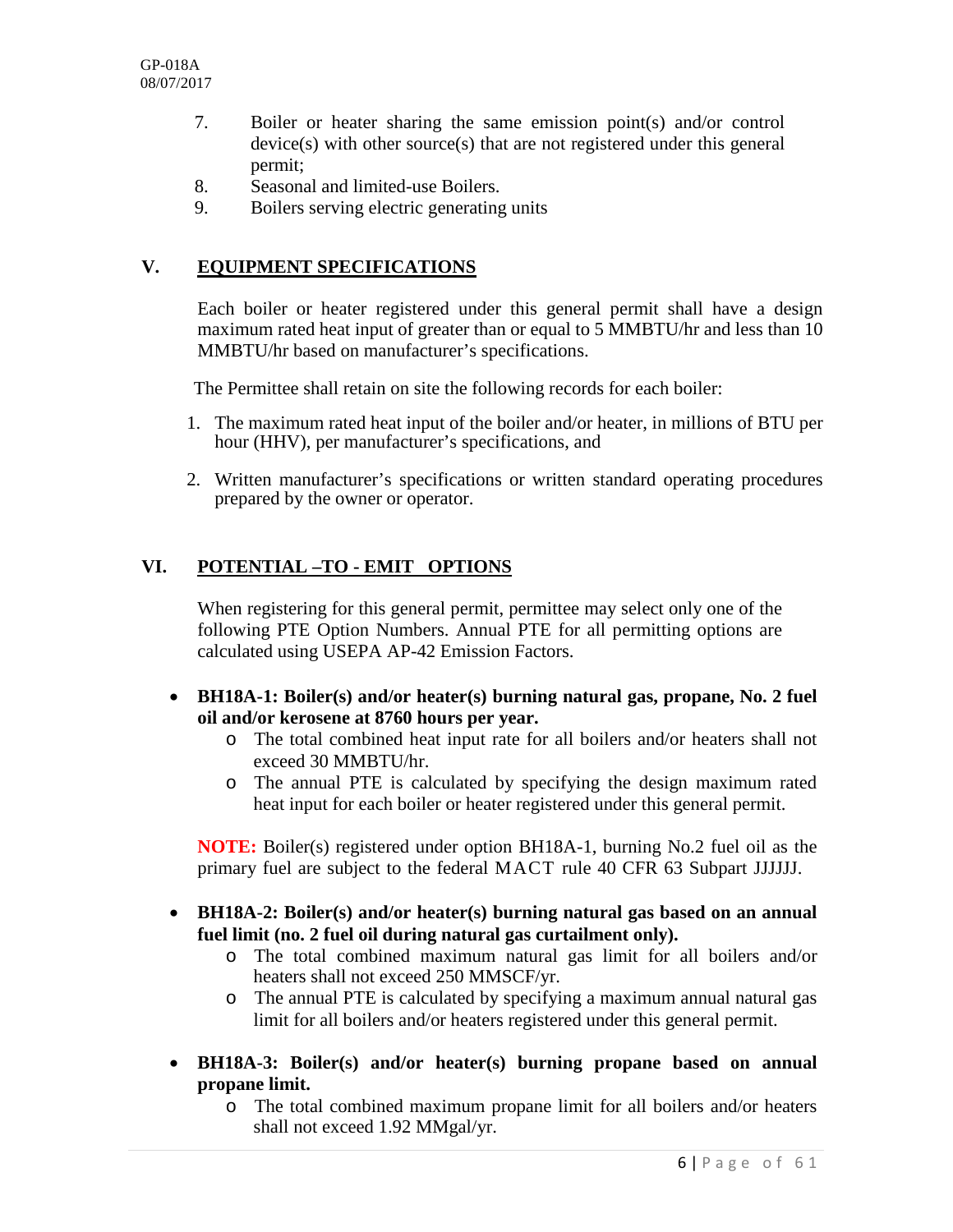7. Boiler or heater sharing the same emission point(s) and/or control device(s) with other source(s) that are not registered under this general permit;
8. Seasonal and limited-use Boilers.
9. Boilers serving electric generating units

## V. EQUIPMENT SPECIFICATIONS

Each boiler or heater registered under this general permit shall have a design maximum rated heat input of greater than or equal to 5 MMBTU/hr and less than 10 MMBTU/hr based on manufacturer's specifications.

The Permittee shall retain on site the following records for each boiler:

1. The maximum rated heat input of the boiler and/or heater, in millions of BTU per hour (HHV), per manufacturer's specifications, and
2. Written manufacturer's specifications or written standard operating procedures prepared by the owner or operator.

## VI. POTENTIAL –TO - EMIT OPTIONS

When registering for this general permit, permittee may select only one of the following PTE Option Numbers. Annual PTE for all permitting options are calculated using USEPA AP-42 Emission Factors.

- **BH18A-1: Boiler(s) and/or heater(s) burning natural gas, propane, No. 2 fuel oil and/or kerosene at 8760 hours per year.**
  - The total combined heat input rate for all boilers and/or heaters shall not exceed 30 MMBTU/hr.
  - The annual PTE is calculated by specifying the design maximum rated heat input for each boiler or heater registered under this general permit.

**NOTE:** Boiler(s) registered under option BH18A-1, burning No.2 fuel oil as the primary fuel are subject to the federal MACT rule 40 CFR 63 Subpart JJJJJJ.

- **BH18A-2: Boiler(s) and/or heater(s) burning natural gas based on an annual fuel limit (no. 2 fuel oil during natural gas curtailment only).**
  - The total combined maximum natural gas limit for all boilers and/or heaters shall not exceed 250 MMSCF/yr.
  - The annual PTE is calculated by specifying a maximum annual natural gas limit for all boilers and/or heaters registered under this general permit.

- **BH18A-3: Boiler(s) and/or heater(s) burning propane based on annual propane limit.**
  - The total combined maximum propane limit for all boilers and/or heaters shall not exceed 1.92 MMgal/yr.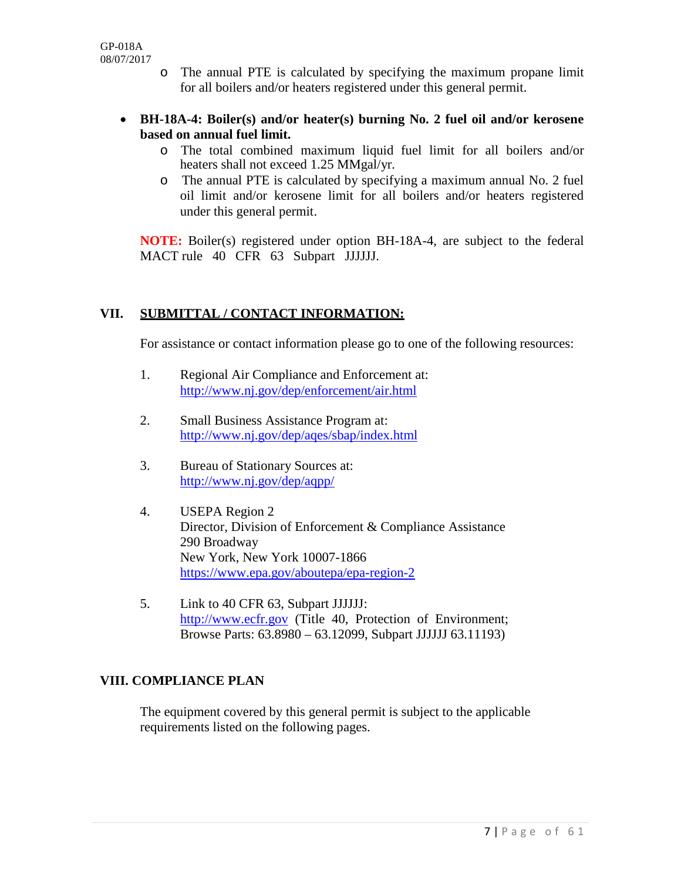- The annual PTE is calculated by specifying the maximum propane limit for all boilers and/or heaters registered under this general permit.

- **BH-18A-4: Boiler(s) and/or heater(s) burning No. 2 fuel oil and/or kerosene based on annual fuel limit.**
  - The total combined maximum liquid fuel limit for all boilers and/or heaters shall not exceed 1.25 MMgal/yr.
  - The annual PTE is calculated by specifying a maximum annual No. 2 fuel oil limit and/or kerosene limit for all boilers and/or heaters registered under this general permit.

  **NOTE:** Boiler(s) registered under option BH-18A-4, are subject to the federal MACT rule 40 CFR 63 Subpart JJJJJJ.

## VII. SUBMITTAL / CONTACT INFORMATION:

For assistance or contact information please go to one of the following resources:

1. Regional Air Compliance and Enforcement at:
   http://www.nj.gov/dep/enforcement/air.html

2. Small Business Assistance Program at:
   http://www.nj.gov/dep/aqes/sbap/index.html

3. Bureau of Stationary Sources at:
   http://www.nj.gov/dep/aqpp/

4. USEPA Region 2
   Director, Division of Enforcement & Compliance Assistance
   290 Broadway
   New York, New York 10007-1866
   https://www.epa.gov/aboutepa/epa-region-2

5. Link to 40 CFR 63, Subpart JJJJJJ:
   http://www.ecfr.gov (Title 40, Protection of Environment; Browse Parts: 63.8980 – 63.12099, Subpart JJJJJJ 63.11193)

## VIII. COMPLIANCE PLAN

The equipment covered by this general permit is subject to the applicable requirements listed on the following pages.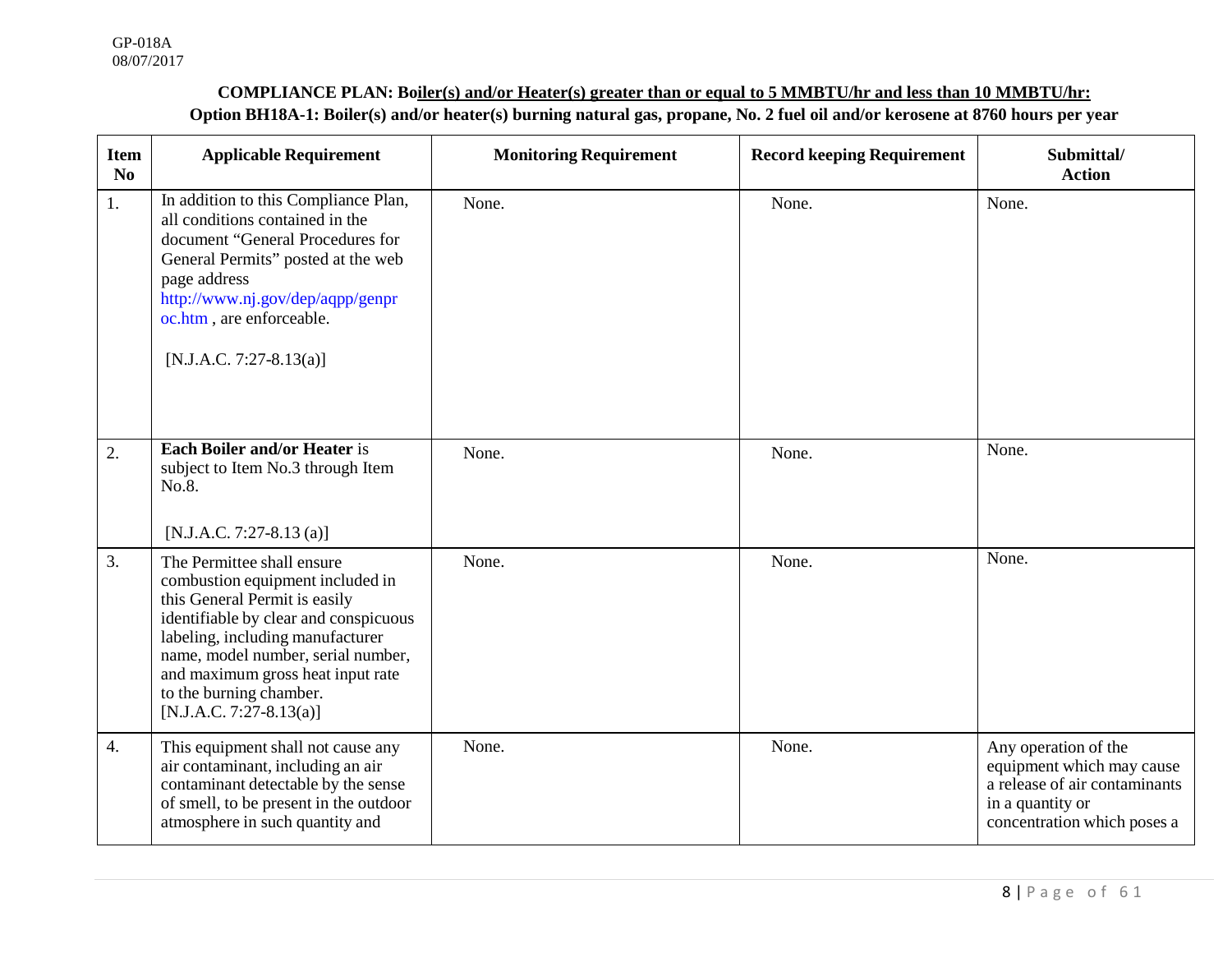**COMPLIANCE PLAN: Boiler(s) and/or Heater(s) greater than or equal to 5 MMBTU/hr and less than 10 MMBTU/hr:**
**Option BH18A-1: Boiler(s) and/or heater(s) burning natural gas, propane, No. 2 fuel oil and/or kerosene at 8760 hours per year**

| Item No | Applicable Requirement | Monitoring Requirement | Record keeping Requirement | Submittal/ Action |
|---|---|---|---|---|
| 1. | In addition to this Compliance Plan, all conditions contained in the document "General Procedures for General Permits" posted at the web page address http://www.nj.gov/dep/aqpp/genproc.htm , are enforceable.<br><br>[N.J.A.C. 7:27-8.13(a)] | None. | None. | None. |
| 2. | **Each Boiler and/or Heater** is subject to Item No.3 through Item No.8.<br><br>[N.J.A.C. 7:27-8.13 (a)] | None. | None. | None. |
| 3. | The Permittee shall ensure combustion equipment included in this General Permit is easily identifiable by clear and conspicuous labeling, including manufacturer name, model number, serial number, and maximum gross heat input rate to the burning chamber.<br>[N.J.A.C. 7:27-8.13(a)] | None. | None. | None. |
| 4. | This equipment shall not cause any air contaminant, including an air contaminant detectable by the sense of smell, to be present in the outdoor atmosphere in such quantity and | None. | None. | Any operation of the equipment which may cause a release of air contaminants in a quantity or concentration which poses a |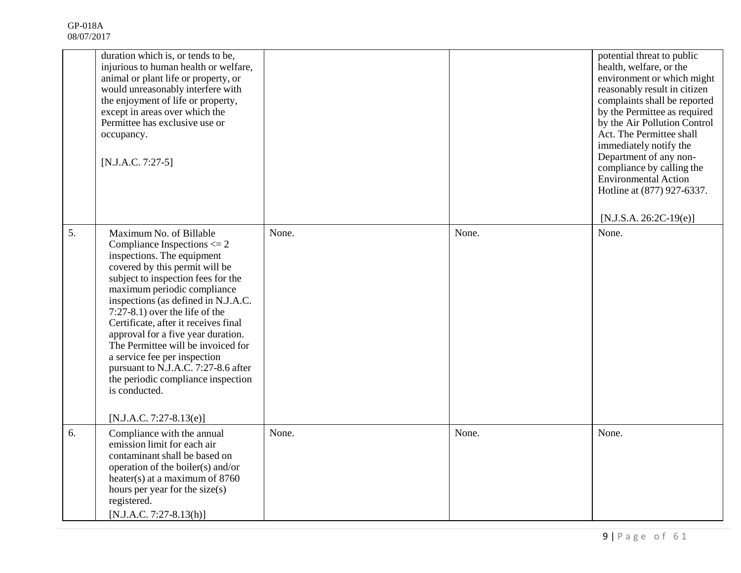| | | | | |
|---|---|---|---|---|
| | duration which is, or tends to be, injurious to human health or welfare, animal or plant life or property, or would unreasonably interfere with the enjoyment of life or property, except in areas over which the Permittee has exclusive use or occupancy.<br><br>[N.J.A.C. 7:27-5] | | | potential threat to public health, welfare, or the environment or which might reasonably result in citizen complaints shall be reported by the Permittee as required by the Air Pollution Control Act. The Permittee shall immediately notify the Department of any non-compliance by calling the Environmental Action Hotline at (877) 927-6337.<br><br>[N.J.S.A. 26:2C-19(e)] |
| 5. | Maximum No. of Billable Compliance Inspections <= 2 inspections. The equipment covered by this permit will be subject to inspection fees for the maximum periodic compliance inspections (as defined in N.J.A.C. 7:27-8.1) over the life of the Certificate, after it receives final approval for a five year duration. The Permittee will be invoiced for a service fee per inspection pursuant to N.J.A.C. 7:27-8.6 after the periodic compliance inspection is conducted.<br><br>[N.J.A.C. 7:27-8.13(e)] | None. | None. | None. |
| 6. | Compliance with the annual emission limit for each air contaminant shall be based on operation of the boiler(s) and/or heater(s) at a maximum of 8760 hours per year for the size(s) registered.<br>[N.J.A.C. 7:27-8.13(h)] | None. | None. | None. |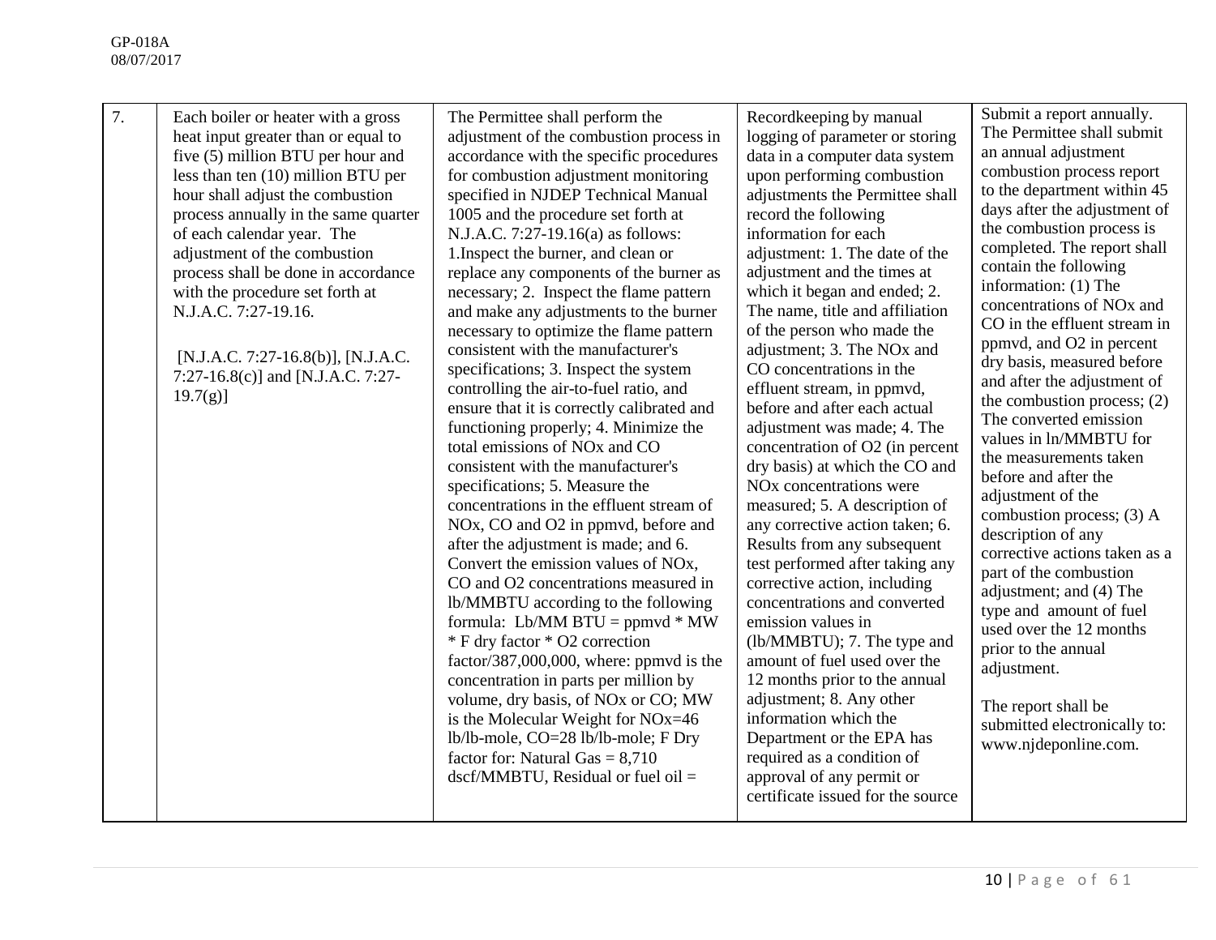| 7. | Each boiler or heater with a gross heat input greater than or equal to five (5) million BTU per hour and less than ten (10) million BTU per hour shall adjust the combustion process annually in the same quarter of each calendar year. The adjustment of the combustion process shall be done in accordance with the procedure set forth at N.J.A.C. 7:27-19.16.<br><br>[N.J.A.C. 7:27-16.8(b)], [N.J.A.C. 7:27-16.8(c)] and [N.J.A.C. 7:27-19.7(g)] | The Permittee shall perform the adjustment of the combustion process in accordance with the specific procedures for combustion adjustment monitoring specified in NJDEP Technical Manual 1005 and the procedure set forth at N.J.A.C. 7:27-19.16(a) as follows: 1.Inspect the burner, and clean or replace any components of the burner as necessary; 2. Inspect the flame pattern and make any adjustments to the burner necessary to optimize the flame pattern consistent with the manufacturer's specifications; 3. Inspect the system controlling the air-to-fuel ratio, and ensure that it is correctly calibrated and functioning properly; 4. Minimize the total emissions of NOx and CO consistent with the manufacturer's specifications; 5. Measure the concentrations in the effluent stream of NOx, CO and O2 in ppmvd, before and after the adjustment is made; and 6. Convert the emission values of NOx, CO and O2 concentrations measured in lb/MMBTU according to the following formula: Lb/MM BTU = ppmvd * MW * F dry factor * O2 correction factor/387,000,000, where: ppmvd is the concentration in parts per million by volume, dry basis, of NOx or CO; MW is the Molecular Weight for NOx=46 lb/lb-mole, CO=28 lb/lb-mole; F Dry factor for: Natural Gas = 8,710 dscf/MMBTU, Residual or fuel oil = | Recordkeeping by manual logging of parameter or storing data in a computer data system upon performing combustion adjustments the Permittee shall record the following information for each adjustment: 1. The date of the adjustment and the times at which it began and ended; 2. The name, title and affiliation of the person who made the adjustment; 3. The NOx and CO concentrations in the effluent stream, in ppmvd, before and after each actual adjustment was made; 4. The concentration of O2 (in percent dry basis) at which the CO and NOx concentrations were measured; 5. A description of any corrective action taken; 6. Results from any subsequent test performed after taking any corrective action, including concentrations and converted emission values in (lb/MMBTU); 7. The type and amount of fuel used over the 12 months prior to the annual adjustment; 8. Any other information which the Department or the EPA has required as a condition of approval of any permit or certificate issued for the source | Submit a report annually. The Permittee shall submit an annual adjustment combustion process report to the department within 45 days after the adjustment of the combustion process is completed. The report shall contain the following information: (1) The concentrations of NOx and CO in the effluent stream in ppmvd, and O2 in percent dry basis, measured before and after the adjustment of the combustion process; (2) The converted emission values in ln/MMBTU for the measurements taken before and after the adjustment of the combustion process; (3) A description of any corrective actions taken as a part of the combustion adjustment; and (4) The type and amount of fuel used over the 12 months prior to the annual adjustment.<br><br>The report shall be submitted electronically to: www.njdeponline.com. |
|---|---|---|---|---|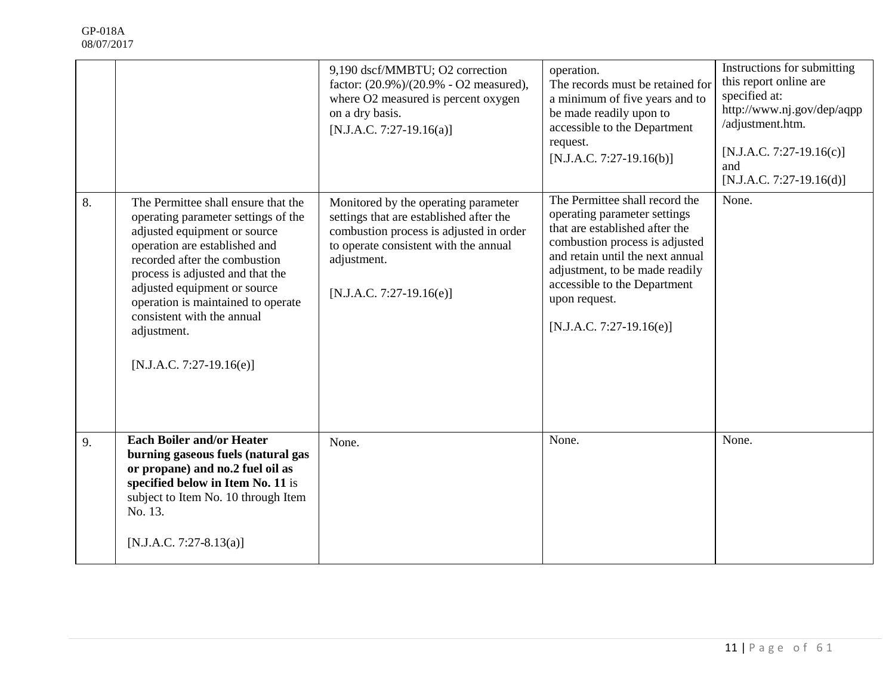| | | | | |
|---|---|---|---|---|
| | | 9,190 dscf/MMBTU; O2 correction factor: (20.9%)/(20.9% - O2 measured), where O2 measured is percent oxygen on a dry basis. [N.J.A.C. 7:27-19.16(a)] | operation. The records must be retained for a minimum of five years and to be made readily upon to accessible to the Department request. [N.J.A.C. 7:27-19.16(b)] | Instructions for submitting this report online are specified at: http://www.nj.gov/dep/aqpp/adjustment.htm. [N.J.A.C. 7:27-19.16(c)] and [N.J.A.C. 7:27-19.16(d)] |
| 8. | The Permittee shall ensure that the operating parameter settings of the adjusted equipment or source operation are established and recorded after the combustion process is adjusted and that the adjusted equipment or source operation is maintained to operate consistent with the annual adjustment. [N.J.A.C. 7:27-19.16(e)] | Monitored by the operating parameter settings that are established after the combustion process is adjusted in order to operate consistent with the annual adjustment. [N.J.A.C. 7:27-19.16(e)] | The Permittee shall record the operating parameter settings that are established after the combustion process is adjusted and retain until the next annual adjustment, to be made readily accessible to the Department upon request. [N.J.A.C. 7:27-19.16(e)] | None. |
| 9. | **Each Boiler and/or Heater burning gaseous fuels (natural gas or propane) and no.2 fuel oil as specified below in Item No. 11** is subject to Item No. 10 through Item No. 13. [N.J.A.C. 7:27-8.13(a)] | None. | None. | None. |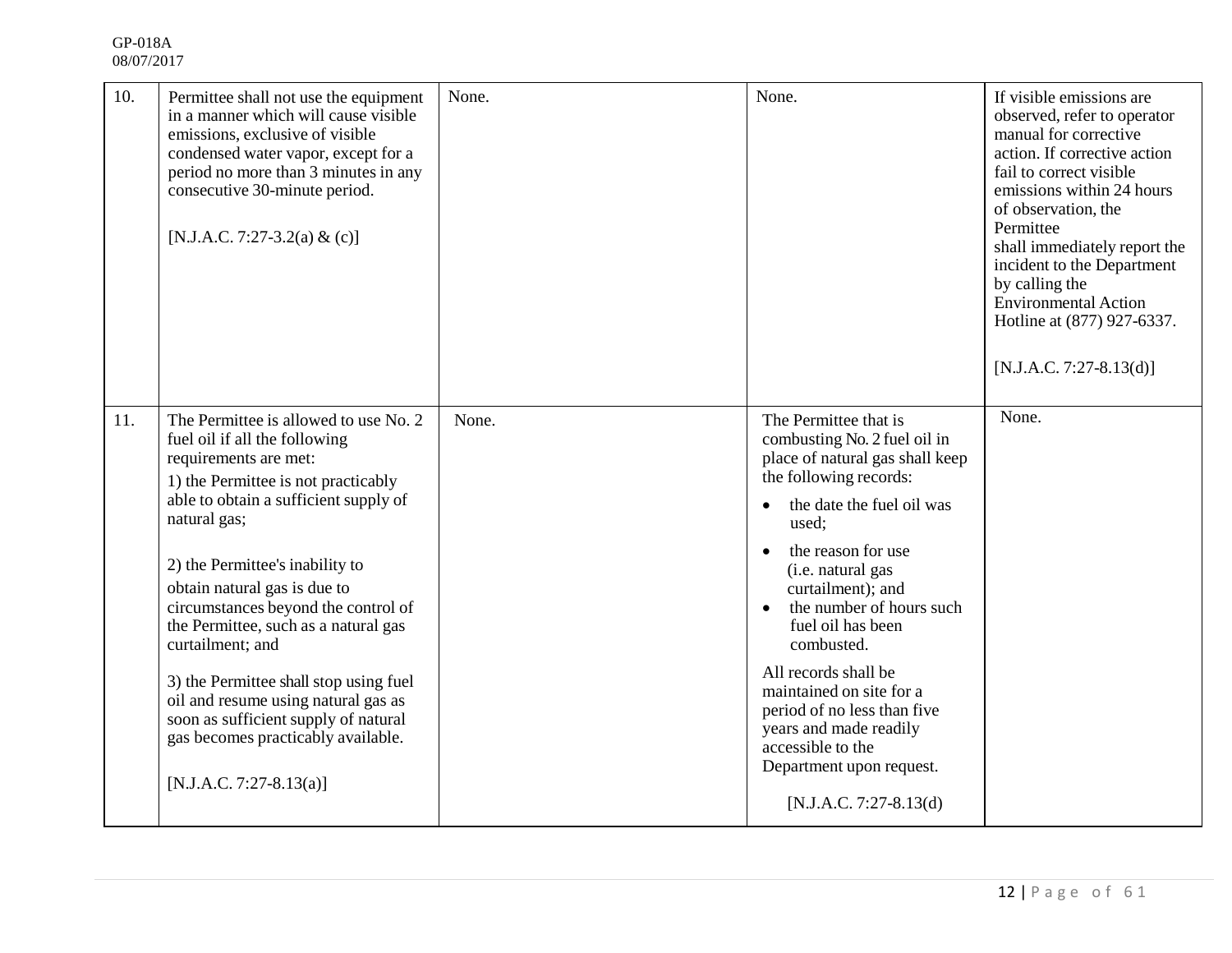| 10. | Permittee shall not use the equipment in a manner which will cause visible emissions, exclusive of visible condensed water vapor, except for a period no more than 3 minutes in any consecutive 30-minute period.<br><br>[N.J.A.C. 7:27-3.2(a) & (c)] | None. | None. | If visible emissions are observed, refer to operator manual for corrective action. If corrective action fail to correct visible emissions within 24 hours of observation, the Permittee shall immediately report the incident to the Department by calling the Environmental Action Hotline at (877) 927-6337.<br><br>[N.J.A.C. 7:27-8.13(d)] |
|---|---|---|---|---|
| 11. | The Permittee is allowed to use No. 2 fuel oil if all the following requirements are met:<br>1) the Permittee is not practicably able to obtain a sufficient supply of natural gas;<br><br>2) the Permittee's inability to obtain natural gas is due to circumstances beyond the control of the Permittee, such as a natural gas curtailment; and<br><br>3) the Permittee shall stop using fuel oil and resume using natural gas as soon as sufficient supply of natural gas becomes practicably available.<br><br>[N.J.A.C. 7:27-8.13(a)] | None. | The Permittee that is combusting No. 2 fuel oil in place of natural gas shall keep the following records:<br>• the date the fuel oil was used;<br>• the reason for use (i.e. natural gas curtailment); and<br>• the number of hours such fuel oil has been combusted.<br><br>All records shall be maintained on site for a period of no less than five years and made readily accessible to the Department upon request.<br><br>[N.J.A.C. 7:27-8.13(d) | None. |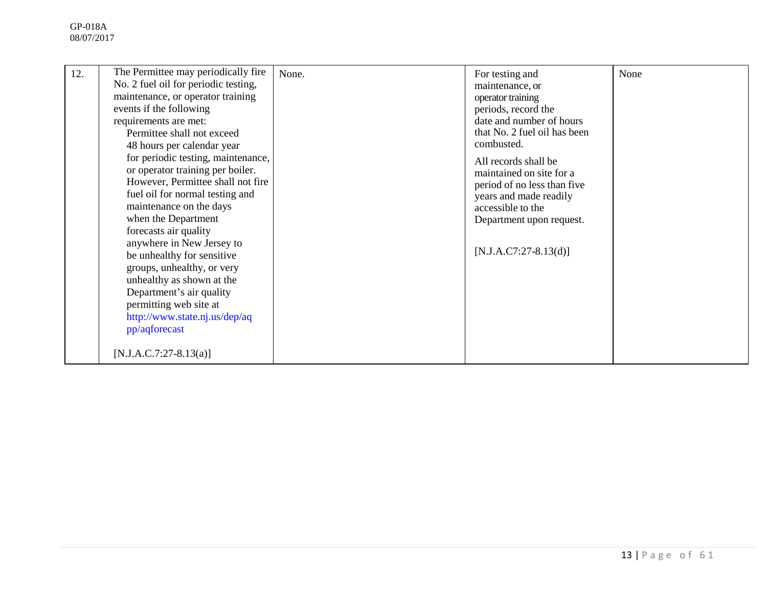| 12. | The Permittee may periodically fire No. 2 fuel oil for periodic testing, maintenance, or operator training events if the following requirements are met: Permittee shall not exceed 48 hours per calendar year for periodic testing, maintenance, or operator training per boiler. However, Permittee shall not fire fuel oil for normal testing and maintenance on the days when the Department forecasts air quality anywhere in New Jersey to be unhealthy for sensitive groups, unhealthy, or very unhealthy as shown at the Department's air quality permitting web site at http://www.state.nj.us/dep/aqpp/aqforecast <br><br> [N.J.A.C.7:27-8.13(a)] | None. | For testing and maintenance, or operator training periods, record the date and number of hours that No. 2 fuel oil has been combusted. <br><br> All records shall be maintained on site for a period of no less than five years and made readily accessible to the Department upon request. <br><br> [N.J.A.C7:27-8.13(d)] | None |
|---|---|---|---|---|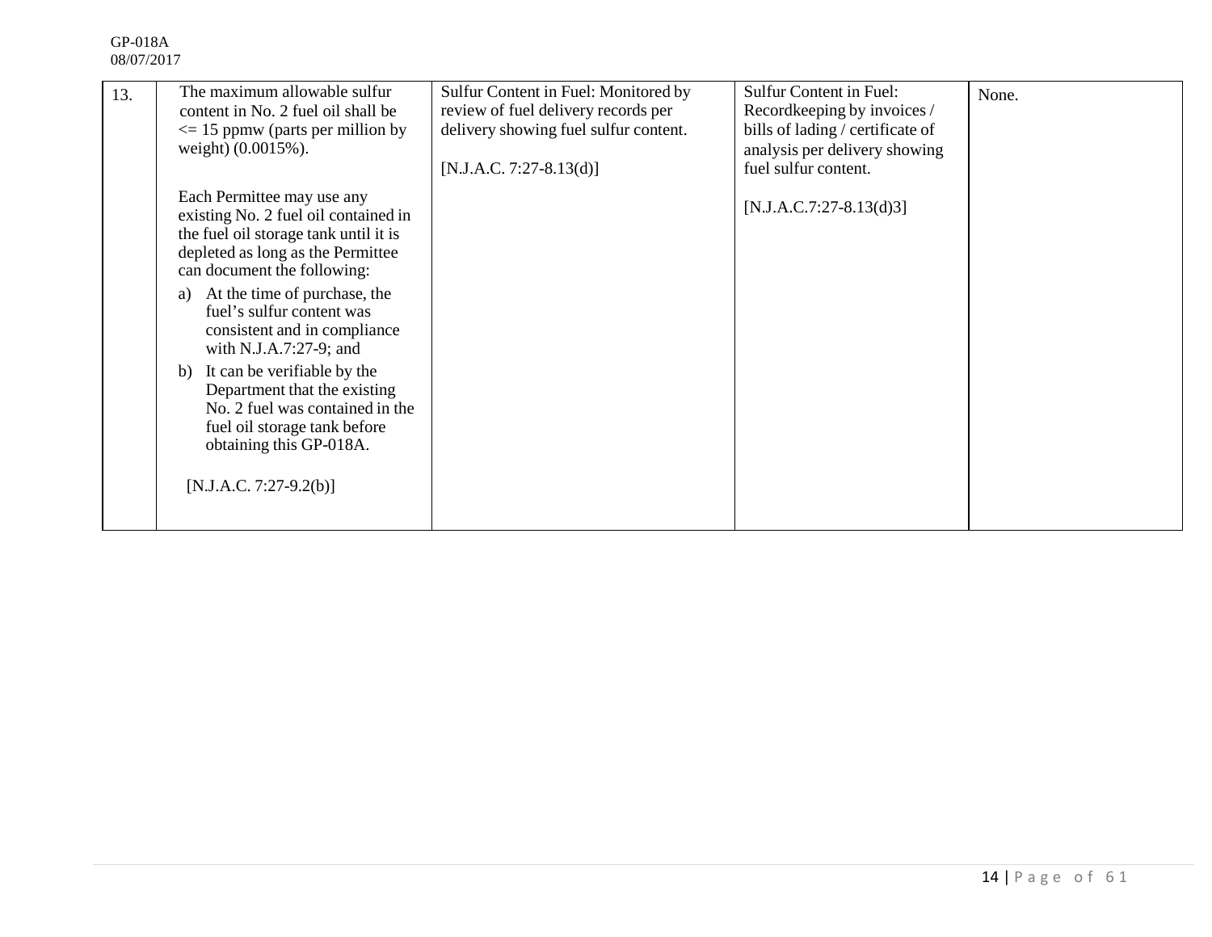| | | | | |
|---|---|---|---|---|
| 13. | The maximum allowable sulfur content in No. 2 fuel oil shall be <= 15 ppmw (parts per million by weight) (0.0015%).<br><br>Each Permittee may use any existing No. 2 fuel oil contained in the fuel oil storage tank until it is depleted as long as the Permittee can document the following:<br>a) At the time of purchase, the fuel's sulfur content was consistent and in compliance with N.J.A.7:27-9; and<br>b) It can be verifiable by the Department that the existing No. 2 fuel was contained in the fuel oil storage tank before obtaining this GP-018A.<br><br>[N.J.A.C. 7:27-9.2(b)] | Sulfur Content in Fuel: Monitored by review of fuel delivery records per delivery showing fuel sulfur content.<br><br>[N.J.A.C. 7:27-8.13(d)] | Sulfur Content in Fuel: Recordkeeping by invoices / bills of lading / certificate of analysis per delivery showing fuel sulfur content.<br><br>[N.J.A.C.7:27-8.13(d)3] | None. |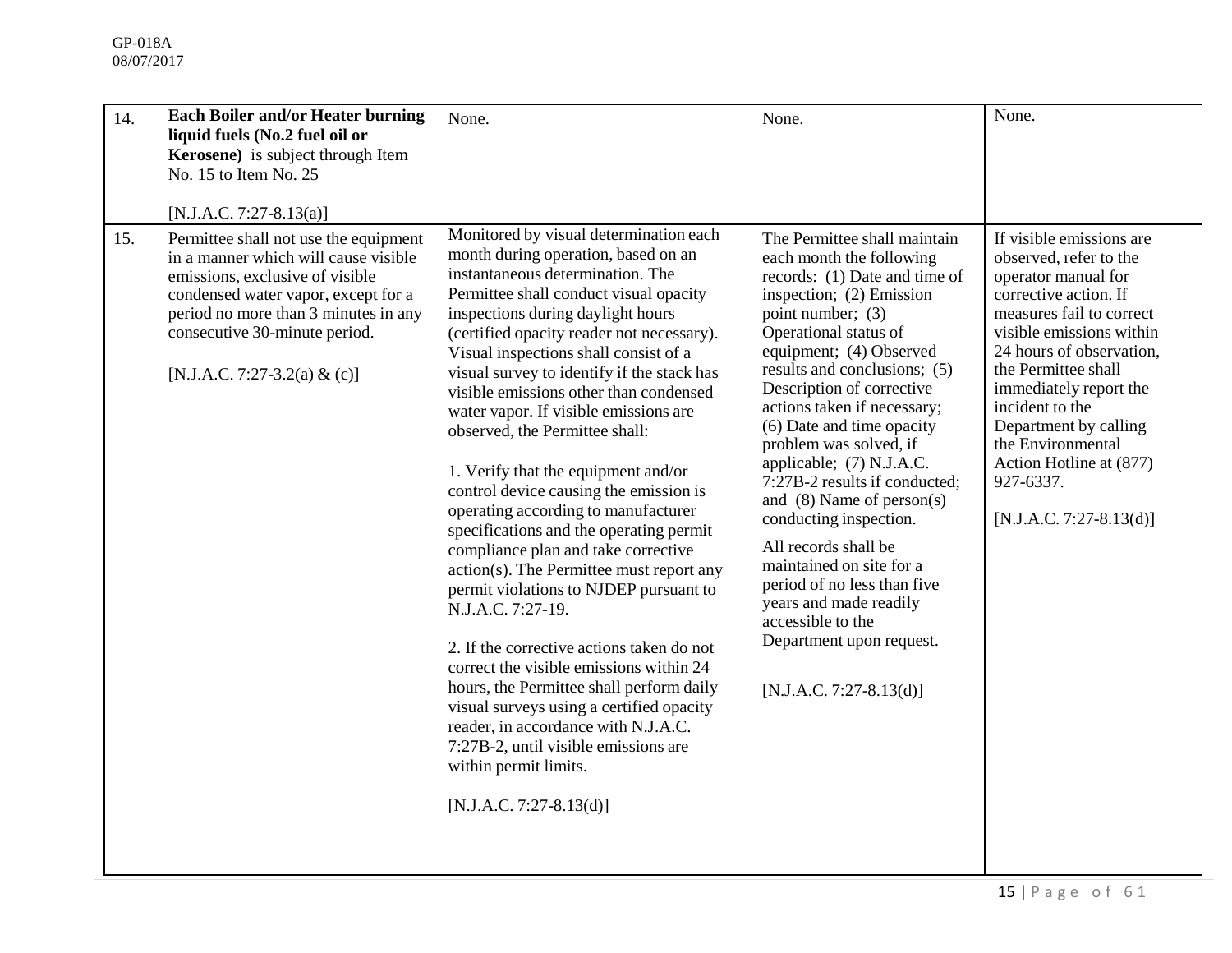| | | | | |
|---|---|---|---|---|
| 14. | **Each Boiler and/or Heater burning liquid fuels (No.2 fuel oil or Kerosene)** is subject through Item No. 15 to Item No. 25<br><br>[N.J.A.C. 7:27-8.13(a)] | None. | None. | None. |
| 15. | Permittee shall not use the equipment in a manner which will cause visible emissions, exclusive of visible condensed water vapor, except for a period no more than 3 minutes in any consecutive 30-minute period.<br><br>[N.J.A.C. 7:27-3.2(a) & (c)] | Monitored by visual determination each month during operation, based on an instantaneous determination. The Permittee shall conduct visual opacity inspections during daylight hours (certified opacity reader not necessary). Visual inspections shall consist of a visual survey to identify if the stack has visible emissions other than condensed water vapor. If visible emissions are observed, the Permittee shall:<br><br>1. Verify that the equipment and/or control device causing the emission is operating according to manufacturer specifications and the operating permit compliance plan and take corrective action(s). The Permittee must report any permit violations to NJDEP pursuant to N.J.A.C. 7:27-19.<br><br>2. If the corrective actions taken do not correct the visible emissions within 24 hours, the Permittee shall perform daily visual surveys using a certified opacity reader, in accordance with N.J.A.C. 7:27B-2, until visible emissions are within permit limits.<br><br>[N.J.A.C. 7:27-8.13(d)] | The Permittee shall maintain each month the following records: (1) Date and time of inspection; (2) Emission point number; (3) Operational status of equipment; (4) Observed results and conclusions; (5) Description of corrective actions taken if necessary; (6) Date and time opacity problem was solved, if applicable; (7) N.J.A.C. 7:27B-2 results if conducted; and (8) Name of person(s) conducting inspection.<br><br>All records shall be maintained on site for a period of no less than five years and made readily accessible to the Department upon request.<br><br>[N.J.A.C. 7:27-8.13(d)] | If visible emissions are observed, refer to the operator manual for corrective action. If measures fail to correct visible emissions within 24 hours of observation, the Permittee shall immediately report the incident to the Department by calling the Environmental Action Hotline at (877) 927-6337.<br><br>[N.J.A.C. 7:27-8.13(d)] |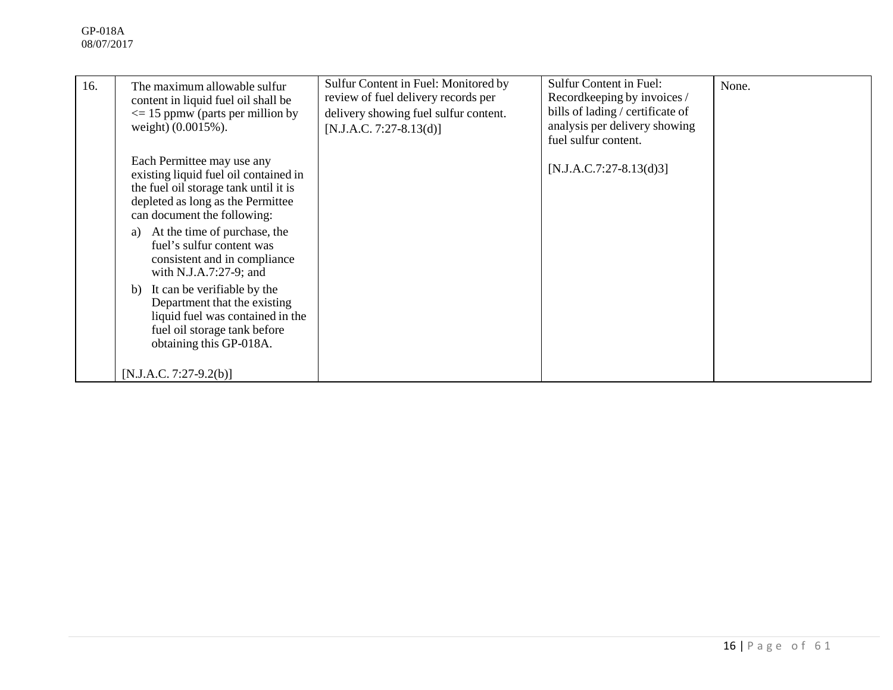| 16. | The maximum allowable sulfur content in liquid fuel oil shall be <= 15 ppmw (parts per million by weight) (0.0015%).<br><br>Each Permittee may use any existing liquid fuel oil contained in the fuel oil storage tank until it is depleted as long as the Permittee can document the following:<br>a) At the time of purchase, the fuel's sulfur content was consistent and in compliance with N.J.A.7:27-9; and<br>b) It can be verifiable by the Department that the existing liquid fuel was contained in the fuel oil storage tank before obtaining this GP-018A.<br><br>[N.J.A.C. 7:27-9.2(b)] | Sulfur Content in Fuel: Monitored by review of fuel delivery records per delivery showing fuel sulfur content. [N.J.A.C. 7:27-8.13(d)] | Sulfur Content in Fuel: Recordkeeping by invoices / bills of lading / certificate of analysis per delivery showing fuel sulfur content.<br><br>[N.J.A.C.7:27-8.13(d)3] | None. |
|---|---|---|---|---|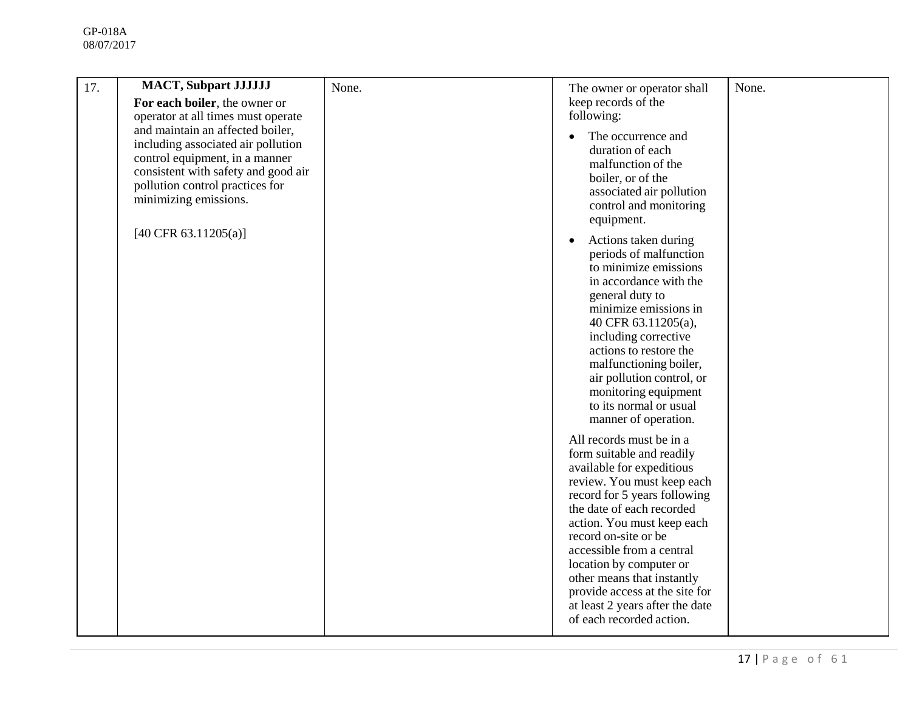| 17. | **MACT, Subpart JJJJJJ**<br>**For each boiler**, the owner or operator at all times must operate and maintain an affected boiler, including associated air pollution control equipment, in a manner consistent with safety and good air pollution control practices for minimizing emissions.<br><br>[40 CFR 63.11205(a)] | None. | The owner or operator shall keep records of the following:<br>• The occurrence and duration of each malfunction of the boiler, or of the associated air pollution control and monitoring equipment.<br>• Actions taken during periods of malfunction to minimize emissions in accordance with the general duty to minimize emissions in 40 CFR 63.11205(a), including corrective actions to restore the malfunctioning boiler, air pollution control, or monitoring equipment to its normal or usual manner of operation.<br><br>All records must be in a form suitable and readily available for expeditious review. You must keep each record for 5 years following the date of each recorded action. You must keep each record on-site or be accessible from a central location by computer or other means that instantly provide access at the site for at least 2 years after the date of each recorded action. | None. |
|---|---|---|---|---|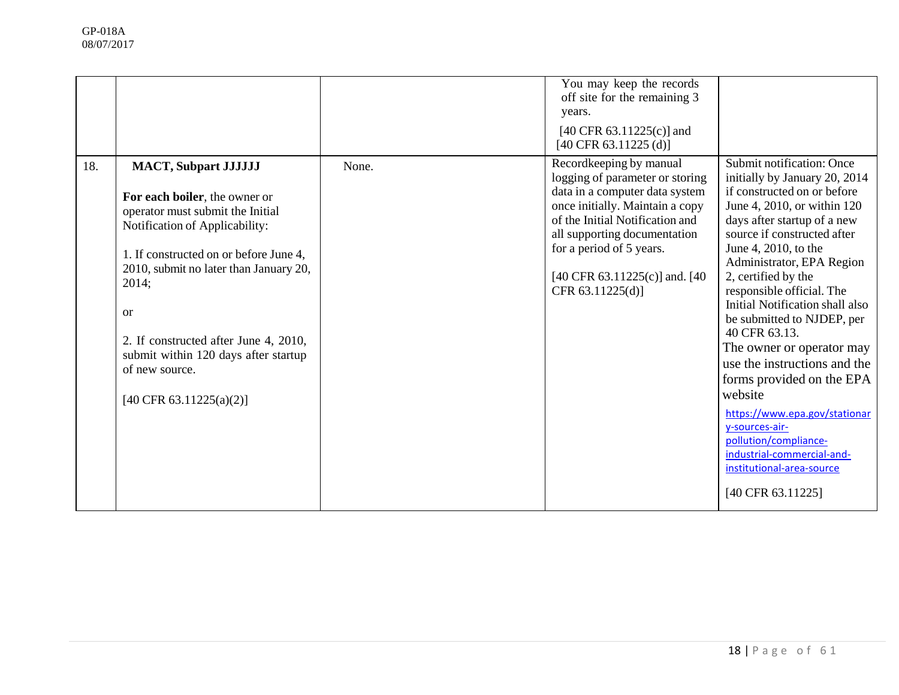| | | | | |
|---|---|---|---|---|
| | | | You may keep the records off site for the remaining 3 years. [40 CFR 63.11225(c)] and [40 CFR 63.11225 (d)] | |
| 18. | **MACT, Subpart JJJJJJ** **For each boiler**, the owner or operator must submit the Initial Notification of Applicability: 1. If constructed on or before June 4, 2010, submit no later than January 20, 2014; or 2. If constructed after June 4, 2010, submit within 120 days after startup of new source. [40 CFR 63.11225(a)(2)] | None. | Recordkeeping by manual logging of parameter or storing data in a computer data system once initially. Maintain a copy of the Initial Notification and all supporting documentation for a period of 5 years. [40 CFR 63.11225(c)] and. [40 CFR 63.11225(d)] | Submit notification: Once initially by January 20, 2014 if constructed on or before June 4, 2010, or within 120 days after startup of a new source if constructed after June 4, 2010, to the Administrator, EPA Region 2, certified by the responsible official. The Initial Notification shall also be submitted to NJDEP, per 40 CFR 63.13. The owner or operator may use the instructions and the forms provided on the EPA website https://www.epa.gov/stationary-sources-air-pollution/compliance-industrial-commercial-and-institutional-area-source [40 CFR 63.11225] |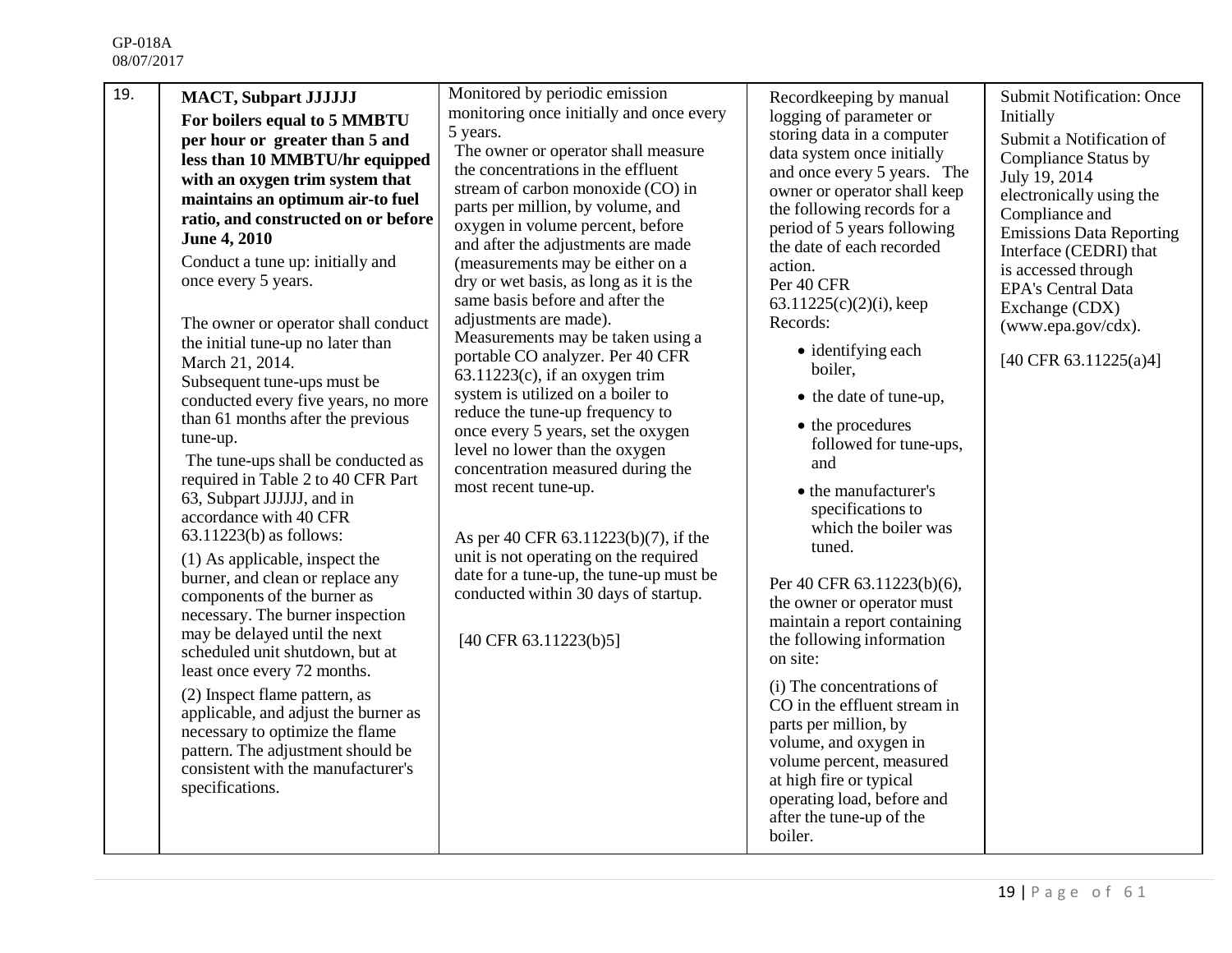| 19. | **MACT, Subpart JJJJJJ**<br>**For boilers equal to 5 MMBTU per hour or greater than 5 and less than 10 MMBTU/hr equipped with an oxygen trim system that maintains an optimum air-to fuel ratio, and constructed on or before June 4, 2010**<br>Conduct a tune up: initially and once every 5 years.<br><br>The owner or operator shall conduct the initial tune-up no later than March 21, 2014.<br>Subsequent tune-ups must be conducted every five years, no more than 61 months after the previous tune-up.<br>The tune-ups shall be conducted as required in Table 2 to 40 CFR Part 63, Subpart JJJJJJ, and in accordance with 40 CFR 63.11223(b) as follows:<br>(1) As applicable, inspect the burner, and clean or replace any components of the burner as necessary. The burner inspection may be delayed until the next scheduled unit shutdown, but at least once every 72 months.<br>(2) Inspect flame pattern, as applicable, and adjust the burner as necessary to optimize the flame pattern. The adjustment should be consistent with the manufacturer's specifications. | Monitored by periodic emission monitoring once initially and once every 5 years.<br>The owner or operator shall measure the concentrations in the effluent stream of carbon monoxide (CO) in parts per million, by volume, and oxygen in volume percent, before and after the adjustments are made (measurements may be either on a dry or wet basis, as long as it is the same basis before and after the adjustments are made).<br>Measurements may be taken using a portable CO analyzer. Per 40 CFR 63.11223(c), if an oxygen trim system is utilized on a boiler to reduce the tune-up frequency to once every 5 years, set the oxygen level no lower than the oxygen concentration measured during the most recent tune-up.<br><br>As per 40 CFR 63.11223(b)(7), if the unit is not operating on the required date for a tune-up, the tune-up must be conducted within 30 days of startup.<br><br>[40 CFR 63.11223(b)5] | Recordkeeping by manual logging of parameter or storing data in a computer data system once initially and once every 5 years. The owner or operator shall keep the following records for a period of 5 years following the date of each recorded action.<br>Per 40 CFR 63.11225(c)(2)(i), keep Records:<br>• identifying each boiler,<br>• the date of tune-up,<br>• the procedures followed for tune-ups, and<br>• the manufacturer's specifications to which the boiler was tuned.<br><br>Per 40 CFR 63.11223(b)(6), the owner or operator must maintain a report containing the following information on site:<br>(i) The concentrations of CO in the effluent stream in parts per million, by volume, and oxygen in volume percent, measured at high fire or typical operating load, before and after the tune-up of the boiler. | Submit Notification: Once Initially<br>Submit a Notification of Compliance Status by July 19, 2014 electronically using the Compliance and Emissions Data Reporting Interface (CEDRI) that is accessed through EPA's Central Data Exchange (CDX) (www.epa.gov/cdx).<br><br>[40 CFR 63.11225(a)4] |
|---|---|---|---|---|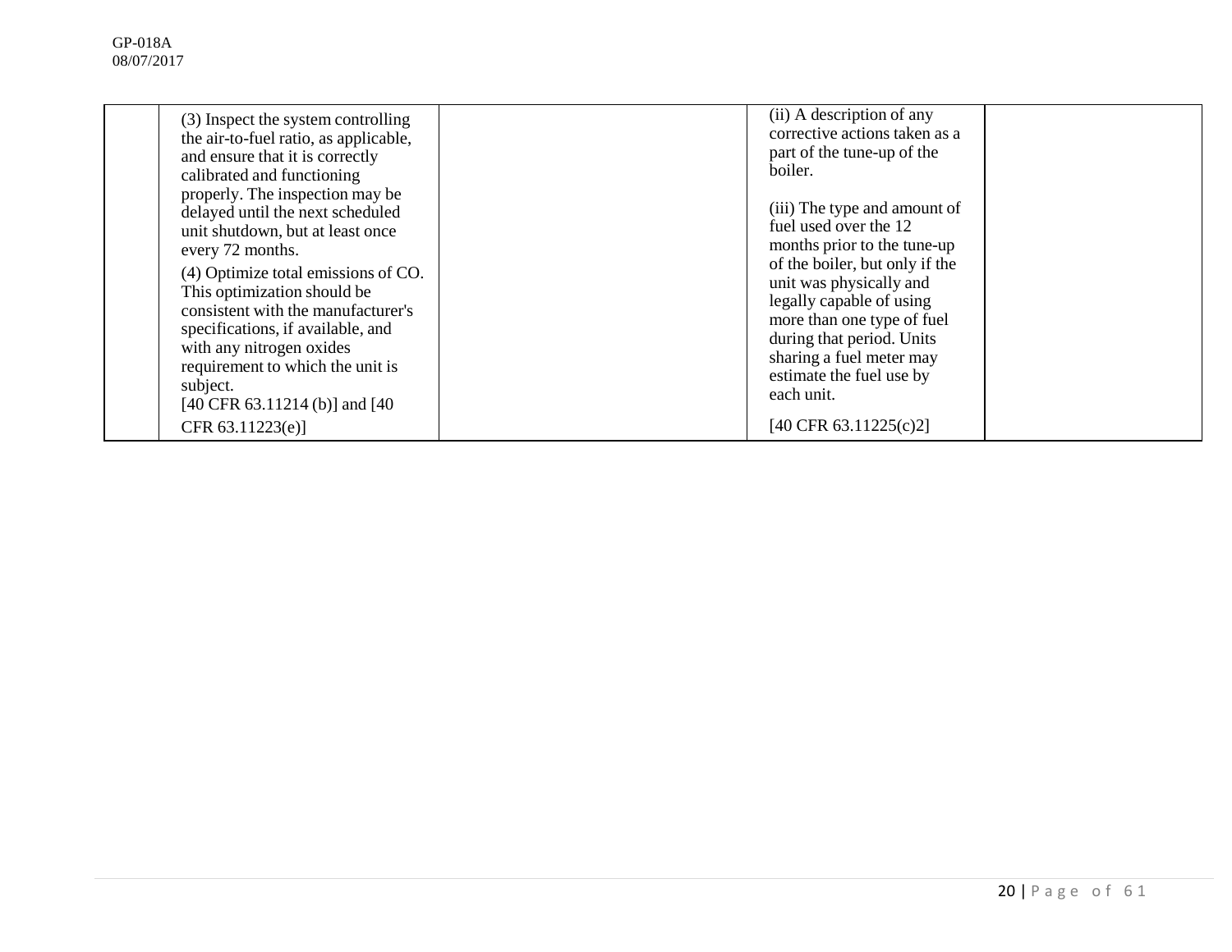|  | (3) Inspect the system controlling the air-to-fuel ratio, as applicable, and ensure that it is correctly calibrated and functioning properly. The inspection may be delayed until the next scheduled unit shutdown, but at least once every 72 months.<br>(4) Optimize total emissions of CO. This optimization should be consistent with the manufacturer's specifications, if available, and with any nitrogen oxides requirement to which the unit is subject.<br>[40 CFR 63.11214 (b)] and [40 CFR 63.11223(e)] |  | (ii) A description of any corrective actions taken as a part of the tune-up of the boiler.<br><br>(iii) The type and amount of fuel used over the 12 months prior to the tune-up of the boiler, but only if the unit was physically and legally capable of using more than one type of fuel during that period. Units sharing a fuel meter may estimate the fuel use by each unit.<br><br>[40 CFR 63.11225(c)2] |  |
|---|---|---|---|---|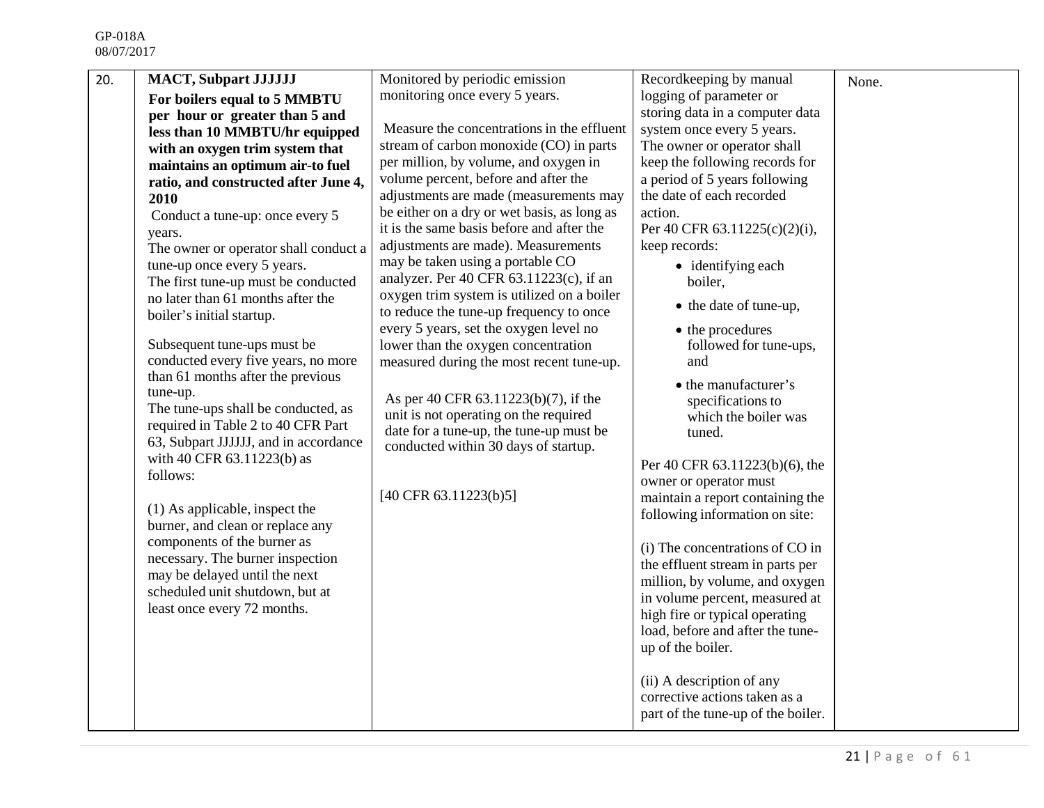| 20. | **MACT, Subpart JJJJJJ**<br>**For boilers equal to 5 MMBTU per hour or greater than 5 and less than 10 MMBTU/hr equipped with an oxygen trim system that maintains an optimum air-to fuel ratio, and constructed after June 4, 2010**<br>Conduct a tune-up: once every 5 years.<br>The owner or operator shall conduct a tune-up once every 5 years.<br>The first tune-up must be conducted no later than 61 months after the boiler's initial startup.<br><br>Subsequent tune-ups must be conducted every five years, no more than 61 months after the previous tune-up.<br>The tune-ups shall be conducted, as required in Table 2 to 40 CFR Part 63, Subpart JJJJJJ, and in accordance with 40 CFR 63.11223(b) as follows:<br><br>(1) As applicable, inspect the burner, and clean or replace any components of the burner as necessary. The burner inspection may be delayed until the next scheduled unit shutdown, but at least once every 72 months. | Monitored by periodic emission monitoring once every 5 years.<br><br>Measure the concentrations in the effluent stream of carbon monoxide (CO) in parts per million, by volume, and oxygen in volume percent, before and after the adjustments are made (measurements may be either on a dry or wet basis, as long as it is the same basis before and after the adjustments are made). Measurements may be taken using a portable CO analyzer. Per 40 CFR 63.11223(c), if an oxygen trim system is utilized on a boiler to reduce the tune-up frequency to once every 5 years, set the oxygen level no lower than the oxygen concentration measured during the most recent tune-up.<br><br>As per 40 CFR 63.11223(b)(7), if the unit is not operating on the required date for a tune-up, the tune-up must be conducted within 30 days of startup.<br><br>[40 CFR 63.11223(b)5] | Recordkeeping by manual logging of parameter or storing data in a computer data system once every 5 years.<br>The owner or operator shall keep the following records for a period of 5 years following the date of each recorded action.<br>Per 40 CFR 63.11225(c)(2)(i), keep records:<br>• identifying each boiler,<br>• the date of tune-up,<br>• the procedures followed for tune-ups, and<br>• the manufacturer's specifications to which the boiler was tuned.<br><br>Per 40 CFR 63.11223(b)(6), the owner or operator must maintain a report containing the following information on site:<br><br>(i) The concentrations of CO in the effluent stream in parts per million, by volume, and oxygen in volume percent, measured at high fire or typical operating load, before and after the tune-up of the boiler.<br><br>(ii) A description of any corrective actions taken as a part of the tune-up of the boiler. | None. |
|---|---|---|---|---|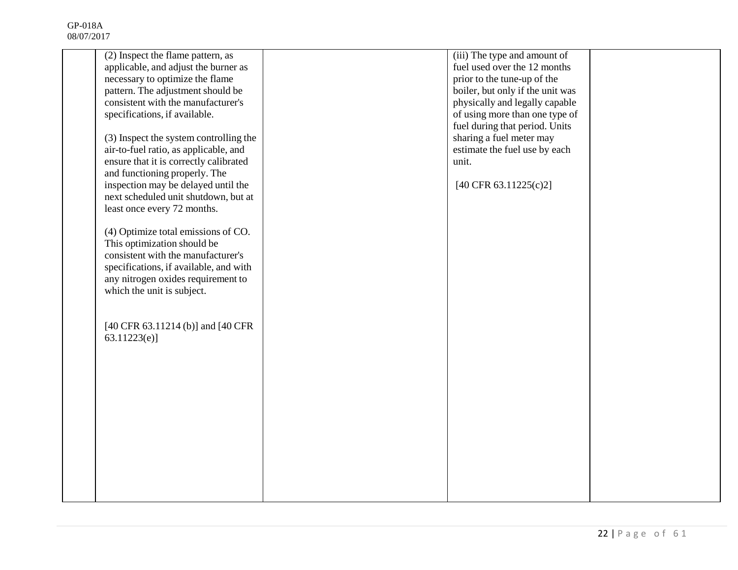| | | | | |
|---|---|---|---|---|
| | (2) Inspect the flame pattern, as applicable, and adjust the burner as necessary to optimize the flame pattern. The adjustment should be consistent with the manufacturer's specifications, if available.<br><br>(3) Inspect the system controlling the air-to-fuel ratio, as applicable, and ensure that it is correctly calibrated and functioning properly. The inspection may be delayed until the next scheduled unit shutdown, but at least once every 72 months.<br><br>(4) Optimize total emissions of CO. This optimization should be consistent with the manufacturer's specifications, if available, and with any nitrogen oxides requirement to which the unit is subject.<br><br>[40 CFR 63.11214 (b)] and [40 CFR 63.11223(e)] | | (iii) The type and amount of fuel used over the 12 months prior to the tune-up of the boiler, but only if the unit was physically and legally capable of using more than one type of fuel during that period. Units sharing a fuel meter may estimate the fuel use by each unit.<br><br>[40 CFR 63.11225(c)2] | |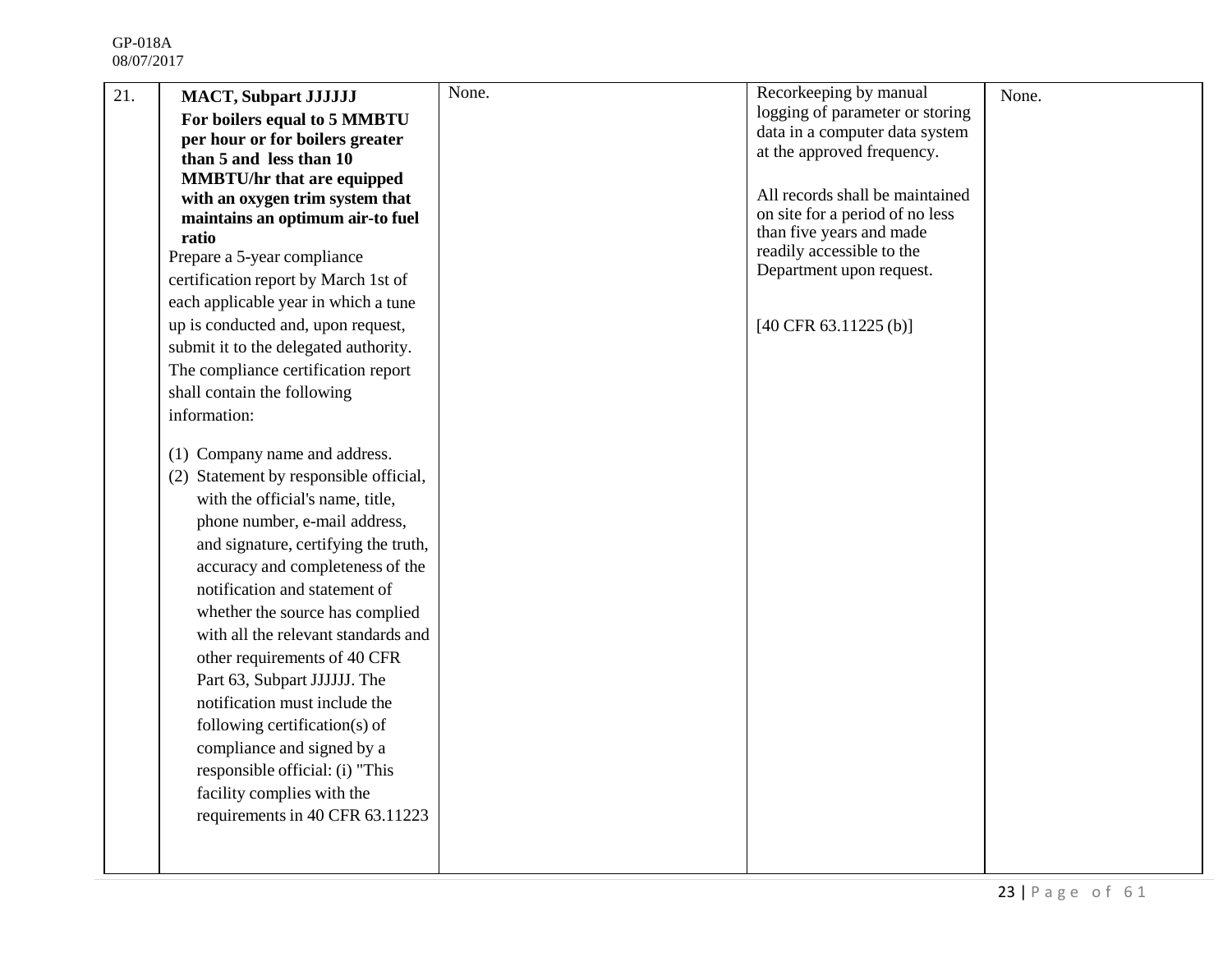| 21. | **MACT, Subpart JJJJJJ** **For boilers equal to 5 MMBTU per hour or for boilers greater than 5 and less than 10 MMBTU/hr that are equipped with an oxygen trim system that maintains an optimum air-to fuel ratio** Prepare a 5-year compliance certification report by March 1st of each applicable year in which a tune up is conducted and, upon request, submit it to the delegated authority. The compliance certification report shall contain the following information: <br><br> (1) Company name and address. <br> (2) Statement by responsible official, with the official's name, title, phone number, e-mail address, and signature, certifying the truth, accuracy and completeness of the notification and statement of whether the source has complied with all the relevant standards and other requirements of 40 CFR Part 63, Subpart JJJJJJ. The notification must include the following certification(s) of compliance and signed by a responsible official: (i) "This facility complies with the requirements in 40 CFR 63.11223 | None. | Recorkeeping by manual logging of parameter or storing data in a computer data system at the approved frequency. <br><br> All records shall be maintained on site for a period of no less than five years and made readily accessible to the Department upon request. <br><br> [40 CFR 63.11225 (b)] | None. |
|---|---|---|---|---|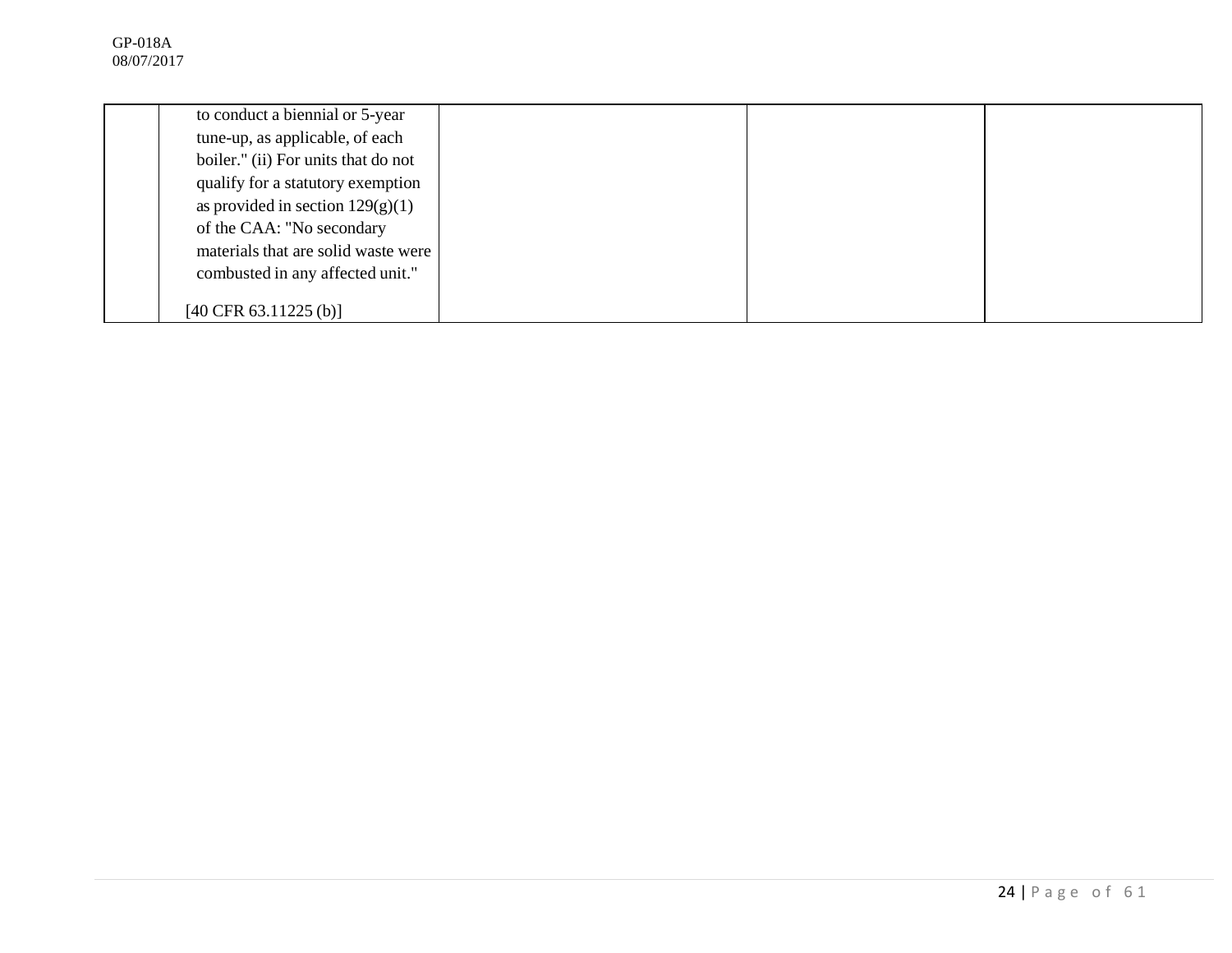| | | | | |
|---|---|---|---|---|
| | to conduct a biennial or 5-year tune-up, as applicable, of each boiler." (ii) For units that do not qualify for a statutory exemption as provided in section 129(g)(1) of the CAA: "No secondary materials that are solid waste were combusted in any affected unit."<br><br>[40 CFR 63.11225 (b)] | | | |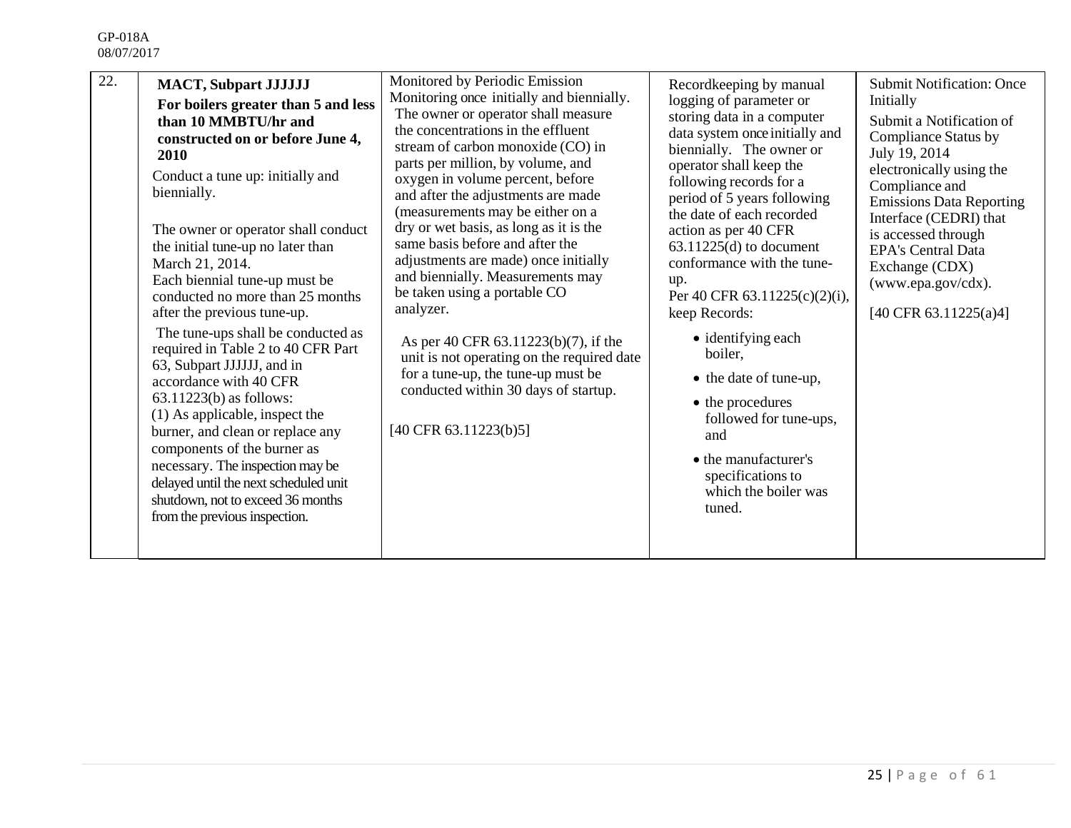| 22. | **MACT, Subpart JJJJJJ**<br>**For boilers greater than 5 and less than 10 MMBTU/hr and constructed on or before June 4, 2010**<br>Conduct a tune up: initially and biennially.<br><br>The owner or operator shall conduct the initial tune-up no later than March 21, 2014.<br>Each biennial tune-up must be conducted no more than 25 months after the previous tune-up.<br>The tune-ups shall be conducted as required in Table 2 to 40 CFR Part 63, Subpart JJJJJJ, and in accordance with 40 CFR 63.11223(b) as follows:<br>(1) As applicable, inspect the burner, and clean or replace any components of the burner as necessary. The inspection may be delayed until the next scheduled unit shutdown, not to exceed 36 months from the previous inspection. | Monitored by Periodic Emission Monitoring once initially and biennially.<br>The owner or operator shall measure the concentrations in the effluent stream of carbon monoxide (CO) in parts per million, by volume, and oxygen in volume percent, before and after the adjustments are made (measurements may be either on a dry or wet basis, as long as it is the same basis before and after the adjustments are made) once initially and biennially. Measurements may be taken using a portable CO analyzer.<br><br>As per 40 CFR 63.11223(b)(7), if the unit is not operating on the required date for a tune-up, the tune-up must be conducted within 30 days of startup.<br><br>[40 CFR 63.11223(b)5] | Recordkeeping by manual logging of parameter or storing data in a computer data system once initially and biennially. The owner or operator shall keep the following records for a period of 5 years following the date of each recorded action as per 40 CFR 63.11225(d) to document conformance with the tune-up.<br>Per 40 CFR 63.11225(c)(2)(i), keep Records:<br>• identifying each boiler,<br>• the date of tune-up,<br>• the procedures followed for tune-ups, and<br>• the manufacturer's specifications to which the boiler was tuned. | Submit Notification: Once Initially<br>Submit a Notification of Compliance Status by July 19, 2014 electronically using the Compliance and Emissions Data Reporting Interface (CEDRI) that is accessed through EPA's Central Data Exchange (CDX) (www.epa.gov/cdx).<br><br>[40 CFR 63.11225(a)4] |
|---|---|---|---|---|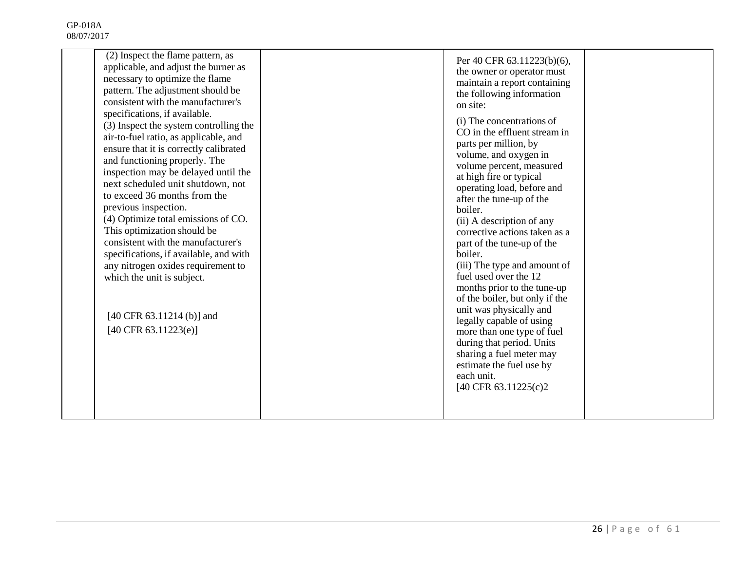| | | | | |
|---|---|---|---|---|
| | (2) Inspect the flame pattern, as applicable, and adjust the burner as necessary to optimize the flame pattern. The adjustment should be consistent with the manufacturer's specifications, if available.<br>(3) Inspect the system controlling the air-to-fuel ratio, as applicable, and ensure that it is correctly calibrated and functioning properly. The inspection may be delayed until the next scheduled unit shutdown, not to exceed 36 months from the previous inspection.<br>(4) Optimize total emissions of CO. This optimization should be consistent with the manufacturer's specifications, if available, and with any nitrogen oxides requirement to which the unit is subject.<br><br>[40 CFR 63.11214 (b)] and<br>[40 CFR 63.11223(e)] | | Per 40 CFR 63.11223(b)(6), the owner or operator must maintain a report containing the following information on site:<br>(i) The concentrations of CO in the effluent stream in parts per million, by volume, and oxygen in volume percent, measured at high fire or typical operating load, before and after the tune-up of the boiler.<br>(ii) A description of any corrective actions taken as a part of the tune-up of the boiler.<br>(iii) The type and amount of fuel used over the 12 months prior to the tune-up of the boiler, but only if the unit was physically and legally capable of using more than one type of fuel during that period. Units sharing a fuel meter may estimate the fuel use by each unit.<br>[40 CFR 63.11225(c)2 | |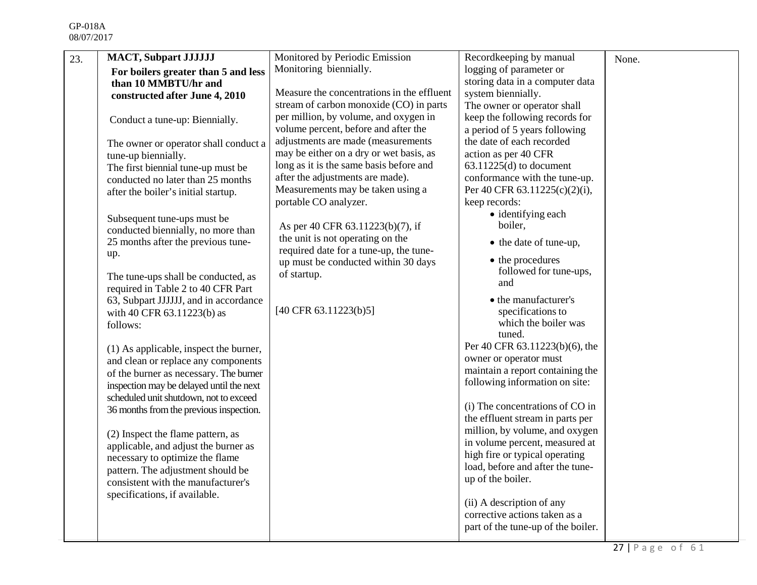| 23. | **MACT, Subpart JJJJJJ**<br>**For boilers greater than 5 and less than 10 MMBTU/hr and constructed after June 4, 2010**<br><br>Conduct a tune-up: Biennially.<br><br>The owner or operator shall conduct a tune-up biennially.<br>The first biennial tune-up must be conducted no later than 25 months after the boiler's initial startup.<br><br>Subsequent tune-ups must be conducted biennially, no more than 25 months after the previous tune-up.<br><br>The tune-ups shall be conducted, as required in Table 2 to 40 CFR Part 63, Subpart JJJJJJ, and in accordance with 40 CFR 63.11223(b) as follows:<br><br>(1) As applicable, inspect the burner, and clean or replace any components of the burner as necessary. The burner inspection may be delayed until the next scheduled unit shutdown, not to exceed 36 months from the previous inspection.<br><br>(2) Inspect the flame pattern, as applicable, and adjust the burner as necessary to optimize the flame pattern. The adjustment should be consistent with the manufacturer's specifications, if available. | Monitored by Periodic Emission Monitoring biennially.<br><br>Measure the concentrations in the effluent stream of carbon monoxide (CO) in parts per million, by volume, and oxygen in volume percent, before and after the adjustments are made (measurements may be either on a dry or wet basis, as long as it is the same basis before and after the adjustments are made). Measurements may be taken using a portable CO analyzer.<br><br>As per 40 CFR 63.11223(b)(7), if the unit is not operating on the required date for a tune-up, the tune-up must be conducted within 30 days of startup.<br><br>[40 CFR 63.11223(b)5] | Recordkeeping by manual logging of parameter or storing data in a computer data system biennially.<br>The owner or operator shall keep the following records for a period of 5 years following the date of each recorded action as per 40 CFR 63.11225(d) to document conformance with the tune-up.<br>Per 40 CFR 63.11225(c)(2)(i), keep records:<br>• identifying each boiler,<br>• the date of tune-up,<br>• the procedures followed for tune-ups, and<br>• the manufacturer's specifications to which the boiler was tuned.<br>Per 40 CFR 63.11223(b)(6), the owner or operator must maintain a report containing the following information on site:<br><br>(i) The concentrations of CO in the effluent stream in parts per million, by volume, and oxygen in volume percent, measured at high fire or typical operating load, before and after the tune-up of the boiler.<br><br>(ii) A description of any corrective actions taken as a part of the tune-up of the boiler. | None. |
|---|---|---|---|---|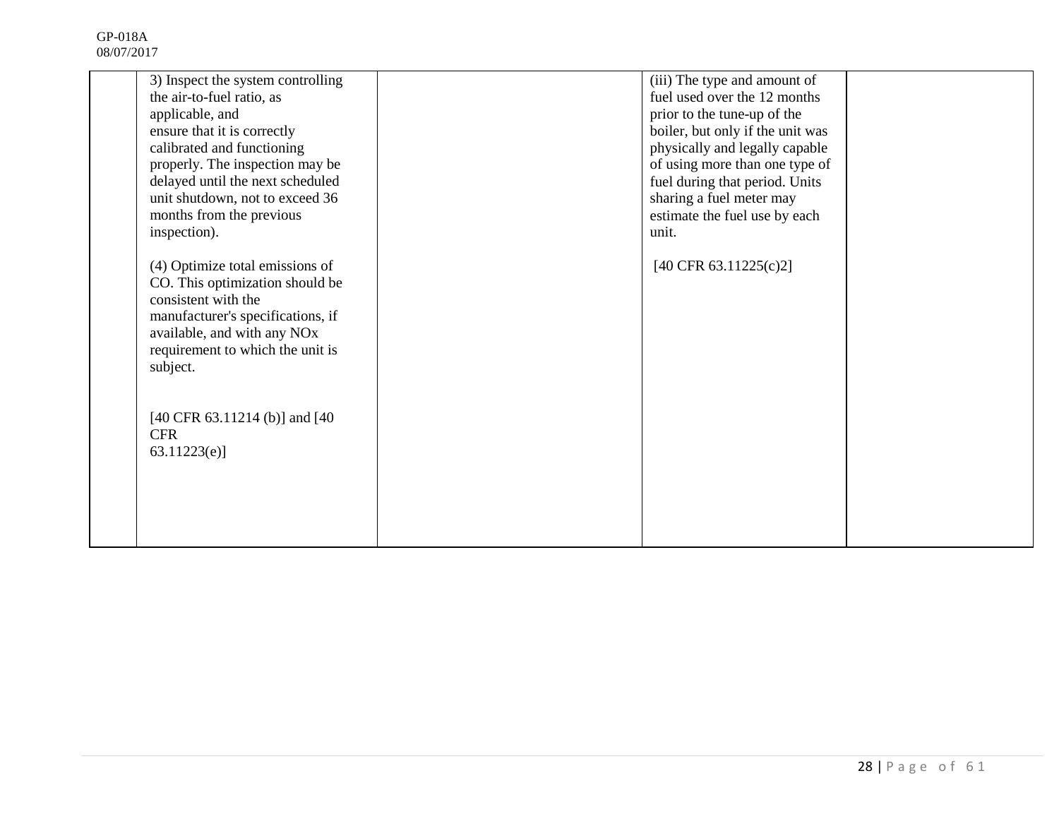| | | | | |
|---|---|---|---|---|
| | 3) Inspect the system controlling the air-to-fuel ratio, as applicable, and ensure that it is correctly calibrated and functioning properly. The inspection may be delayed until the next scheduled unit shutdown, not to exceed 36 months from the previous inspection).<br><br>(4) Optimize total emissions of CO. This optimization should be consistent with the manufacturer's specifications, if available, and with any NOx requirement to which the unit is subject.<br><br>[40 CFR 63.11214 (b)] and [40 CFR 63.11223(e)] | | (iii) The type and amount of fuel used over the 12 months prior to the tune-up of the boiler, but only if the unit was physically and legally capable of using more than one type of fuel during that period. Units sharing a fuel meter may estimate the fuel use by each unit.<br><br>[40 CFR 63.11225(c)2] | |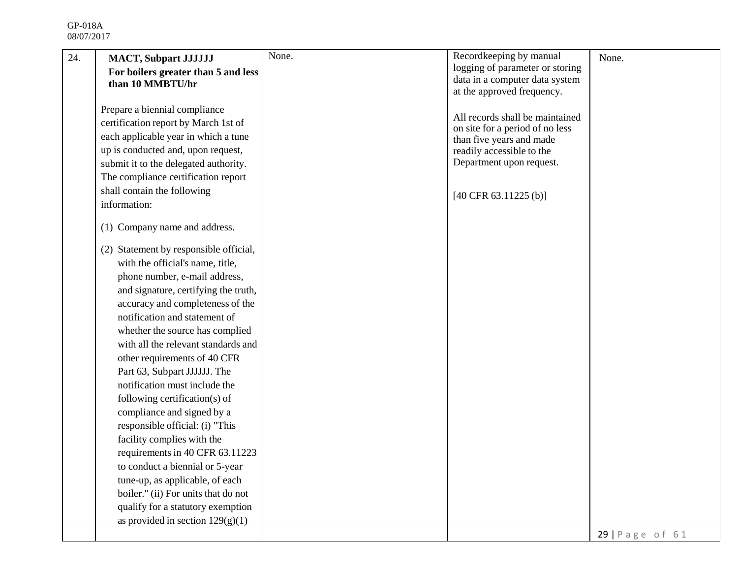| | | | | |
|---|---|---|---|---|
| 24. | **MACT, Subpart JJJJJJ**<br>**For boilers greater than 5 and less than 10 MMBTU/hr**<br><br>Prepare a biennial compliance certification report by March 1st of each applicable year in which a tune up is conducted and, upon request, submit it to the delegated authority. The compliance certification report shall contain the following information:<br><br>(1) Company name and address.<br><br>(2) Statement by responsible official, with the official's name, title, phone number, e-mail address, and signature, certifying the truth, accuracy and completeness of the notification and statement of whether the source has complied with all the relevant standards and other requirements of 40 CFR Part 63, Subpart JJJJJJ. The notification must include the following certification(s) of compliance and signed by a responsible official: (i) "This facility complies with the requirements in 40 CFR 63.11223 to conduct a biennial or 5-year tune-up, as applicable, of each boiler." (ii) For units that do not qualify for a statutory exemption as provided in section 129(g)(1) | None. | Recordkeeping by manual logging of parameter or storing data in a computer data system at the approved frequency.<br><br>All records shall be maintained on site for a period of no less than five years and made readily accessible to the Department upon request.<br><br>[40 CFR 63.11225 (b)] | None. |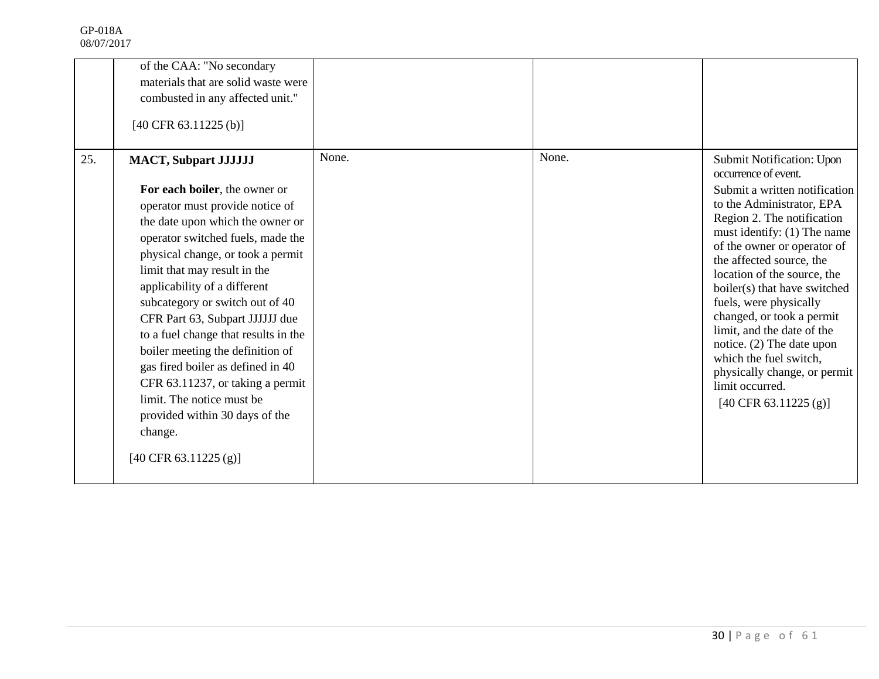| | | | | |
|---|---|---|---|---|
| | of the CAA: "No secondary materials that are solid waste were combusted in any affected unit." [40 CFR 63.11225 (b)] | | | |
| 25. | **MACT, Subpart JJJJJJ** **For each boiler**, the owner or operator must provide notice of the date upon which the owner or operator switched fuels, made the physical change, or took a permit limit that may result in the applicability of a different subcategory or switch out of 40 CFR Part 63, Subpart JJJJJJ due to a fuel change that results in the boiler meeting the definition of gas fired boiler as defined in 40 CFR 63.11237, or taking a permit limit. The notice must be provided within 30 days of the change. [40 CFR 63.11225 (g)] | None. | None. | Submit Notification: Upon occurrence of event. Submit a written notification to the Administrator, EPA Region 2. The notification must identify: (1) The name of the owner or operator of the affected source, the location of the source, the boiler(s) that have switched fuels, were physically changed, or took a permit limit, and the date of the notice. (2) The date upon which the fuel switch, physically change, or permit limit occurred. [40 CFR 63.11225 (g)] |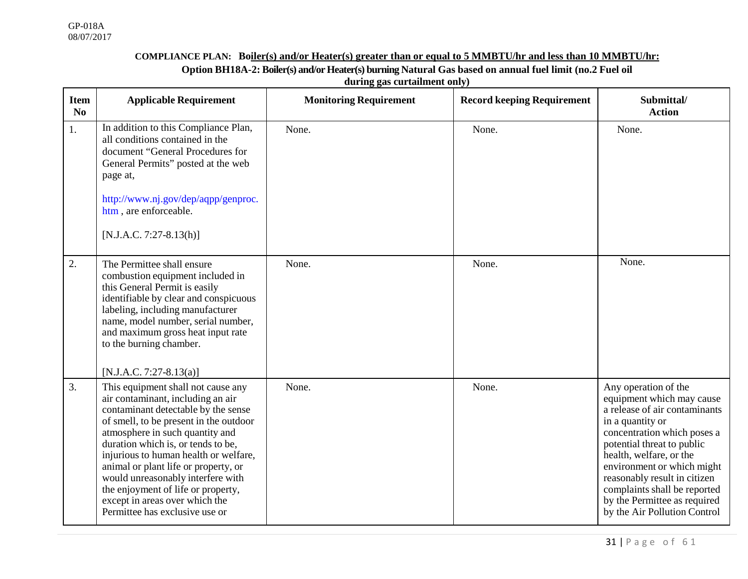GP-018A
08/07/2017

**COMPLIANCE PLAN: Boiler(s) and/or Heater(s) greater than or equal to 5 MMBTU/hr and less than 10 MMBTU/hr:**

**Option BH18A-2: Boiler(s) and/or Heater(s) burning Natural Gas based on annual fuel limit (no.2 Fuel oil during gas curtailment only)**

| Item No | Applicable Requirement | Monitoring Requirement | Record keeping Requirement | Submittal/ Action |
|---|---|---|---|---|
| 1. | In addition to this Compliance Plan, all conditions contained in the document "General Procedures for General Permits" posted at the web page at, http://www.nj.gov/dep/aqpp/genproc.htm , are enforceable. [N.J.A.C. 7:27-8.13(h)] | None. | None. | None. |
| 2. | The Permittee shall ensure combustion equipment included in this General Permit is easily identifiable by clear and conspicuous labeling, including manufacturer name, model number, serial number, and maximum gross heat input rate to the burning chamber. [N.J.A.C. 7:27-8.13(a)] | None. | None. | None. |
| 3. | This equipment shall not cause any air contaminant, including an air contaminant detectable by the sense of smell, to be present in the outdoor atmosphere in such quantity and duration which is, or tends to be, injurious to human health or welfare, animal or plant life or property, or would unreasonably interfere with the enjoyment of life or property, except in areas over which the Permittee has exclusive use or | None. | None. | Any operation of the equipment which may cause a release of air contaminants in a quantity or concentration which poses a potential threat to public health, welfare, or the environment or which might reasonably result in citizen complaints shall be reported by the Permittee as required by the Air Pollution Control |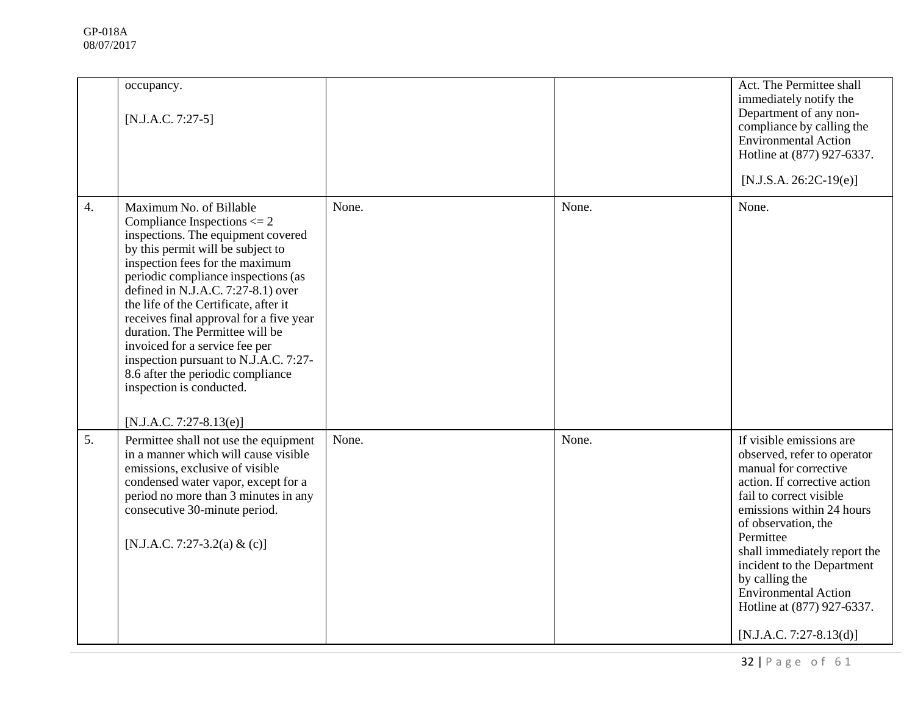| | | | | |
|---|---|---|---|---|
| | occupancy.<br><br>[N.J.A.C. 7:27-5] | | | Act. The Permittee shall immediately notify the Department of any non-compliance by calling the Environmental Action Hotline at (877) 927-6337.<br><br>[N.J.S.A. 26:2C-19(e)] |
| 4. | Maximum No. of Billable Compliance Inspections <= 2 inspections. The equipment covered by this permit will be subject to inspection fees for the maximum periodic compliance inspections (as defined in N.J.A.C. 7:27-8.1) over the life of the Certificate, after it receives final approval for a five year duration. The Permittee will be invoiced for a service fee per inspection pursuant to N.J.A.C. 7:27-8.6 after the periodic compliance inspection is conducted.<br><br>[N.J.A.C. 7:27-8.13(e)] | None. | None. | None. |
| 5. | Permittee shall not use the equipment in a manner which will cause visible emissions, exclusive of visible condensed water vapor, except for a period no more than 3 minutes in any consecutive 30-minute period.<br><br>[N.J.A.C. 7:27-3.2(a) & (c)] | None. | None. | If visible emissions are observed, refer to operator manual for corrective action. If corrective action fail to correct visible emissions within 24 hours of observation, the Permittee shall immediately report the incident to the Department by calling the Environmental Action Hotline at (877) 927-6337.<br><br>[N.J.A.C. 7:27-8.13(d)] |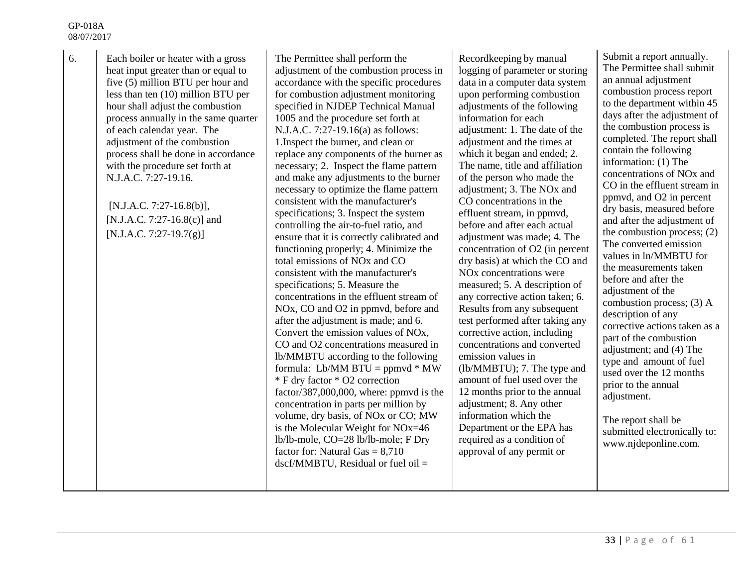| 6. | Each boiler or heater with a gross heat input greater than or equal to five (5) million BTU per hour and less than ten (10) million BTU per hour shall adjust the combustion process annually in the same quarter of each calendar year. The adjustment of the combustion process shall be done in accordance with the procedure set forth at N.J.A.C. 7:27-19.16.<br><br>[N.J.A.C. 7:27-16.8(b)], [N.J.A.C. 7:27-16.8(c)] and [N.J.A.C. 7:27-19.7(g)] | The Permittee shall perform the adjustment of the combustion process in accordance with the specific procedures for combustion adjustment monitoring specified in NJDEP Technical Manual 1005 and the procedure set forth at N.J.A.C. 7:27-19.16(a) as follows: 1.Inspect the burner, and clean or replace any components of the burner as necessary; 2. Inspect the flame pattern and make any adjustments to the burner necessary to optimize the flame pattern consistent with the manufacturer's specifications; 3. Inspect the system controlling the air-to-fuel ratio, and ensure that it is correctly calibrated and functioning properly; 4. Minimize the total emissions of NOx and CO consistent with the manufacturer's specifications; 5. Measure the concentrations in the effluent stream of NOx, CO and O2 in ppmvd, before and after the adjustment is made; and 6. Convert the emission values of NOx, CO and O2 concentrations measured in lb/MMBTU according to the following formula: Lb/MM BTU = ppmvd * MW * F dry factor * O2 correction factor/387,000,000, where: ppmvd is the concentration in parts per million by volume, dry basis, of NOx or CO; MW is the Molecular Weight for NOx=46 lb/lb-mole, CO=28 lb/lb-mole; F Dry factor for: Natural Gas = 8,710 dscf/MMBTU, Residual or fuel oil = | Recordkeeping by manual logging of parameter or storing data in a computer data system upon performing combustion adjustments of the following information for each adjustment: 1. The date of the adjustment and the times at which it began and ended; 2. The name, title and affiliation of the person who made the adjustment; 3. The NOx and CO concentrations in the effluent stream, in ppmvd, before and after each actual adjustment was made; 4. The concentration of O2 (in percent dry basis) at which the CO and NOx concentrations were measured; 5. A description of any corrective action taken; 6. Results from any subsequent test performed after taking any corrective action, including concentrations and converted emission values in (lb/MMBTU); 7. The type and amount of fuel used over the 12 months prior to the annual adjustment; 8. Any other information which the Department or the EPA has required as a condition of approval of any permit or | Submit a report annually. The Permittee shall submit an annual adjustment combustion process report to the department within 45 days after the adjustment of the combustion process is completed. The report shall contain the following information: (1) The concentrations of NOx and CO in the effluent stream in ppmvd, and O2 in percent dry basis, measured before and after the adjustment of the combustion process; (2) The converted emission values in ln/MMBTU for the measurements taken before and after the adjustment of the combustion process; (3) A description of any corrective actions taken as a part of the combustion adjustment; and (4) The type and amount of fuel used over the 12 months prior to the annual adjustment.<br><br>The report shall be submitted electronically to: www.njdeponline.com. |
|---|---|---|---|---|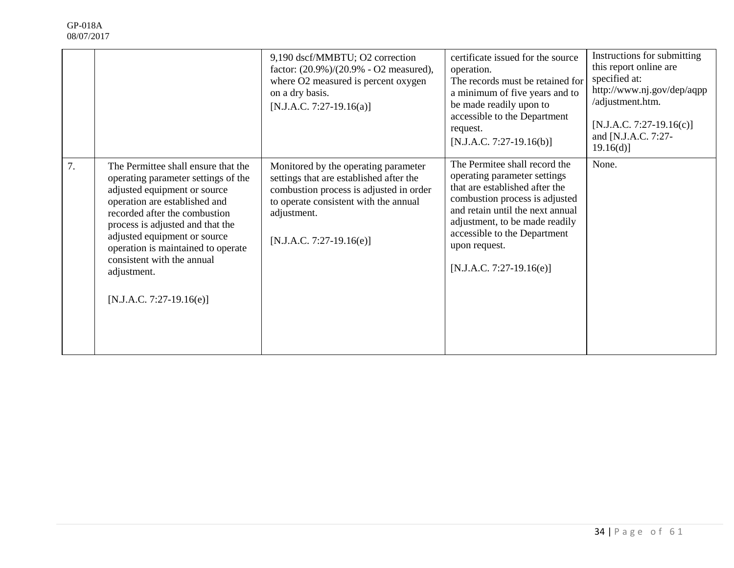| | | 9,190 dscf/MMBTU; O2 correction factor: (20.9%)/(20.9% - O2 measured), where O2 measured is percent oxygen on a dry basis. [N.J.A.C. 7:27-19.16(a)] | certificate issued for the source operation. The records must be retained for a minimum of five years and to be made readily upon to accessible to the Department request. [N.J.A.C. 7:27-19.16(b)] | Instructions for submitting this report online are specified at: http://www.nj.gov/dep/aqpp/adjustment.htm. [N.J.A.C. 7:27-19.16(c)] and [N.J.A.C. 7:27-19.16(d)] |
|---|---|---|---|---|
| 7. | The Permittee shall ensure that the operating parameter settings of the adjusted equipment or source operation are established and recorded after the combustion process is adjusted and that the adjusted equipment or source operation is maintained to operate consistent with the annual adjustment. [N.J.A.C. 7:27-19.16(e)] | Monitored by the operating parameter settings that are established after the combustion process is adjusted in order to operate consistent with the annual adjustment. [N.J.A.C. 7:27-19.16(e)] | The Permitee shall record the operating parameter settings that are established after the combustion process is adjusted and retain until the next annual adjustment, to be made readily accessible to the Department upon request. [N.J.A.C. 7:27-19.16(e)] | None. |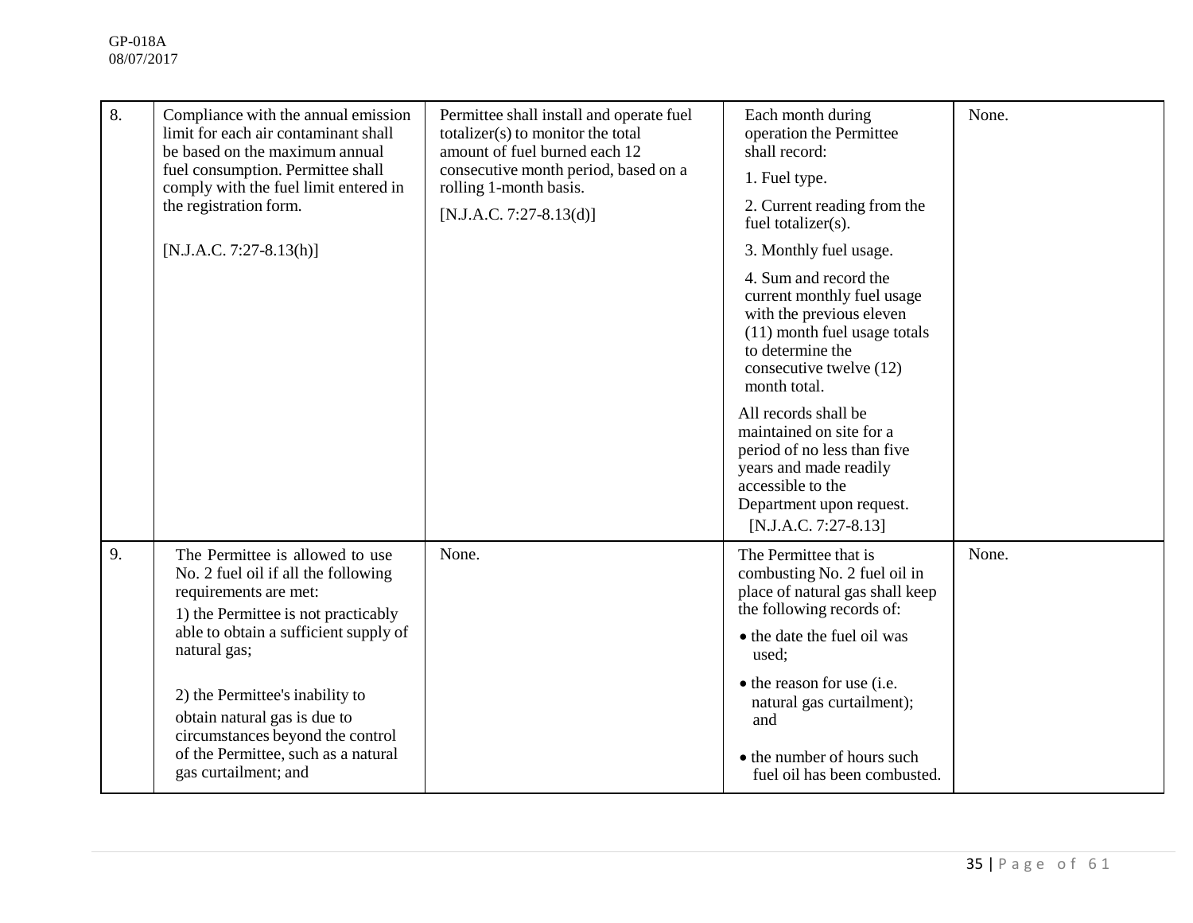| 8. | Compliance with the annual emission limit for each air contaminant shall be based on the maximum annual fuel consumption. Permittee shall comply with the fuel limit entered in the registration form.<br><br>[N.J.A.C. 7:27-8.13(h)] | Permittee shall install and operate fuel totalizer(s) to monitor the total amount of fuel burned each 12 consecutive month period, based on a rolling 1-month basis.<br><br>[N.J.A.C. 7:27-8.13(d)] | Each month during operation the Permittee shall record:<br>1. Fuel type.<br>2. Current reading from the fuel totalizer(s).<br>3. Monthly fuel usage.<br>4. Sum and record the current monthly fuel usage with the previous eleven (11) month fuel usage totals to determine the consecutive twelve (12) month total.<br><br>All records shall be maintained on site for a period of no less than five years and made readily accessible to the Department upon request.<br>[N.J.A.C. 7:27-8.13] | None. |
|---|---|---|---|---|
| 9. | The Permittee is allowed to use No. 2 fuel oil if all the following requirements are met:<br>1) the Permittee is not practicably able to obtain a sufficient supply of natural gas;<br><br>2) the Permittee's inability to obtain natural gas is due to circumstances beyond the control of the Permittee, such as a natural gas curtailment; and | None. | The Permittee that is combusting No. 2 fuel oil in place of natural gas shall keep the following records of:<br>• the date the fuel oil was used;<br>• the reason for use (i.e. natural gas curtailment); and<br>• the number of hours such fuel oil has been combusted. | None. |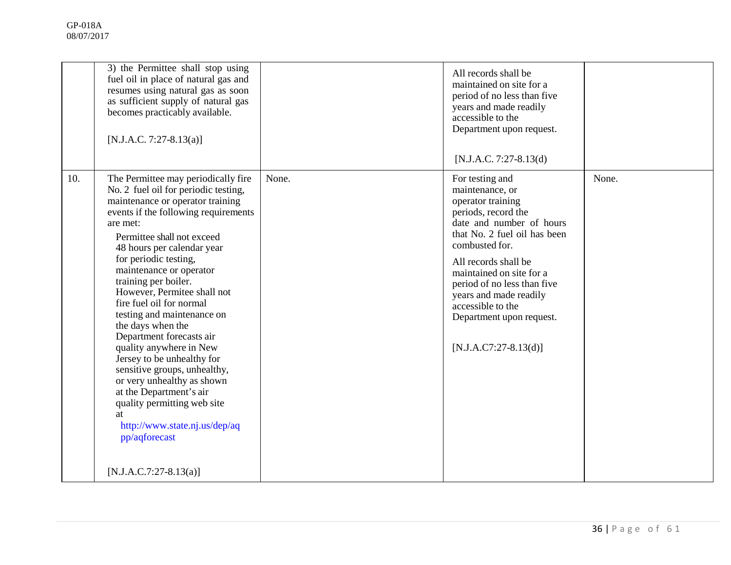| | | | | |
|---|---|---|---|---|
| | 3) the Permittee shall stop using fuel oil in place of natural gas and resumes using natural gas as soon as sufficient supply of natural gas becomes practicably available.<br><br>[N.J.A.C. 7:27-8.13(a)] | | All records shall be maintained on site for a period of no less than five years and made readily accessible to the Department upon request.<br><br>[N.J.A.C. 7:27-8.13(d) | |
| 10. | The Permittee may periodically fire No. 2 fuel oil for periodic testing, maintenance or operator training events if the following requirements are met:<br><br>Permittee shall not exceed 48 hours per calendar year for periodic testing, maintenance or operator training per boiler. However, Permitee shall not fire fuel oil for normal testing and maintenance on the days when the Department forecasts air quality anywhere in New Jersey to be unhealthy for sensitive groups, unhealthy, or very unhealthy as shown at the Department's air quality permitting web site at http://www.state.nj.us/dep/aqpp/aqforecast<br><br>[N.J.A.C.7:27-8.13(a)] | None. | For testing and maintenance, or operator training periods, record the date and number of hours that No. 2 fuel oil has been combusted for.<br><br>All records shall be maintained on site for a period of no less than five years and made readily accessible to the Department upon request.<br><br>[N.J.A.C7:27-8.13(d)] | None. |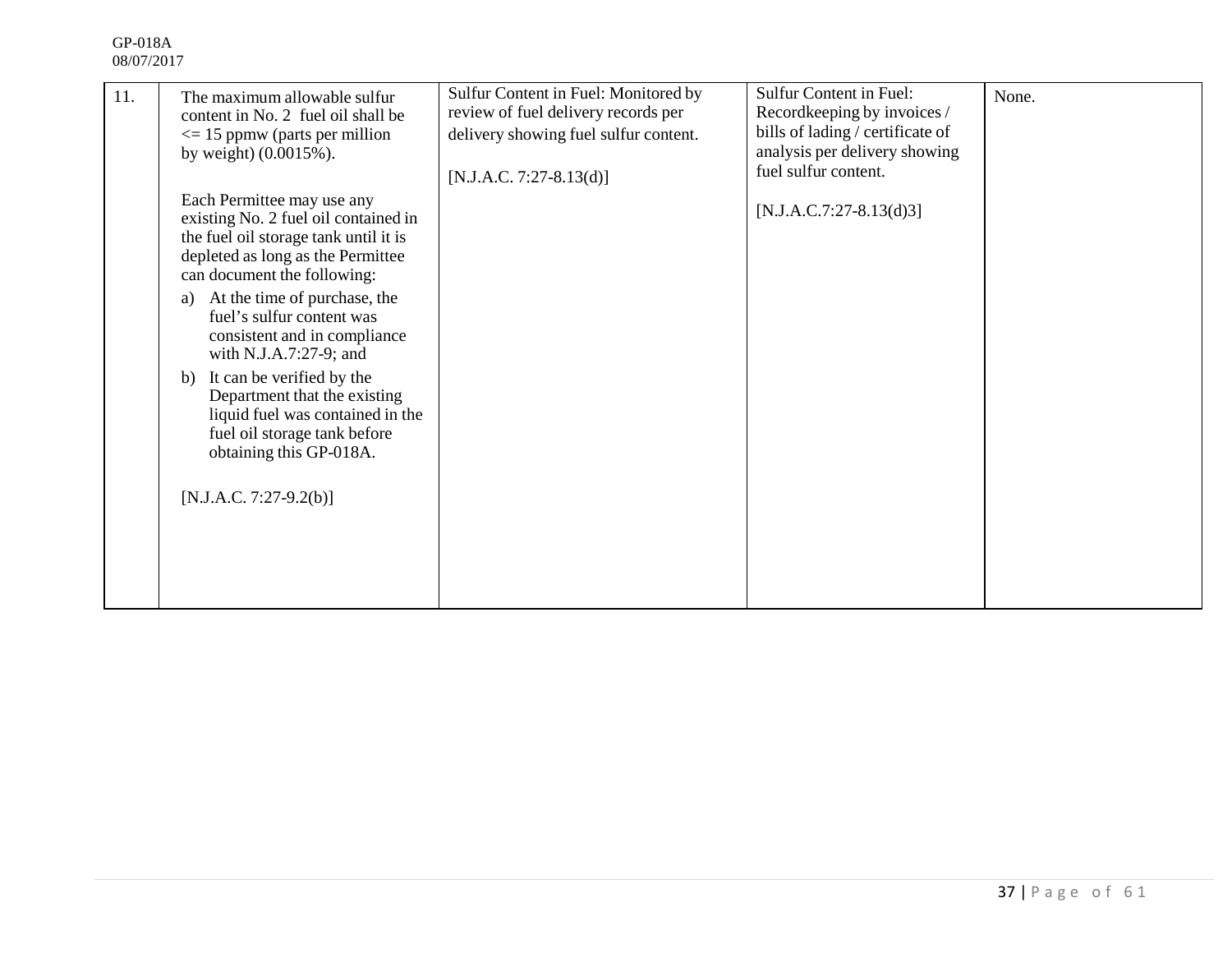| 11. | The maximum allowable sulfur content in No. 2 fuel oil shall be <= 15 ppmw (parts per million by weight) (0.0015%).<br><br>Each Permittee may use any existing No. 2 fuel oil contained in the fuel oil storage tank until it is depleted as long as the Permittee can document the following:<br>a) At the time of purchase, the fuel's sulfur content was consistent and in compliance with N.J.A.7:27-9; and<br>b) It can be verified by the Department that the existing liquid fuel was contained in the fuel oil storage tank before obtaining this GP-018A.<br><br>[N.J.A.C. 7:27-9.2(b)] | Sulfur Content in Fuel: Monitored by review of fuel delivery records per delivery showing fuel sulfur content.<br><br>[N.J.A.C. 7:27-8.13(d)] | Sulfur Content in Fuel: Recordkeeping by invoices / bills of lading / certificate of analysis per delivery showing fuel sulfur content.<br><br>[N.J.A.C.7:27-8.13(d)3] | None. |
|---|---|---|---|---|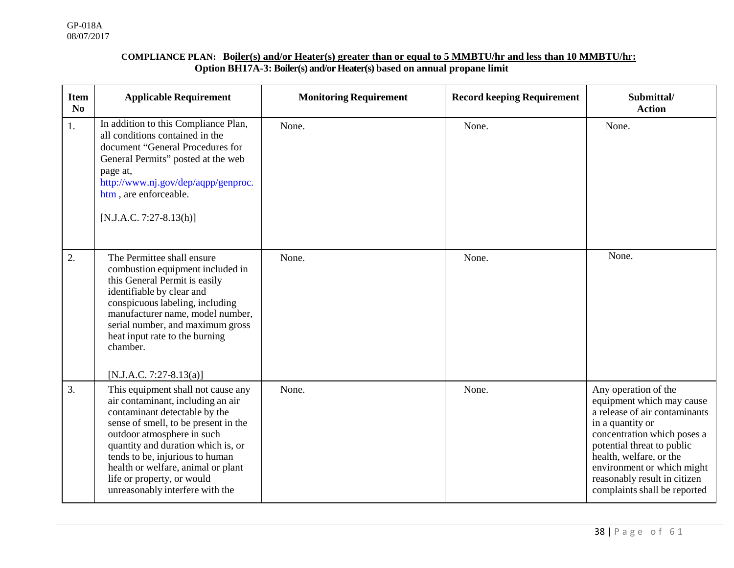GP-018A
08/07/2017

**COMPLIANCE PLAN: Boiler(s) and/or Heater(s) greater than or equal to 5 MMBTU/hr and less than 10 MMBTU/hr:**
**Option BH17A-3: Boiler(s) and/or Heater(s) based on annual propane limit**

| Item No | Applicable Requirement | Monitoring Requirement | Record keeping Requirement | Submittal/ Action |
|---|---|---|---|---|
| 1. | In addition to this Compliance Plan, all conditions contained in the document "General Procedures for General Permits" posted at the web page at, http://www.nj.gov/dep/aqpp/genproc.htm , are enforceable.<br><br>[N.J.A.C. 7:27-8.13(h)] | None. | None. | None. |
| 2. | The Permittee shall ensure combustion equipment included in this General Permit is easily identifiable by clear and conspicuous labeling, including manufacturer name, model number, serial number, and maximum gross heat input rate to the burning chamber.<br><br>[N.J.A.C. 7:27-8.13(a)] | None. | None. | None. |
| 3. | This equipment shall not cause any air contaminant, including an air contaminant detectable by the sense of smell, to be present in the outdoor atmosphere in such quantity and duration which is, or tends to be, injurious to human health or welfare, animal or plant life or property, or would unreasonably interfere with the | None. | None. | Any operation of the equipment which may cause a release of air contaminants in a quantity or concentration which poses a potential threat to public health, welfare, or the environment or which might reasonably result in citizen complaints shall be reported |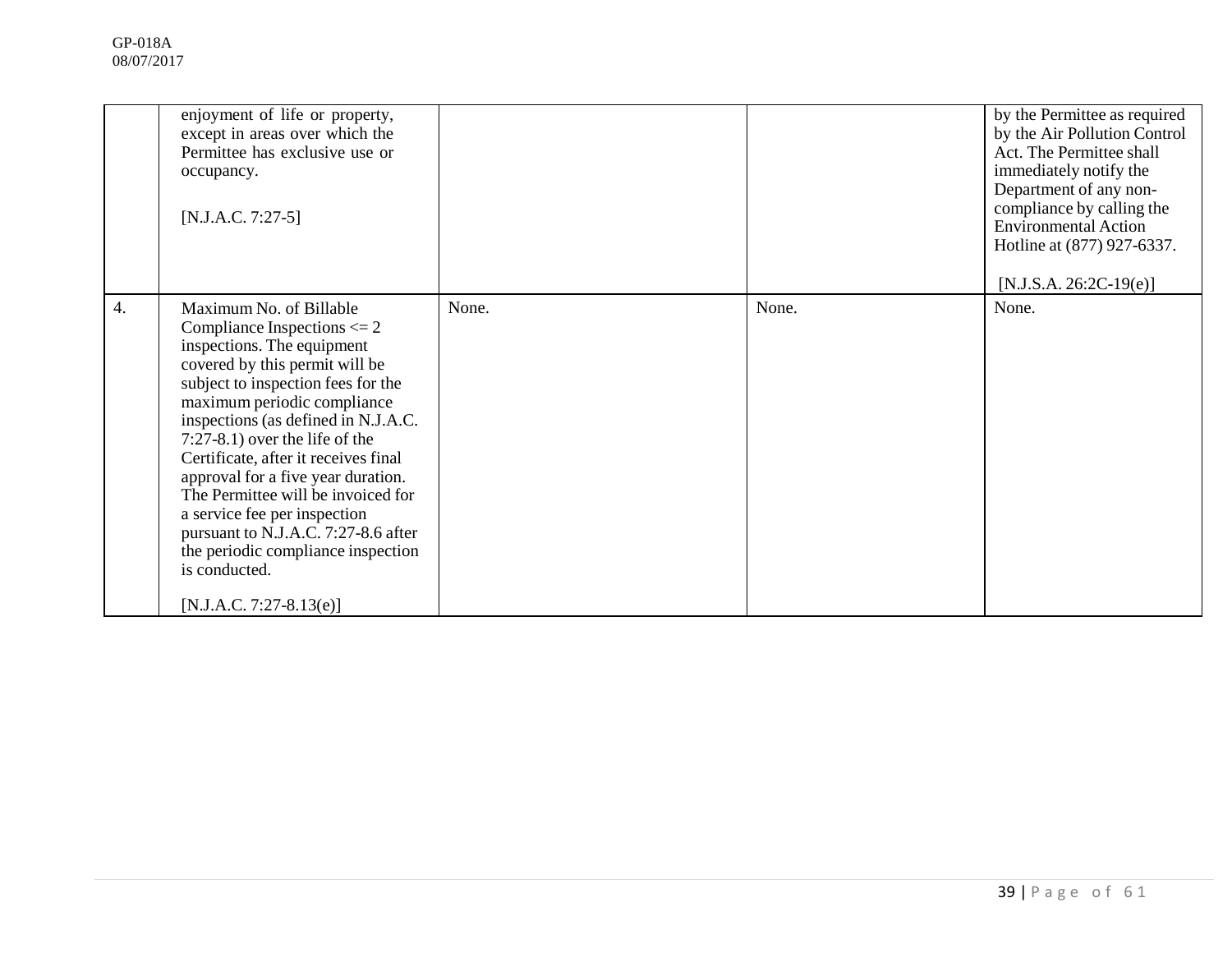| | | | | |
|---|---|---|---|---|
| | enjoyment of life or property, except in areas over which the Permittee has exclusive use or occupancy.<br><br>[N.J.A.C. 7:27-5] | | | by the Permittee as required by the Air Pollution Control Act. The Permittee shall immediately notify the Department of any non-compliance by calling the Environmental Action Hotline at (877) 927-6337.<br><br>[N.J.S.A. 26:2C-19(e)] |
| 4. | Maximum No. of Billable Compliance Inspections <= 2 inspections. The equipment covered by this permit will be subject to inspection fees for the maximum periodic compliance inspections (as defined in N.J.A.C. 7:27-8.1) over the life of the Certificate, after it receives final approval for a five year duration. The Permittee will be invoiced for a service fee per inspection pursuant to N.J.A.C. 7:27-8.6 after the periodic compliance inspection is conducted.<br><br>[N.J.A.C. 7:27-8.13(e)] | None. | None. | None. |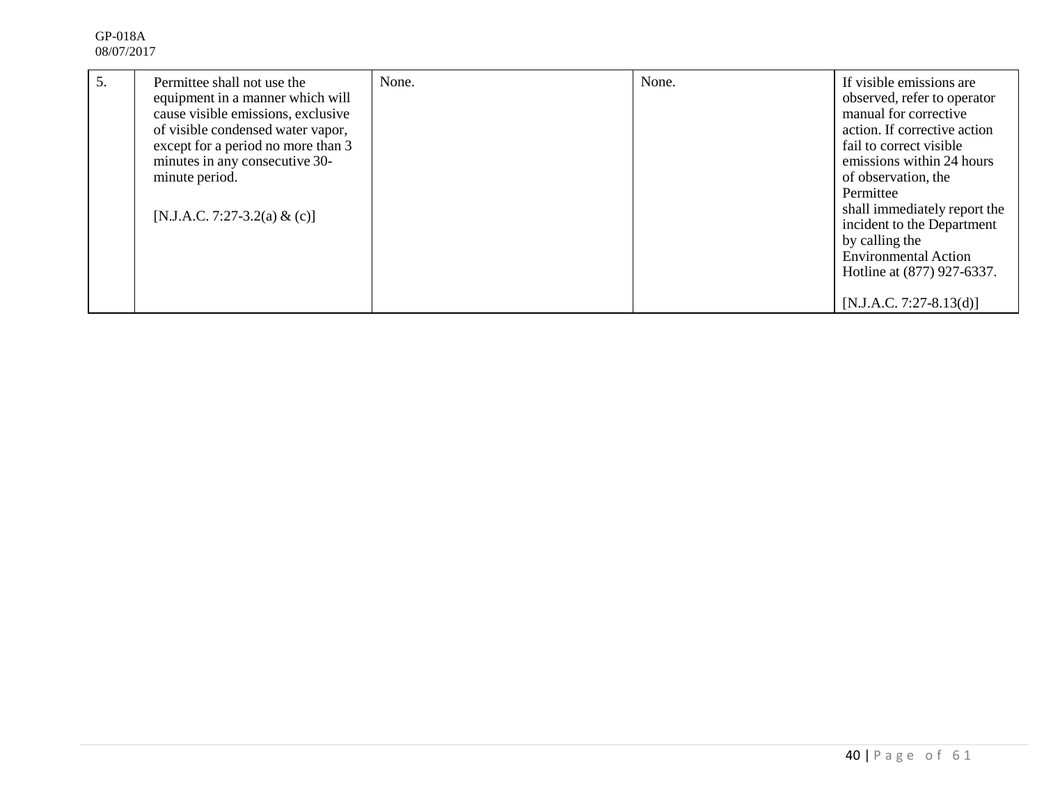| 5. | Permittee shall not use the equipment in a manner which will cause visible emissions, exclusive of visible condensed water vapor, except for a period no more than 3 minutes in any consecutive 30-minute period.<br><br>[N.J.A.C. 7:27-3.2(a) & (c)] | None. | None. | If visible emissions are observed, refer to operator manual for corrective action. If corrective action fail to correct visible emissions within 24 hours of observation, the Permittee shall immediately report the incident to the Department by calling the Environmental Action Hotline at (877) 927-6337.<br><br>[N.J.A.C. 7:27-8.13(d)] |
|---|---|---|---|---|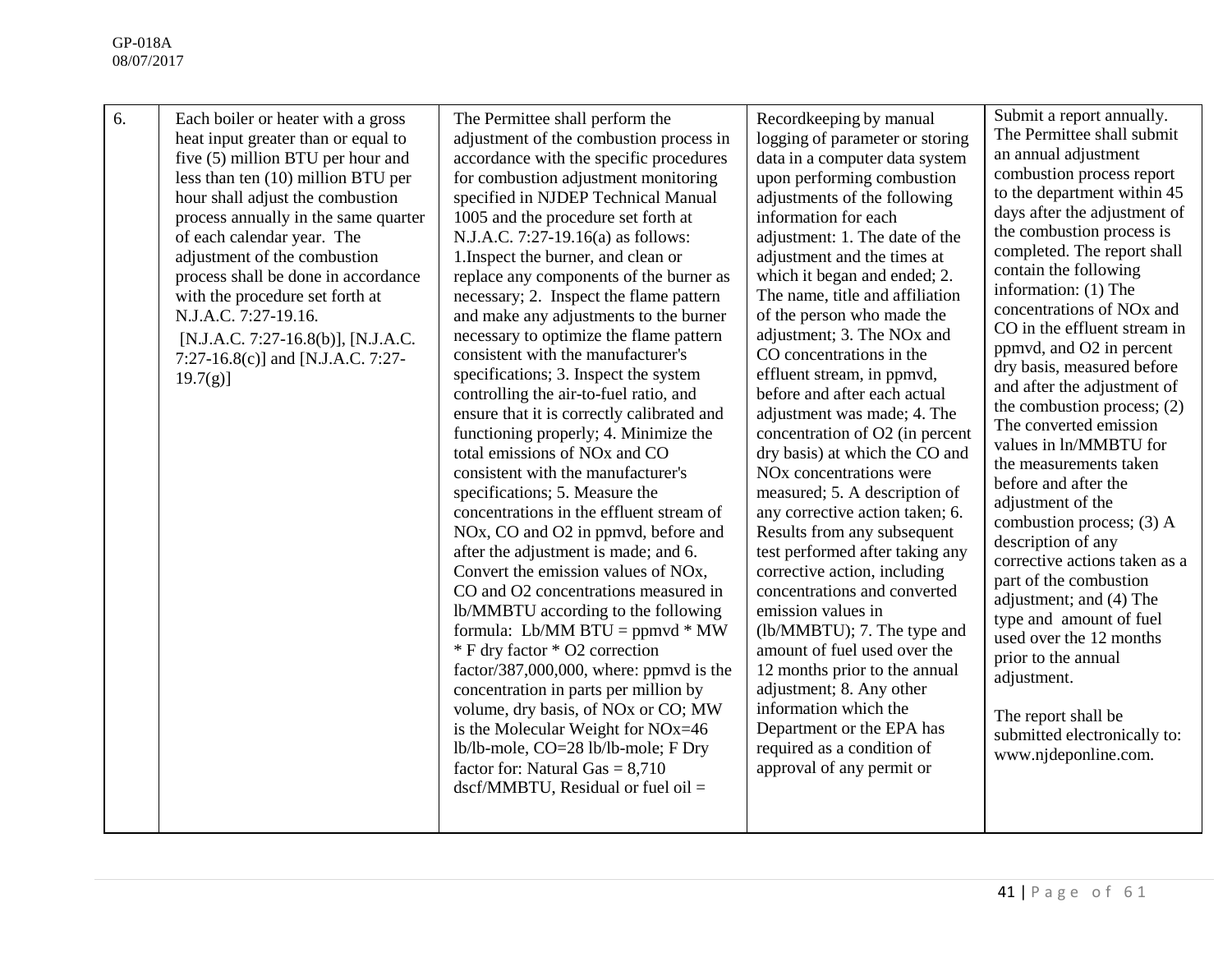| 6. | Each boiler or heater with a gross heat input greater than or equal to five (5) million BTU per hour and less than ten (10) million BTU per hour shall adjust the combustion process annually in the same quarter of each calendar year. The adjustment of the combustion process shall be done in accordance with the procedure set forth at N.J.A.C. 7:27-19.16. [N.J.A.C. 7:27-16.8(b)], [N.J.A.C. 7:27-16.8(c)] and [N.J.A.C. 7:27-19.7(g)] | The Permittee shall perform the adjustment of the combustion process in accordance with the specific procedures for combustion adjustment monitoring specified in NJDEP Technical Manual 1005 and the procedure set forth at N.J.A.C. 7:27-19.16(a) as follows: 1.Inspect the burner, and clean or replace any components of the burner as necessary; 2. Inspect the flame pattern and make any adjustments to the burner necessary to optimize the flame pattern consistent with the manufacturer's specifications; 3. Inspect the system controlling the air-to-fuel ratio, and ensure that it is correctly calibrated and functioning properly; 4. Minimize the total emissions of NOx and CO consistent with the manufacturer's specifications; 5. Measure the concentrations in the effluent stream of NOx, CO and O2 in ppmvd, before and after the adjustment is made; and 6. Convert the emission values of NOx, CO and O2 concentrations measured in lb/MMBTU according to the following formula: Lb/MM BTU = ppmvd * MW * F dry factor * O2 correction factor/387,000,000, where: ppmvd is the concentration in parts per million by volume, dry basis, of NOx or CO; MW is the Molecular Weight for NOx=46 lb/lb-mole, CO=28 lb/lb-mole; F Dry factor for: Natural Gas = 8,710 dscf/MMBTU, Residual or fuel oil = | Recordkeeping by manual logging of parameter or storing data in a computer data system upon performing combustion adjustments of the following information for each adjustment: 1. The date of the adjustment and the times at which it began and ended; 2. The name, title and affiliation of the person who made the adjustment; 3. The NOx and CO concentrations in the effluent stream, in ppmvd, before and after each actual adjustment was made; 4. The concentration of O2 (in percent dry basis) at which the CO and NOx concentrations were measured; 5. A description of any corrective action taken; 6. Results from any subsequent test performed after taking any corrective action, including concentrations and converted emission values in (lb/MMBTU); 7. The type and amount of fuel used over the 12 months prior to the annual adjustment; 8. Any other information which the Department or the EPA has required as a condition of approval of any permit or | Submit a report annually. The Permittee shall submit an annual adjustment combustion process report to the department within 45 days after the adjustment of the combustion process is completed. The report shall contain the following information: (1) The concentrations of NOx and CO in the effluent stream in ppmvd, and O2 in percent dry basis, measured before and after the adjustment of the combustion process; (2) The converted emission values in ln/MMBTU for the measurements taken before and after the adjustment of the combustion process; (3) A description of any corrective actions taken as a part of the combustion adjustment; and (4) The type and amount of fuel used over the 12 months prior to the annual adjustment.<br><br>The report shall be submitted electronically to: www.njdeponline.com. |
|---|---|---|---|---|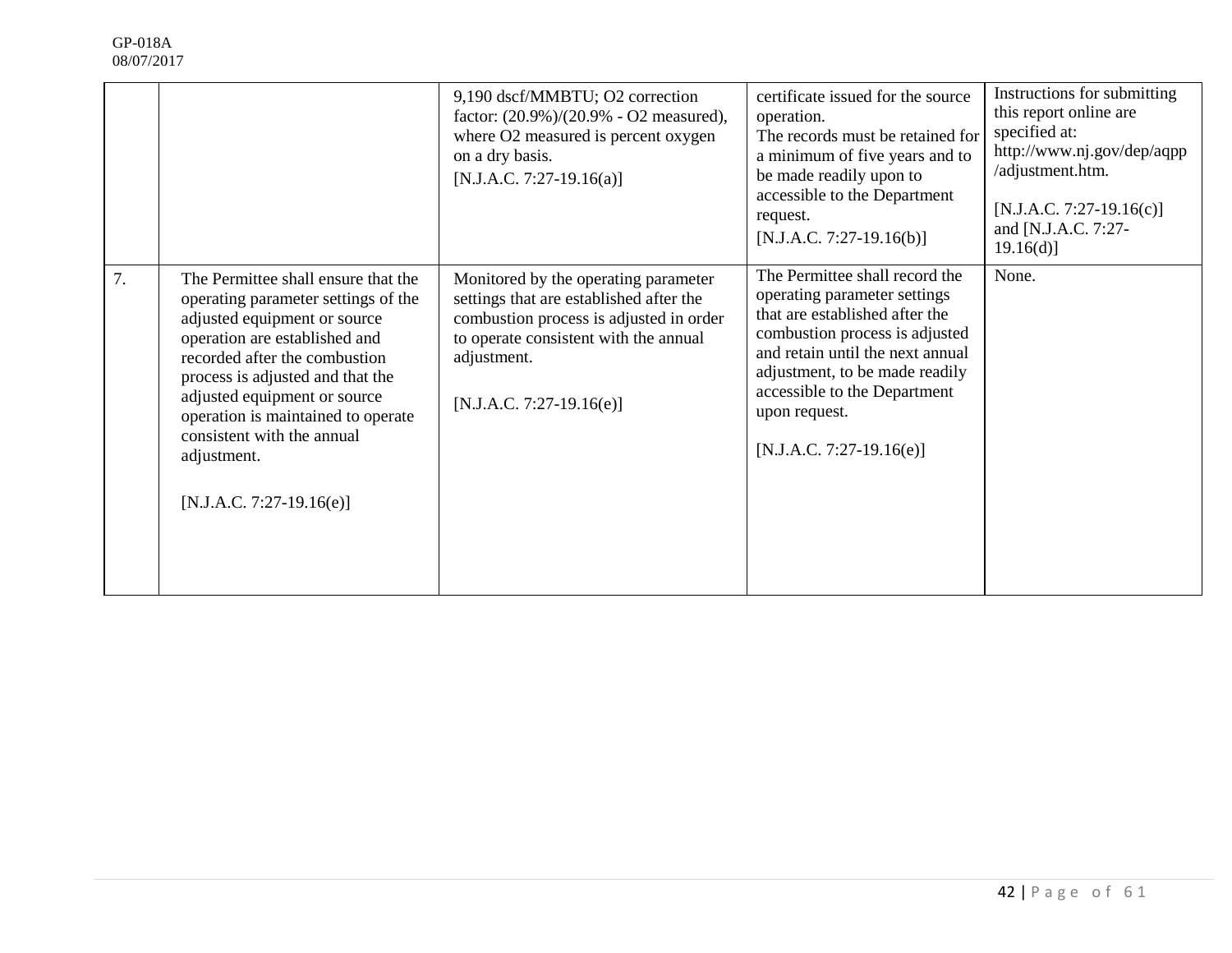| | | | | |
|---|---|---|---|---|
| | | 9,190 dscf/MMBTU; O2 correction factor: (20.9%)/(20.9% - O2 measured), where O2 measured is percent oxygen on a dry basis. [N.J.A.C. 7:27-19.16(a)] | certificate issued for the source operation. The records must be retained for a minimum of five years and to be made readily upon to accessible to the Department request. [N.J.A.C. 7:27-19.16(b)] | Instructions for submitting this report online are specified at: http://www.nj.gov/dep/aqpp/adjustment.htm. [N.J.A.C. 7:27-19.16(c)] and [N.J.A.C. 7:27-19.16(d)] |
| 7. | The Permittee shall ensure that the operating parameter settings of the adjusted equipment or source operation are established and recorded after the combustion process is adjusted and that the adjusted equipment or source operation is maintained to operate consistent with the annual adjustment. [N.J.A.C. 7:27-19.16(e)] | Monitored by the operating parameter settings that are established after the combustion process is adjusted in order to operate consistent with the annual adjustment. [N.J.A.C. 7:27-19.16(e)] | The Permittee shall record the operating parameter settings that are established after the combustion process is adjusted and retain until the next annual adjustment, to be made readily accessible to the Department upon request. [N.J.A.C. 7:27-19.16(e)] | None. |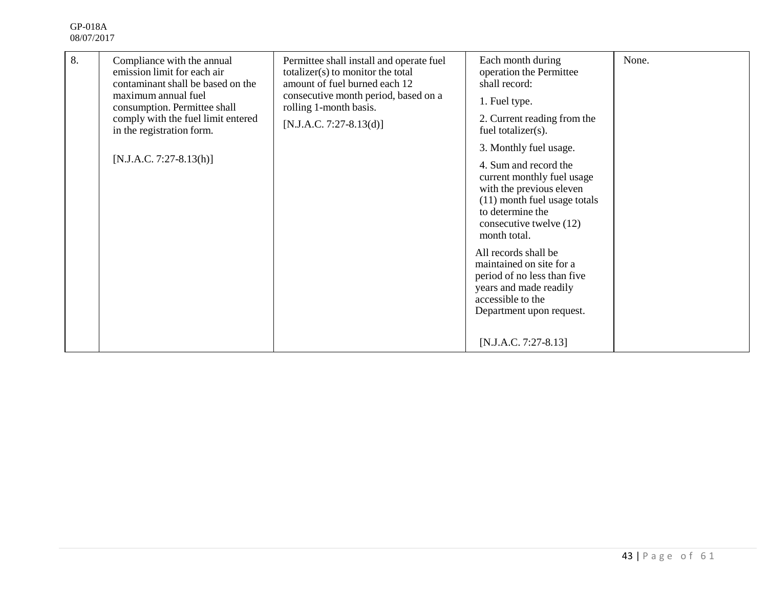| 8. | Compliance with the annual emission limit for each air contaminant shall be based on the maximum annual fuel consumption. Permittee shall comply with the fuel limit entered in the registration form.<br><br>[N.J.A.C. 7:27-8.13(h)] | Permittee shall install and operate fuel totalizer(s) to monitor the total amount of fuel burned each 12 consecutive month period, based on a rolling 1-month basis.<br><br>[N.J.A.C. 7:27-8.13(d)] | Each month during operation the Permittee shall record:<br>1. Fuel type.<br>2. Current reading from the fuel totalizer(s).<br>3. Monthly fuel usage.<br>4. Sum and record the current monthly fuel usage with the previous eleven (11) month fuel usage totals to determine the consecutive twelve (12) month total.<br>All records shall be maintained on site for a period of no less than five years and made readily accessible to the Department upon request.<br><br>[N.J.A.C. 7:27-8.13] | None. |
|---|---|---|---|---|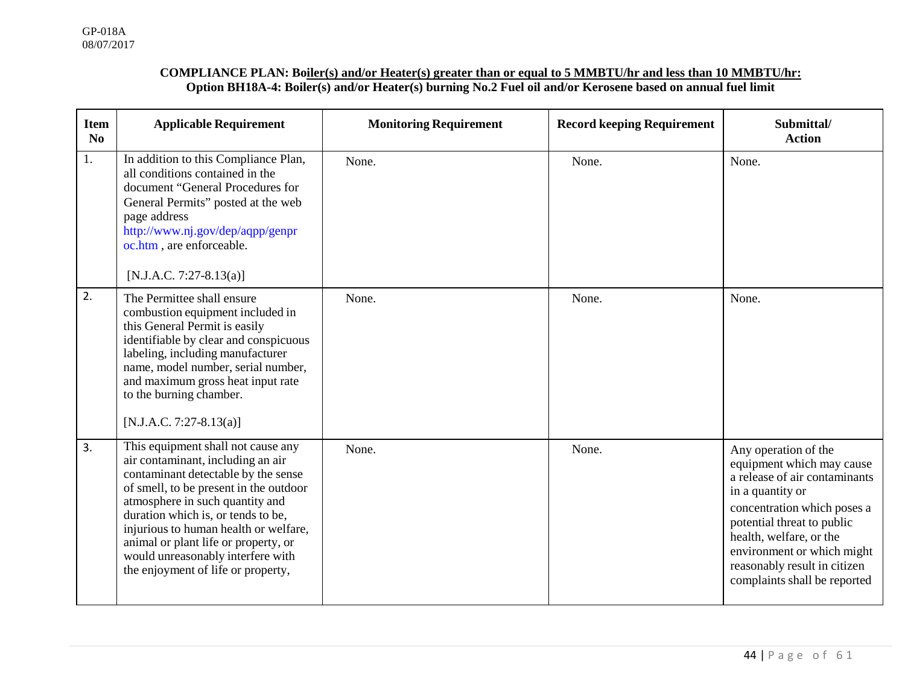**COMPLIANCE PLAN: Boiler(s) and/or Heater(s) greater than or equal to 5 MMBTU/hr and less than 10 MMBTU/hr:**
**Option BH18A-4: Boiler(s) and/or Heater(s) burning No.2 Fuel oil and/or Kerosene based on annual fuel limit**

| Item No | Applicable Requirement | Monitoring Requirement | Record keeping Requirement | Submittal/ Action |
|---|---|---|---|---|
| 1. | In addition to this Compliance Plan, all conditions contained in the document "General Procedures for General Permits" posted at the web page address http://www.nj.gov/dep/aqpp/genproc.htm , are enforceable. [N.J.A.C. 7:27-8.13(a)] | None. | None. | None. |
| 2. | The Permittee shall ensure combustion equipment included in this General Permit is easily identifiable by clear and conspicuous labeling, including manufacturer name, model number, serial number, and maximum gross heat input rate to the burning chamber. [N.J.A.C. 7:27-8.13(a)] | None. | None. | None. |
| 3. | This equipment shall not cause any air contaminant, including an air contaminant detectable by the sense of smell, to be present in the outdoor atmosphere in such quantity and duration which is, or tends to be, injurious to human health or welfare, animal or plant life or property, or would unreasonably interfere with the enjoyment of life or property, | None. | None. | Any operation of the equipment which may cause a release of air contaminants in a quantity or concentration which poses a potential threat to public health, welfare, or the environment or which might reasonably result in citizen complaints shall be reported |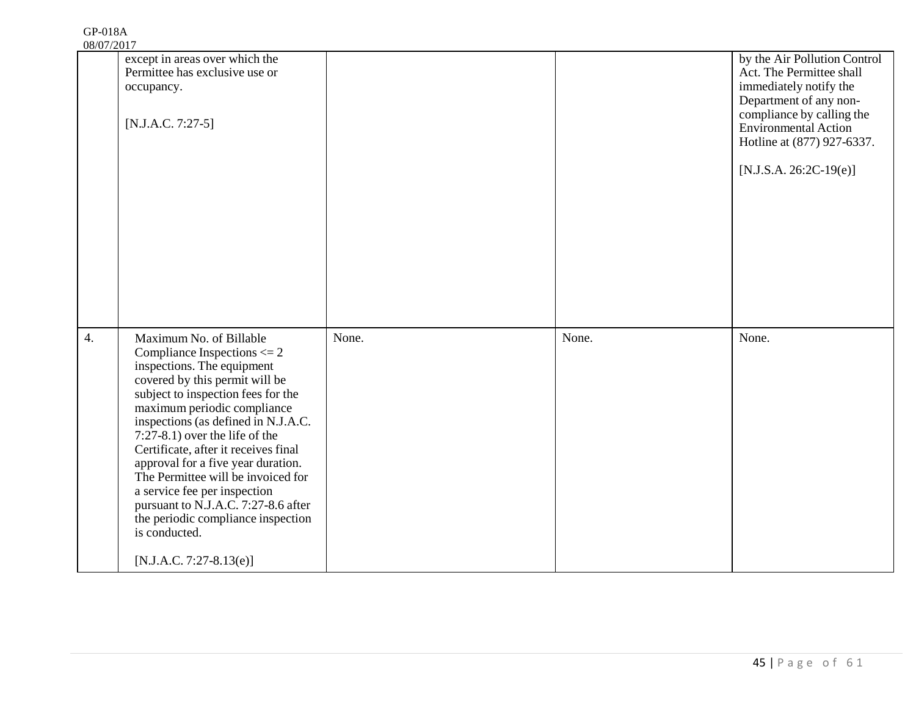| | | | |
|---|---|---|---|
| | except in areas over which the Permittee has exclusive use or occupancy. [N.J.A.C. 7:27-5] | | | by the Air Pollution Control Act. The Permittee shall immediately notify the Department of any non-compliance by calling the Environmental Action Hotline at (877) 927-6337. [N.J.S.A. 26:2C-19(e)] |
| 4. | Maximum No. of Billable Compliance Inspections <= 2 inspections. The equipment covered by this permit will be subject to inspection fees for the maximum periodic compliance inspections (as defined in N.J.A.C. 7:27-8.1) over the life of the Certificate, after it receives final approval for a five year duration. The Permittee will be invoiced for a service fee per inspection pursuant to N.J.A.C. 7:27-8.6 after the periodic compliance inspection is conducted. [N.J.A.C. 7:27-8.13(e)] | None. | None. | None. |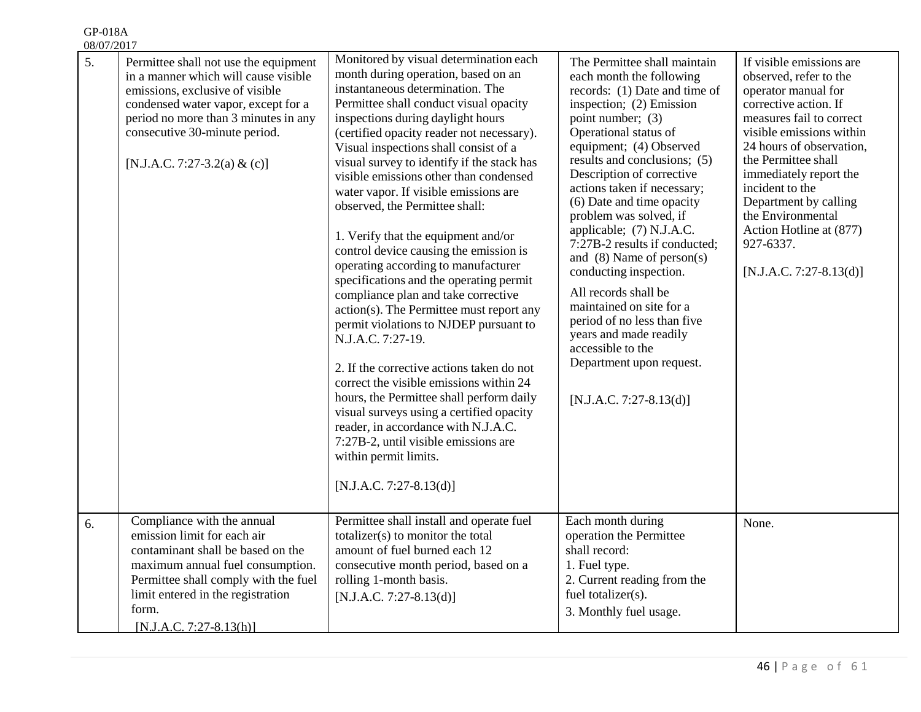| 5. | Permittee shall not use the equipment in a manner which will cause visible emissions, exclusive of visible condensed water vapor, except for a period no more than 3 minutes in any consecutive 30-minute period.<br><br>[N.J.A.C. 7:27-3.2(a) & (c)] | Monitored by visual determination each month during operation, based on an instantaneous determination. The Permittee shall conduct visual opacity inspections during daylight hours (certified opacity reader not necessary). Visual inspections shall consist of a visual survey to identify if the stack has visible emissions other than condensed water vapor. If visible emissions are observed, the Permittee shall:<br><br>1. Verify that the equipment and/or control device causing the emission is operating according to manufacturer specifications and the operating permit compliance plan and take corrective action(s). The Permittee must report any permit violations to NJDEP pursuant to N.J.A.C. 7:27-19.<br><br>2. If the corrective actions taken do not correct the visible emissions within 24 hours, the Permittee shall perform daily visual surveys using a certified opacity reader, in accordance with N.J.A.C. 7:27B-2, until visible emissions are within permit limits.<br><br>[N.J.A.C. 7:27-8.13(d)] | The Permittee shall maintain each month the following records: (1) Date and time of inspection; (2) Emission point number; (3) Operational status of equipment; (4) Observed results and conclusions; (5) Description of corrective actions taken if necessary; (6) Date and time opacity problem was solved, if applicable; (7) N.J.A.C. 7:27B-2 results if conducted; and (8) Name of person(s) conducting inspection.<br><br>All records shall be maintained on site for a period of no less than five years and made readily accessible to the Department upon request.<br><br>[N.J.A.C. 7:27-8.13(d)] | If visible emissions are observed, refer to the operator manual for corrective action. If measures fail to correct visible emissions within 24 hours of observation, the Permittee shall immediately report the incident to the Department by calling the Environmental Action Hotline at (877) 927-6337.<br><br>[N.J.A.C. 7:27-8.13(d)] |
|---|---|---|---|---|
| 6. | Compliance with the annual emission limit for each air contaminant shall be based on the maximum annual fuel consumption. Permittee shall comply with the fuel limit entered in the registration form.<br>[N.J.A.C. 7:27-8.13(h)] | Permittee shall install and operate fuel totalizer(s) to monitor the total amount of fuel burned each 12 consecutive month period, based on a rolling 1-month basis.<br>[N.J.A.C. 7:27-8.13(d)] | Each month during operation the Permittee shall record:<br>1. Fuel type.<br>2. Current reading from the fuel totalizer(s).<br>3. Monthly fuel usage. | None. |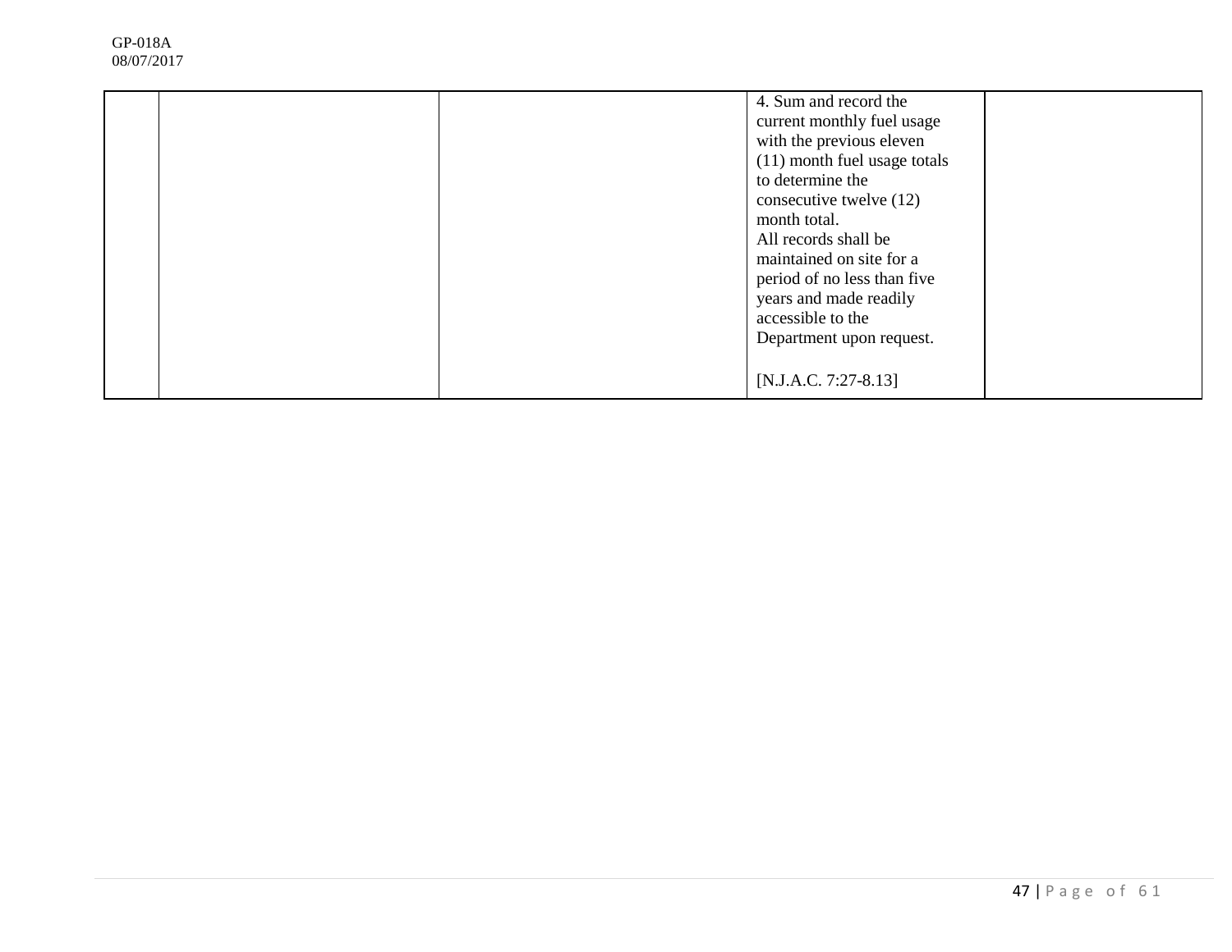|  |  |  | 4. Sum and record the current monthly fuel usage with the previous eleven (11) month fuel usage totals to determine the consecutive twelve (12) month total.<br>All records shall be maintained on site for a period of no less than five years and made readily accessible to the Department upon request.<br><br>[N.J.A.C. 7:27-8.13] |  |
|---|---|---|---|---|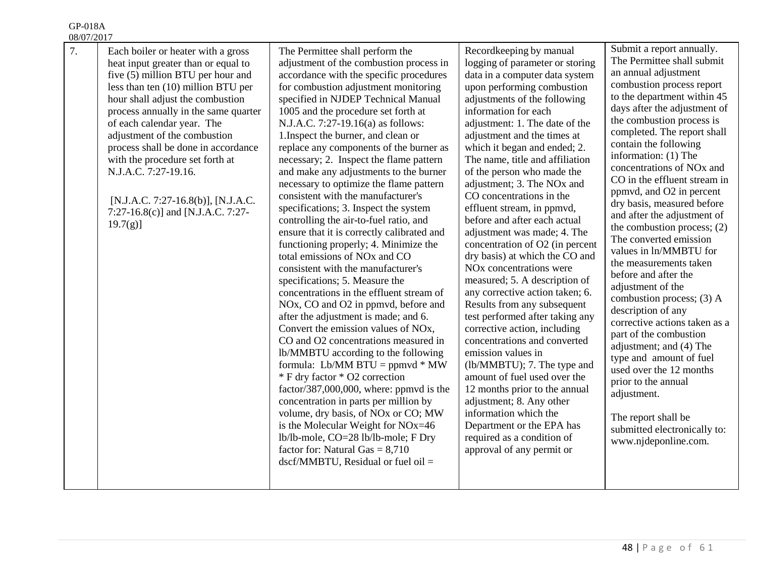| 7. | Each boiler or heater with a gross heat input greater than or equal to five (5) million BTU per hour and less than ten (10) million BTU per hour shall adjust the combustion process annually in the same quarter of each calendar year. The adjustment of the combustion process shall be done in accordance with the procedure set forth at N.J.A.C. 7:27-19.16.<br><br>[N.J.A.C. 7:27-16.8(b)], [N.J.A.C. 7:27-16.8(c)] and [N.J.A.C. 7:27-19.7(g)] | The Permittee shall perform the adjustment of the combustion process in accordance with the specific procedures for combustion adjustment monitoring specified in NJDEP Technical Manual 1005 and the procedure set forth at N.J.A.C. 7:27-19.16(a) as follows: 1.Inspect the burner, and clean or replace any components of the burner as necessary; 2. Inspect the flame pattern and make any adjustments to the burner necessary to optimize the flame pattern consistent with the manufacturer's specifications; 3. Inspect the system controlling the air-to-fuel ratio, and ensure that it is correctly calibrated and functioning properly; 4. Minimize the total emissions of NOx and CO consistent with the manufacturer's specifications; 5. Measure the concentrations in the effluent stream of NOx, CO and O2 in ppmvd, before and after the adjustment is made; and 6. Convert the emission values of NOx, CO and O2 concentrations measured in lb/MMBTU according to the following formula: Lb/MM BTU = ppmvd * MW * F dry factor * O2 correction factor/387,000,000, where: ppmvd is the concentration in parts per million by volume, dry basis, of NOx or CO; MW is the Molecular Weight for NOx=46 lb/lb-mole, CO=28 lb/lb-mole; F Dry factor for: Natural Gas = 8,710 dscf/MMBTU, Residual or fuel oil = | Recordkeeping by manual logging of parameter or storing data in a computer data system upon performing combustion adjustments of the following information for each adjustment: 1. The date of the adjustment and the times at which it began and ended; 2. The name, title and affiliation of the person who made the adjustment; 3. The NOx and CO concentrations in the effluent stream, in ppmvd, before and after each actual adjustment was made; 4. The concentration of O2 (in percent dry basis) at which the CO and NOx concentrations were measured; 5. A description of any corrective action taken; 6. Results from any subsequent test performed after taking any corrective action, including concentrations and converted emission values in (lb/MMBTU); 7. The type and amount of fuel used over the 12 months prior to the annual adjustment; 8. Any other information which the Department or the EPA has required as a condition of approval of any permit or | Submit a report annually. The Permittee shall submit an annual adjustment combustion process report to the department within 45 days after the adjustment of the combustion process is completed. The report shall contain the following information: (1) The concentrations of NOx and CO in the effluent stream in ppmvd, and O2 in percent dry basis, measured before and after the adjustment of the combustion process; (2) The converted emission values in ln/MMBTU for the measurements taken before and after the adjustment of the combustion process; (3) A description of any corrective actions taken as a part of the combustion adjustment; and (4) The type and amount of fuel used over the 12 months prior to the annual adjustment.<br><br>The report shall be submitted electronically to: www.njdeponline.com. |
|---|---|---|---|---|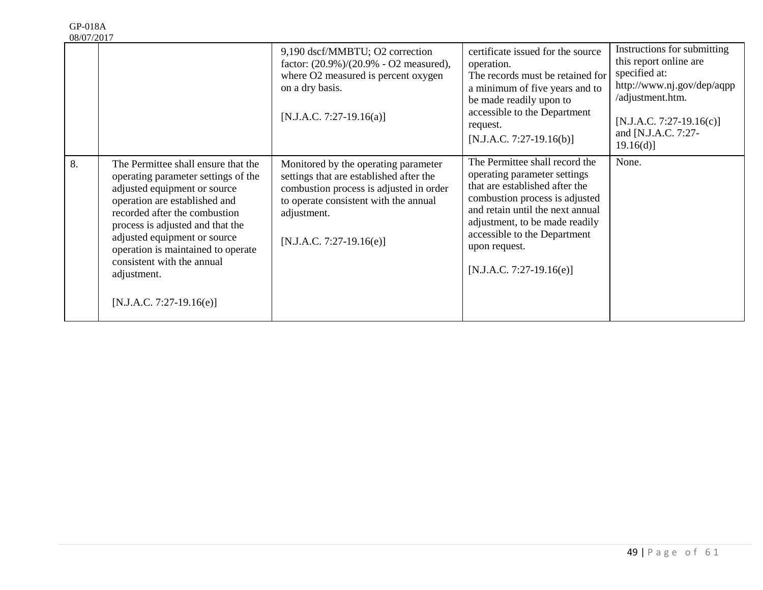| | | | | |
|---|---|---|---|---|
| | | 9,190 dscf/MMBTU; O2 correction factor: (20.9%)/(20.9% - O2 measured), where O2 measured is percent oxygen on a dry basis.<br><br>[N.J.A.C. 7:27-19.16(a)] | certificate issued for the source operation.<br>The records must be retained for a minimum of five years and to be made readily upon to accessible to the Department request.<br>[N.J.A.C. 7:27-19.16(b)] | Instructions for submitting this report online are specified at: http://www.nj.gov/dep/aqpp/adjustment.htm.<br><br>[N.J.A.C. 7:27-19.16(c)] and [N.J.A.C. 7:27-19.16(d)] |
| 8. | The Permittee shall ensure that the operating parameter settings of the adjusted equipment or source operation are established and recorded after the combustion process is adjusted and that the adjusted equipment or source operation is maintained to operate consistent with the annual adjustment.<br><br>[N.J.A.C. 7:27-19.16(e)] | Monitored by the operating parameter settings that are established after the combustion process is adjusted in order to operate consistent with the annual adjustment.<br><br>[N.J.A.C. 7:27-19.16(e)] | The Permittee shall record the operating parameter settings that are established after the combustion process is adjusted and retain until the next annual adjustment, to be made readily accessible to the Department upon request.<br><br>[N.J.A.C. 7:27-19.16(e)] | None. |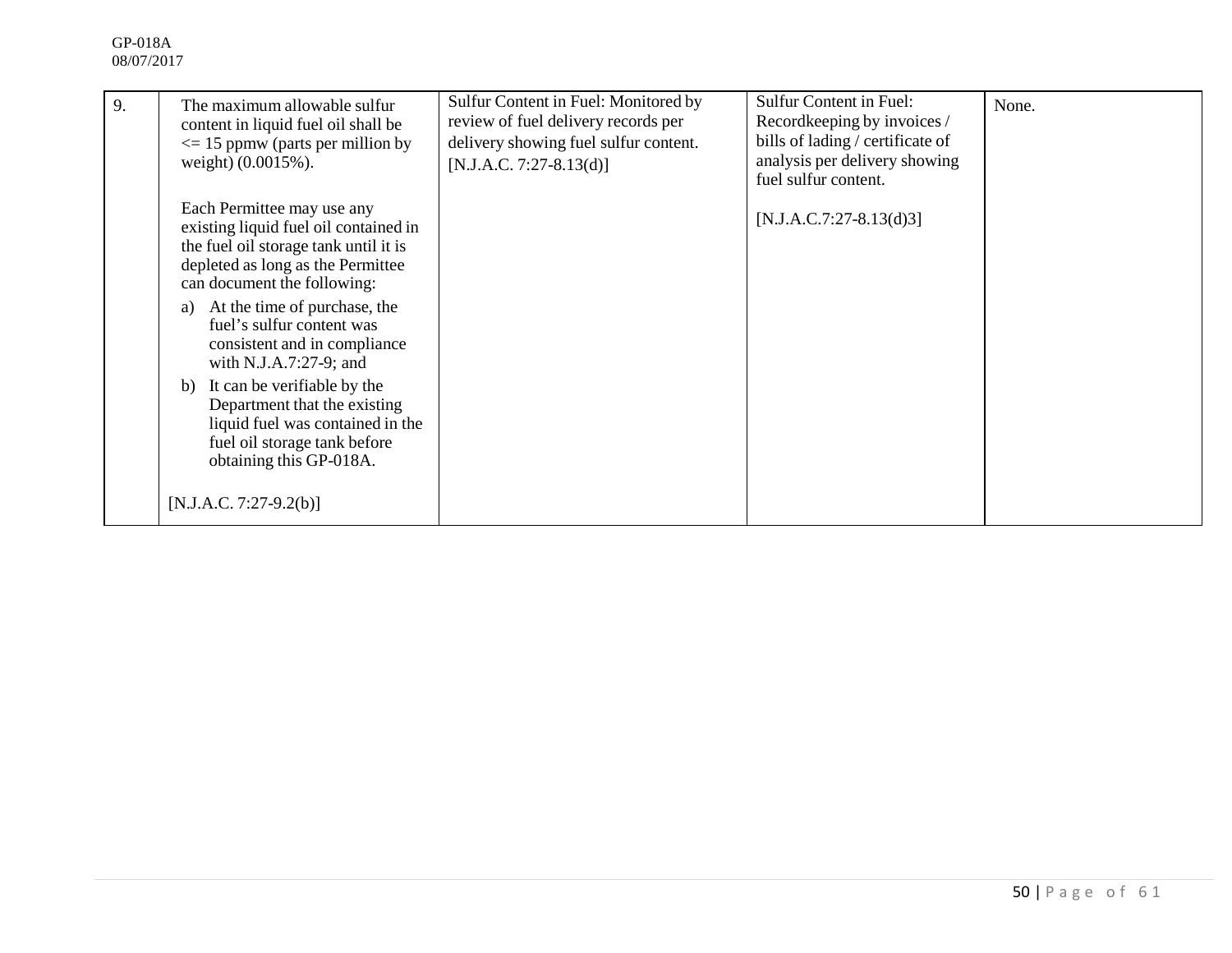| 9. | The maximum allowable sulfur content in liquid fuel oil shall be <= 15 ppmw (parts per million by weight) (0.0015%).<br><br>Each Permittee may use any existing liquid fuel oil contained in the fuel oil storage tank until it is depleted as long as the Permittee can document the following:<br>a) At the time of purchase, the fuel's sulfur content was consistent and in compliance with N.J.A.7:27-9; and<br>b) It can be verifiable by the Department that the existing liquid fuel was contained in the fuel oil storage tank before obtaining this GP-018A.<br><br>[N.J.A.C. 7:27-9.2(b)] | Sulfur Content in Fuel: Monitored by review of fuel delivery records per delivery showing fuel sulfur content. [N.J.A.C. 7:27-8.13(d)] | Sulfur Content in Fuel: Recordkeeping by invoices / bills of lading / certificate of analysis per delivery showing fuel sulfur content.<br><br>[N.J.A.C.7:27-8.13(d)3] | None. |
|---|---|---|---|---|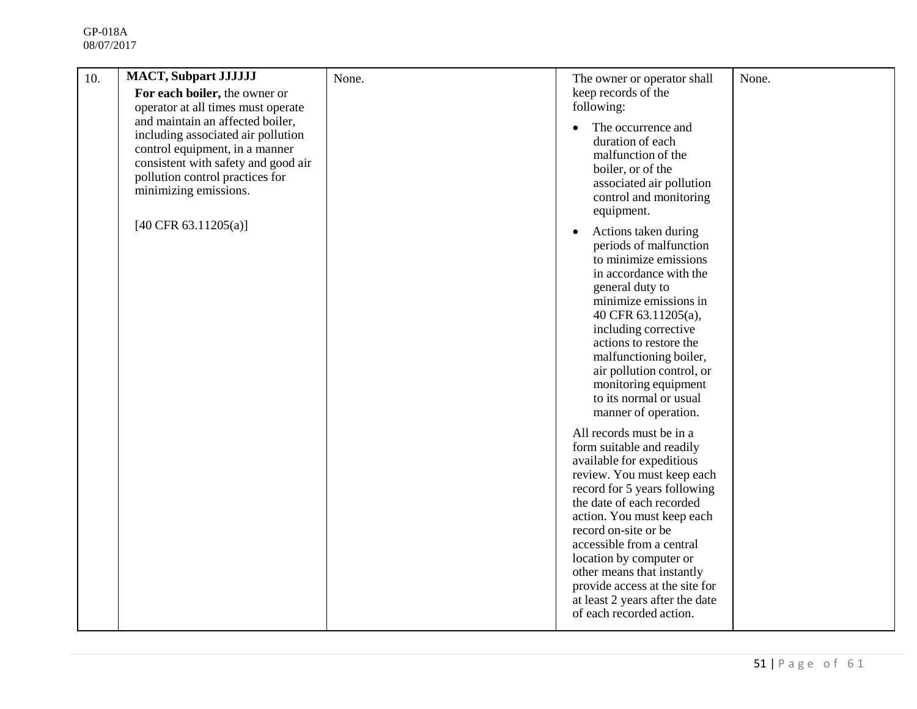| 10. | **MACT, Subpart JJJJJJ**<br>**For each boiler,** the owner or operator at all times must operate and maintain an affected boiler, including associated air pollution control equipment, in a manner consistent with safety and good air pollution control practices for minimizing emissions.<br><br>[40 CFR 63.11205(a)] | None. | The owner or operator shall keep records of the following:<br>• The occurrence and duration of each malfunction of the boiler, or of the associated air pollution control and monitoring equipment.<br>• Actions taken during periods of malfunction to minimize emissions in accordance with the general duty to minimize emissions in 40 CFR 63.11205(a), including corrective actions to restore the malfunctioning boiler, air pollution control, or monitoring equipment to its normal or usual manner of operation.<br><br>All records must be in a form suitable and readily available for expeditious review. You must keep each record for 5 years following the date of each recorded action. You must keep each record on-site or be accessible from a central location by computer or other means that instantly provide access at the site for at least 2 years after the date of each recorded action. | None. |
|---|---|---|---|---|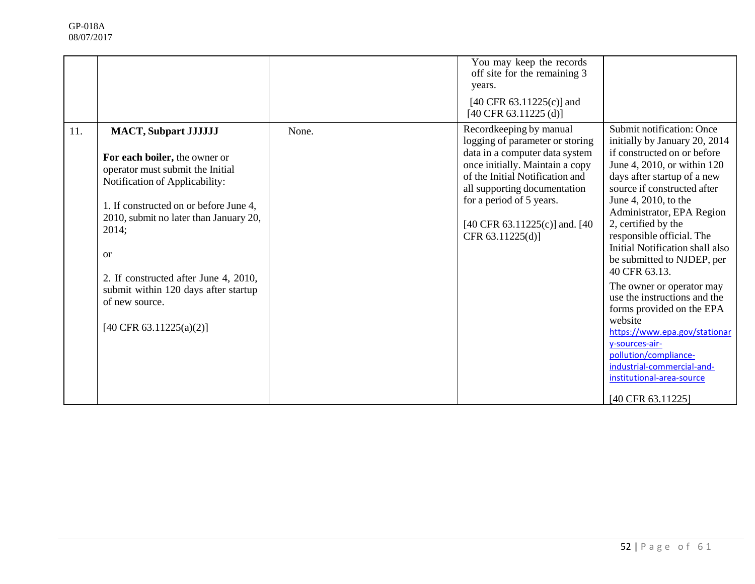| | | | | |
|---|---|---|---|---|
| | | | You may keep the records off site for the remaining 3 years.<br><br>[40 CFR 63.11225(c)] and [40 CFR 63.11225 (d)] | |
| 11. | **MACT, Subpart JJJJJJ**<br><br>**For each boiler,** the owner or operator must submit the Initial Notification of Applicability:<br><br>1. If constructed on or before June 4, 2010, submit no later than January 20, 2014;<br><br>or<br><br>2. If constructed after June 4, 2010, submit within 120 days after startup of new source.<br><br>[40 CFR 63.11225(a)(2)] | None. | Recordkeeping by manual logging of parameter or storing data in a computer data system once initially. Maintain a copy of the Initial Notification and all supporting documentation for a period of 5 years.<br><br>[40 CFR 63.11225(c)] and. [40 CFR 63.11225(d)] | Submit notification: Once initially by January 20, 2014 if constructed on or before June 4, 2010, or within 120 days after startup of a new source if constructed after June 4, 2010, to the Administrator, EPA Region 2, certified by the responsible official. The Initial Notification shall also be submitted to NJDEP, per 40 CFR 63.13.<br><br>The owner or operator may use the instructions and the forms provided on the EPA website https://www.epa.gov/stationary-sources-air-pollution/compliance-industrial-commercial-and-institutional-area-source<br><br>[40 CFR 63.11225] |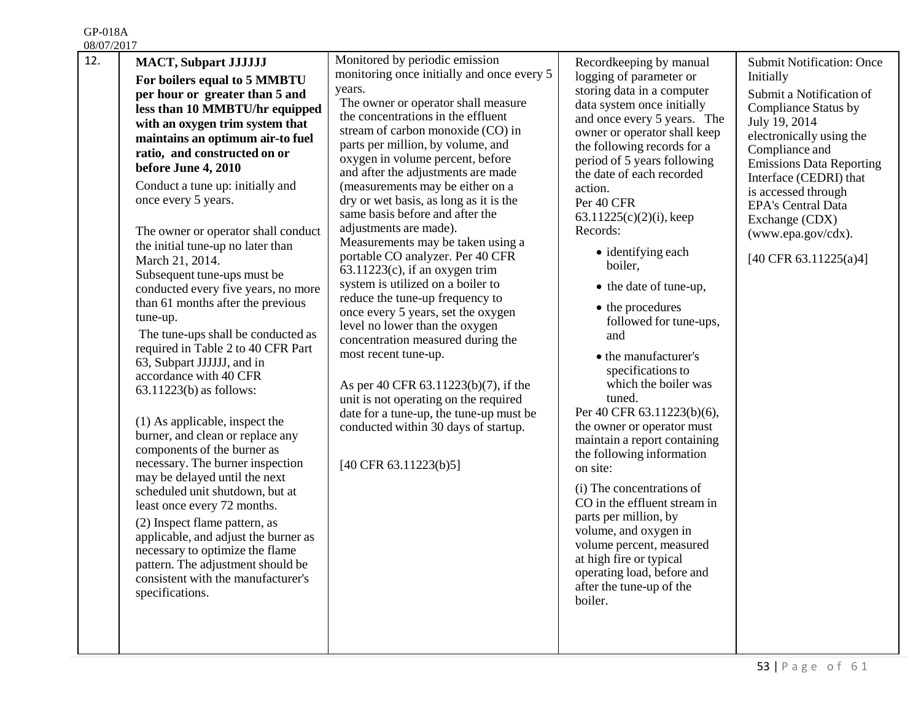| 12. | **MACT, Subpart JJJJJJ**<br>**For boilers equal to 5 MMBTU per hour or greater than 5 and less than 10 MMBTU/hr equipped with an oxygen trim system that maintains an optimum air-to fuel ratio, and constructed on or before June 4, 2010**<br>Conduct a tune up: initially and once every 5 years.<br><br>The owner or operator shall conduct the initial tune-up no later than March 21, 2014.<br>Subsequent tune-ups must be conducted every five years, no more than 61 months after the previous tune-up.<br>The tune-ups shall be conducted as required in Table 2 to 40 CFR Part 63, Subpart JJJJJJ, and in accordance with 40 CFR 63.11223(b) as follows:<br><br>(1) As applicable, inspect the burner, and clean or replace any components of the burner as necessary. The burner inspection may be delayed until the next scheduled unit shutdown, but at least once every 72 months.<br>(2) Inspect flame pattern, as applicable, and adjust the burner as necessary to optimize the flame pattern. The adjustment should be consistent with the manufacturer's specifications. | Monitored by periodic emission monitoring once initially and once every 5 years.<br>The owner or operator shall measure the concentrations in the effluent stream of carbon monoxide (CO) in parts per million, by volume, and oxygen in volume percent, before and after the adjustments are made (measurements may be either on a dry or wet basis, as long as it is the same basis before and after the adjustments are made).<br>Measurements may be taken using a portable CO analyzer. Per 40 CFR 63.11223(c), if an oxygen trim system is utilized on a boiler to reduce the tune-up frequency to once every 5 years, set the oxygen level no lower than the oxygen concentration measured during the most recent tune-up.<br><br>As per 40 CFR 63.11223(b)(7), if the unit is not operating on the required date for a tune-up, the tune-up must be conducted within 30 days of startup.<br><br>[40 CFR 63.11223(b)5] | Recordkeeping by manual logging of parameter or storing data in a computer data system once initially and once every 5 years. The owner or operator shall keep the following records for a period of 5 years following the date of each recorded action.<br>Per 40 CFR 63.11225(c)(2)(i), keep Records:<br>• identifying each boiler,<br>• the date of tune-up,<br>• the procedures followed for tune-ups, and<br>• the manufacturer's specifications to which the boiler was tuned.<br>Per 40 CFR 63.11223(b)(6), the owner or operator must maintain a report containing the following information on site:<br>(i) The concentrations of CO in the effluent stream in parts per million, by volume, and oxygen in volume percent, measured at high fire or typical operating load, before and after the tune-up of the boiler. | Submit Notification: Once Initially<br>Submit a Notification of Compliance Status by July 19, 2014 electronically using the Compliance and Emissions Data Reporting Interface (CEDRI) that is accessed through EPA's Central Data Exchange (CDX) (www.epa.gov/cdx).<br><br>[40 CFR 63.11225(a)4] |
|---|---|---|---|---|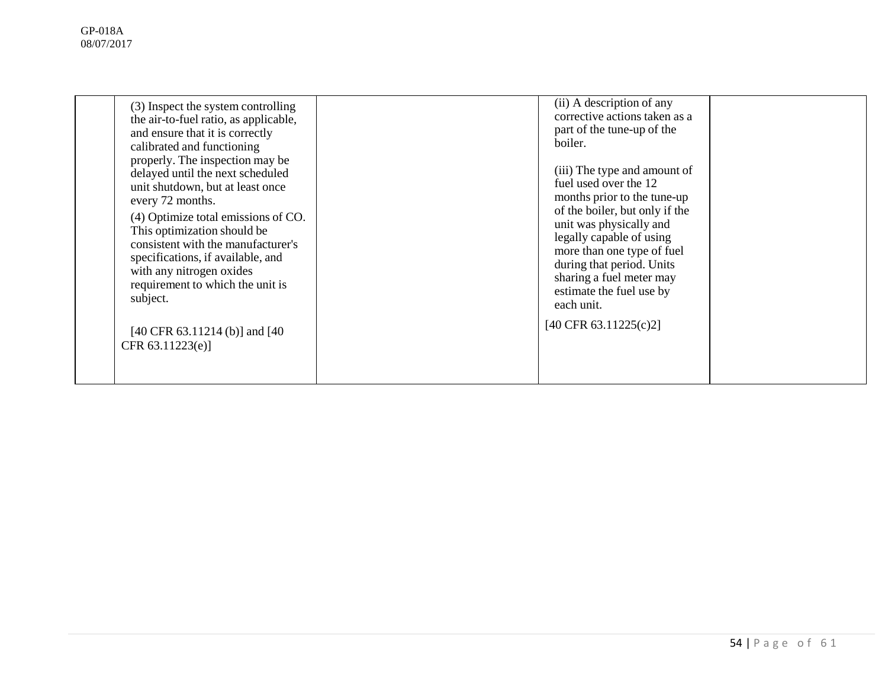| | | | | |
|---|---|---|---|---|
| | (3) Inspect the system controlling the air-to-fuel ratio, as applicable, and ensure that it is correctly calibrated and functioning properly. The inspection may be delayed until the next scheduled unit shutdown, but at least once every 72 months.<br><br>(4) Optimize total emissions of CO. This optimization should be consistent with the manufacturer's specifications, if available, and with any nitrogen oxides requirement to which the unit is subject.<br><br>[40 CFR 63.11214 (b)] and [40 CFR 63.11223(e)] | | (ii) A description of any corrective actions taken as a part of the tune-up of the boiler.<br><br>(iii) The type and amount of fuel used over the 12 months prior to the tune-up of the boiler, but only if the unit was physically and legally capable of using more than one type of fuel during that period. Units sharing a fuel meter may estimate the fuel use by each unit.<br><br>[40 CFR 63.11225(c)2] | |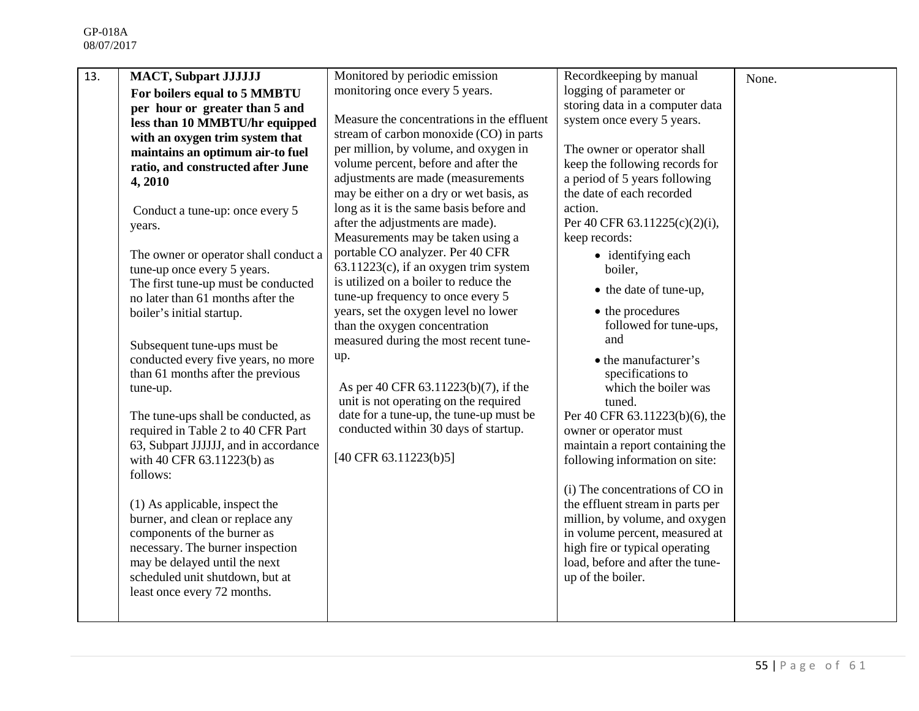| 13. | **MACT, Subpart JJJJJJ**<br>**For boilers equal to 5 MMBTU per hour or greater than 5 and less than 10 MMBTU/hr equipped with an oxygen trim system that maintains an optimum air-to fuel ratio, and constructed after June 4, 2010**<br><br>Conduct a tune-up: once every 5 years.<br><br>The owner or operator shall conduct a tune-up once every 5 years.<br>The first tune-up must be conducted no later than 61 months after the boiler's initial startup.<br><br>Subsequent tune-ups must be conducted every five years, no more than 61 months after the previous tune-up.<br><br>The tune-ups shall be conducted, as required in Table 2 to 40 CFR Part 63, Subpart JJJJJJ, and in accordance with 40 CFR 63.11223(b) as follows:<br><br>(1) As applicable, inspect the burner, and clean or replace any components of the burner as necessary. The burner inspection may be delayed until the next scheduled unit shutdown, but at least once every 72 months. | Monitored by periodic emission monitoring once every 5 years.<br><br>Measure the concentrations in the effluent stream of carbon monoxide (CO) in parts per million, by volume, and oxygen in volume percent, before and after the adjustments are made (measurements may be either on a dry or wet basis, as long as it is the same basis before and after the adjustments are made). Measurements may be taken using a portable CO analyzer. Per 40 CFR 63.11223(c), if an oxygen trim system is utilized on a boiler to reduce the tune-up frequency to once every 5 years, set the oxygen level no lower than the oxygen concentration measured during the most recent tune-up.<br><br>As per 40 CFR 63.11223(b)(7), if the unit is not operating on the required date for a tune-up, the tune-up must be conducted within 30 days of startup.<br><br>[40 CFR 63.11223(b)5] | Recordkeeping by manual logging of parameter or storing data in a computer data system once every 5 years.<br><br>The owner or operator shall keep the following records for a period of 5 years following the date of each recorded action.<br>Per 40 CFR 63.11225(c)(2)(i), keep records:<br>• identifying each boiler,<br>• the date of tune-up,<br>• the procedures followed for tune-ups, and<br>• the manufacturer's specifications to which the boiler was tuned.<br>Per 40 CFR 63.11223(b)(6), the owner or operator must maintain a report containing the following information on site:<br><br>(i) The concentrations of CO in the effluent stream in parts per million, by volume, and oxygen in volume percent, measured at high fire or typical operating load, before and after the tune-up of the boiler. | None. |
|---|---|---|---|---|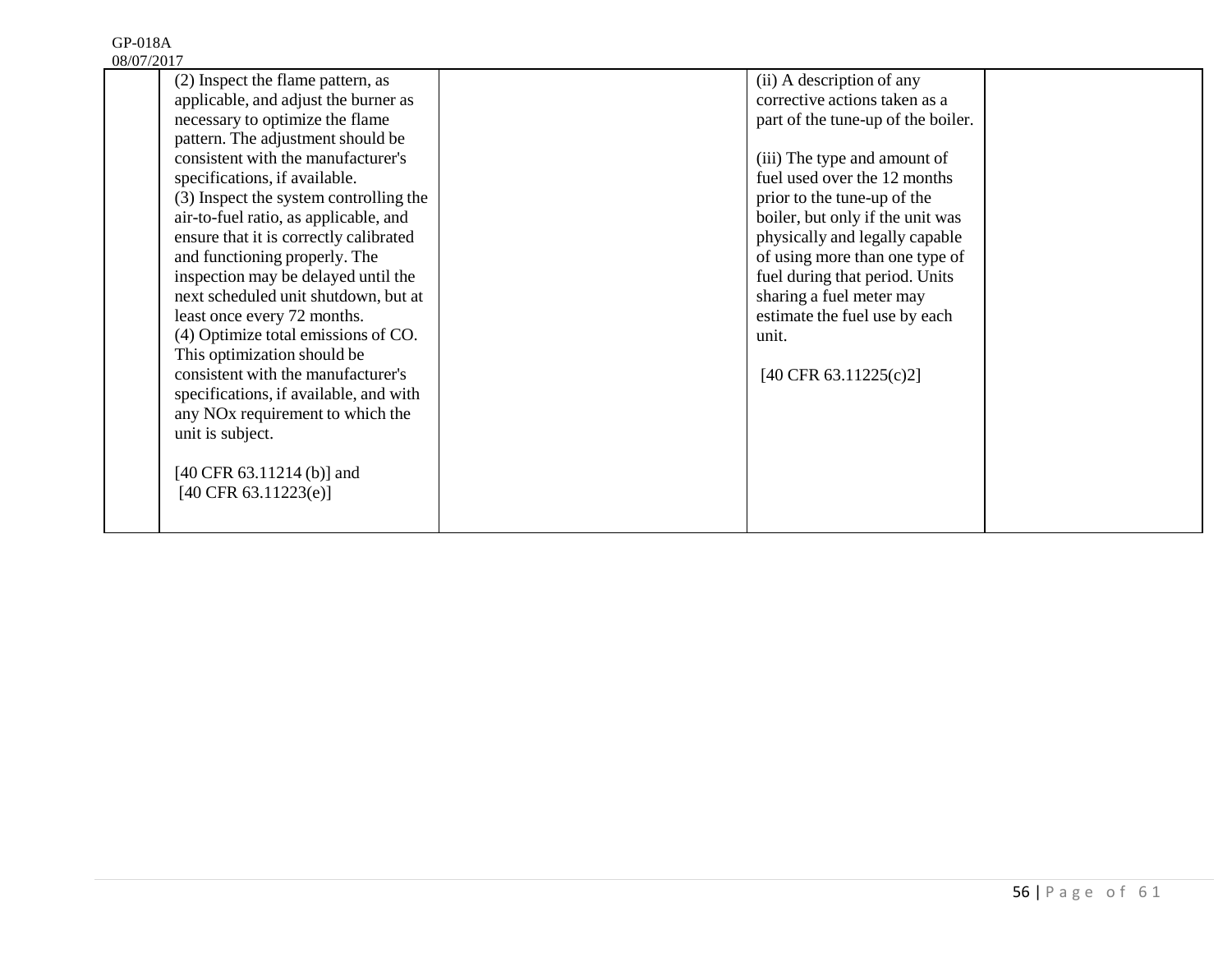| | | | | |
|---|---|---|---|---|
| | (2) Inspect the flame pattern, as applicable, and adjust the burner as necessary to optimize the flame pattern. The adjustment should be consistent with the manufacturer's specifications, if available.<br>(3) Inspect the system controlling the air-to-fuel ratio, as applicable, and ensure that it is correctly calibrated and functioning properly. The inspection may be delayed until the next scheduled unit shutdown, but at least once every 72 months.<br>(4) Optimize total emissions of CO. This optimization should be consistent with the manufacturer's specifications, if available, and with any NOx requirement to which the unit is subject.<br><br>[40 CFR 63.11214 (b)] and<br>[40 CFR 63.11223(e)] | | (ii) A description of any corrective actions taken as a part of the tune-up of the boiler.<br><br>(iii) The type and amount of fuel used over the 12 months prior to the tune-up of the boiler, but only if the unit was physically and legally capable of using more than one type of fuel during that period. Units sharing a fuel meter may estimate the fuel use by each unit.<br><br>[40 CFR 63.11225(c)2] | |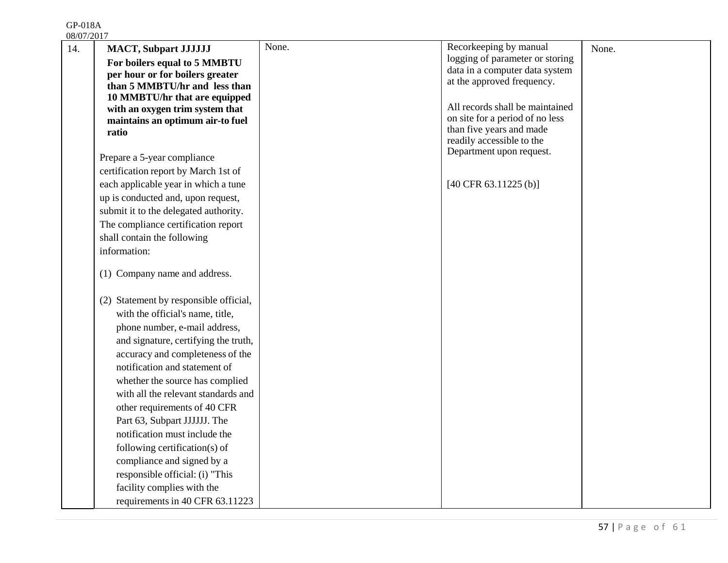| 14. | **MACT, Subpart JJJJJJ** **For boilers equal to 5 MMBTU per hour or for boilers greater than 5 MMBTU/hr and less than 10 MMBTU/hr that are equipped with an oxygen trim system that maintains an optimum air-to fuel ratio**<br><br>Prepare a 5-year compliance certification report by March 1st of each applicable year in which a tune up is conducted and, upon request, submit it to the delegated authority. The compliance certification report shall contain the following information:<br><br>(1) Company name and address.<br><br>(2) Statement by responsible official, with the official's name, title, phone number, e-mail address, and signature, certifying the truth, accuracy and completeness of the notification and statement of whether the source has complied with all the relevant standards and other requirements of 40 CFR Part 63, Subpart JJJJJJ. The notification must include the following certification(s) of compliance and signed by a responsible official: (i) "This facility complies with the requirements in 40 CFR 63.11223 | None. | Recorkeeping by manual logging of parameter or storing data in a computer data system at the approved frequency.<br><br>All records shall be maintained on site for a period of no less than five years and made readily accessible to the Department upon request.<br><br>[40 CFR 63.11225 (b)] | None. |
|---|---|---|---|---|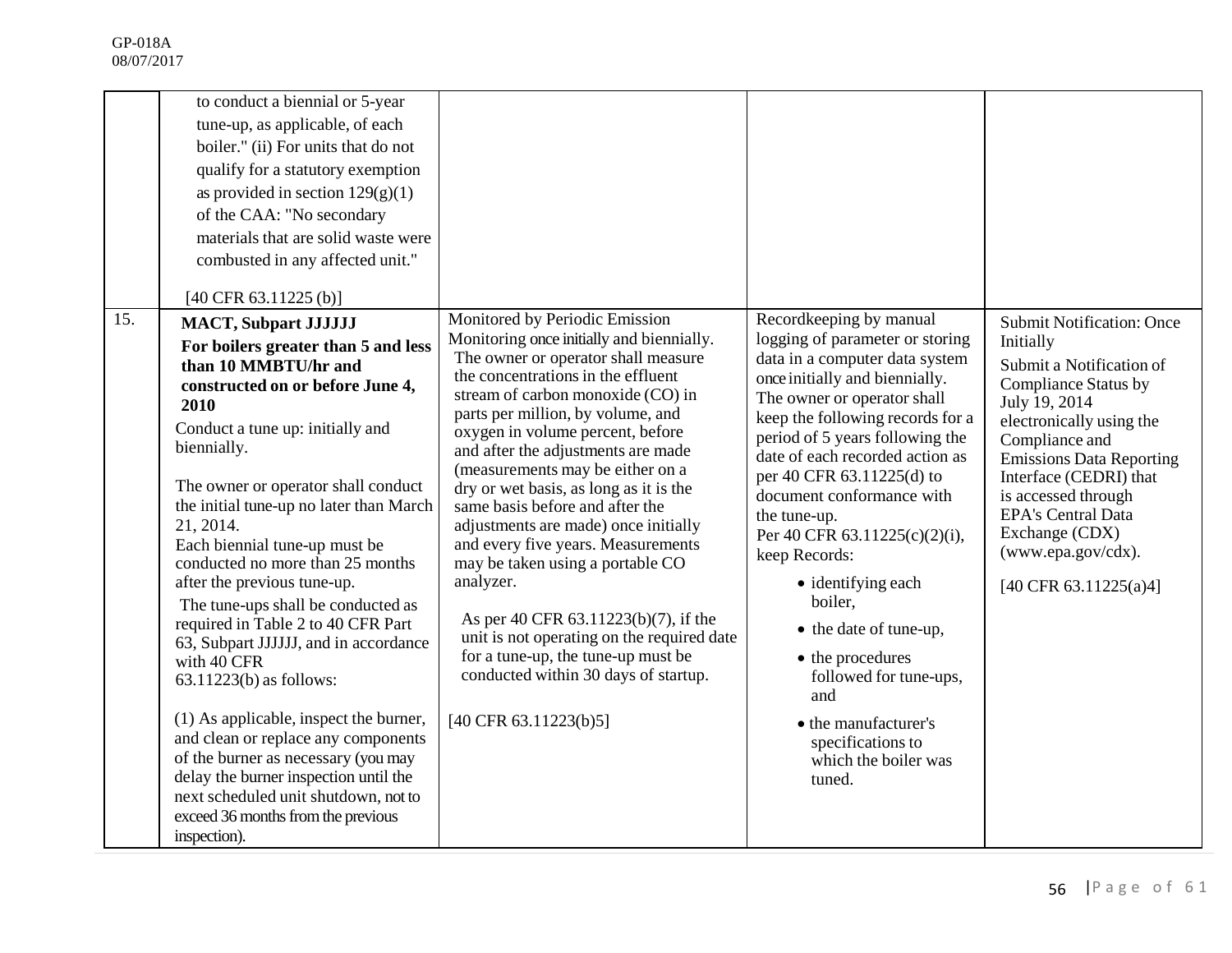| | | | | |
|---|---|---|---|---|
| | to conduct a biennial or 5-year tune-up, as applicable, of each boiler." (ii) For units that do not qualify for a statutory exemption as provided in section 129(g)(1) of the CAA: "No secondary materials that are solid waste were combusted in any affected unit."<br><br>[40 CFR 63.11225 (b)] | | | |
| 15. | **MACT, Subpart JJJJJJ**<br>**For boilers greater than 5 and less than 10 MMBTU/hr and constructed on or before June 4, 2010**<br>Conduct a tune up: initially and biennially.<br><br>The owner or operator shall conduct the initial tune-up no later than March 21, 2014.<br>Each biennial tune-up must be conducted no more than 25 months after the previous tune-up.<br>The tune-ups shall be conducted as required in Table 2 to 40 CFR Part 63, Subpart JJJJJJ, and in accordance with 40 CFR 63.11223(b) as follows:<br><br>(1) As applicable, inspect the burner, and clean or replace any components of the burner as necessary (you may delay the burner inspection until the next scheduled unit shutdown, not to exceed 36 months from the previous inspection). | Monitored by Periodic Emission Monitoring once initially and biennially.<br>The owner or operator shall measure the concentrations in the effluent stream of carbon monoxide (CO) in parts per million, by volume, and oxygen in volume percent, before and after the adjustments are made (measurements may be either on a dry or wet basis, as long as it is the same basis before and after the adjustments are made) once initially and every five years. Measurements may be taken using a portable CO analyzer.<br><br>As per 40 CFR 63.11223(b)(7), if the unit is not operating on the required date for a tune-up, the tune-up must be conducted within 30 days of startup.<br><br>[40 CFR 63.11223(b)5] | Recordkeeping by manual logging of parameter or storing data in a computer data system once initially and biennially.<br>The owner or operator shall keep the following records for a period of 5 years following the date of each recorded action as per 40 CFR 63.11225(d) to document conformance with the tune-up.<br>Per 40 CFR 63.11225(c)(2)(i), keep Records:<br>• identifying each boiler,<br>• the date of tune-up,<br>• the procedures followed for tune-ups, and<br>• the manufacturer's specifications to which the boiler was tuned. | Submit Notification: Once Initially<br>Submit a Notification of Compliance Status by July 19, 2014 electronically using the Compliance and Emissions Data Reporting Interface (CEDRI) that is accessed through EPA's Central Data Exchange (CDX) (www.epa.gov/cdx).<br><br>[40 CFR 63.11225(a)4] |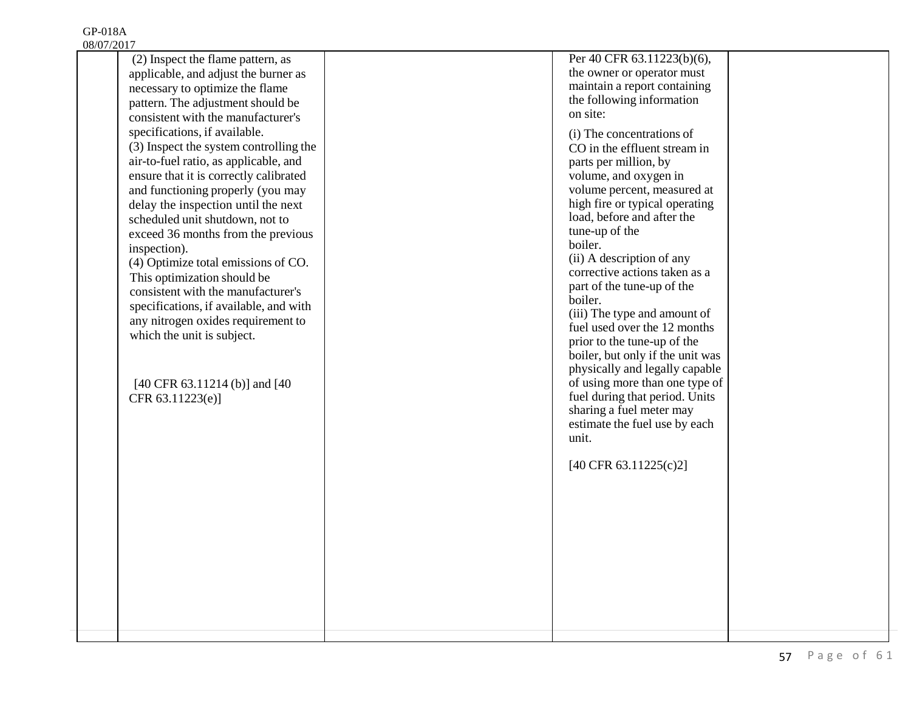| | | | | |
|---|---|---|---|---|
| | (2) Inspect the flame pattern, as applicable, and adjust the burner as necessary to optimize the flame pattern. The adjustment should be consistent with the manufacturer's specifications, if available.<br>(3) Inspect the system controlling the air-to-fuel ratio, as applicable, and ensure that it is correctly calibrated and functioning properly (you may delay the inspection until the next scheduled unit shutdown, not to exceed 36 months from the previous inspection).<br>(4) Optimize total emissions of CO. This optimization should be consistent with the manufacturer's specifications, if available, and with any nitrogen oxides requirement to which the unit is subject.<br><br>[40 CFR 63.11214 (b)] and [40 CFR 63.11223(e)] | | Per 40 CFR 63.11223(b)(6), the owner or operator must maintain a report containing the following information on site:<br><br>(i) The concentrations of CO in the effluent stream in parts per million, by volume, and oxygen in volume percent, measured at high fire or typical operating load, before and after the tune-up of the boiler.<br>(ii) A description of any corrective actions taken as a part of the tune-up of the boiler.<br>(iii) The type and amount of fuel used over the 12 months prior to the tune-up of the boiler, but only if the unit was physically and legally capable of using more than one type of fuel during that period. Units sharing a fuel meter may estimate the fuel use by each unit.<br><br>[40 CFR 63.11225(c)2] | |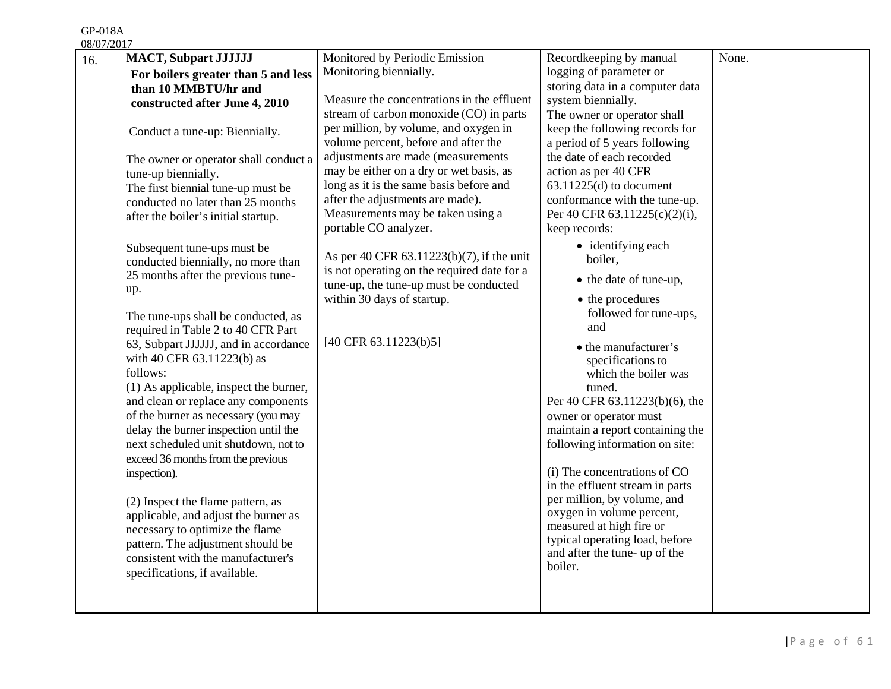| 16. | **MACT, Subpart JJJJJJ**<br>**For boilers greater than 5 and less than 10 MMBTU/hr and constructed after June 4, 2010**<br><br>Conduct a tune-up: Biennially.<br><br>The owner or operator shall conduct a tune-up biennially.<br>The first biennial tune-up must be conducted no later than 25 months after the boiler's initial startup.<br><br>Subsequent tune-ups must be conducted biennially, no more than 25 months after the previous tune-up.<br><br>The tune-ups shall be conducted, as required in Table 2 to 40 CFR Part 63, Subpart JJJJJJ, and in accordance with 40 CFR 63.11223(b) as follows:<br>(1) As applicable, inspect the burner, and clean or replace any components of the burner as necessary (you may delay the burner inspection until the next scheduled unit shutdown, not to exceed 36 months from the previous inspection).<br><br>(2) Inspect the flame pattern, as applicable, and adjust the burner as necessary to optimize the flame pattern. The adjustment should be consistent with the manufacturer's specifications, if available. | Monitored by Periodic Emission Monitoring biennially.<br><br>Measure the concentrations in the effluent stream of carbon monoxide (CO) in parts per million, by volume, and oxygen in volume percent, before and after the adjustments are made (measurements may be either on a dry or wet basis, as long as it is the same basis before and after the adjustments are made). Measurements may be taken using a portable CO analyzer.<br><br>As per 40 CFR 63.11223(b)(7), if the unit is not operating on the required date for a tune-up, the tune-up must be conducted within 30 days of startup.<br><br>[40 CFR 63.11223(b)5] | Recordkeeping by manual logging of parameter or storing data in a computer data system biennially.<br>The owner or operator shall keep the following records for a period of 5 years following the date of each recorded action as per 40 CFR 63.11225(d) to document conformance with the tune-up. Per 40 CFR 63.11225(c)(2)(i), keep records:<br>• identifying each boiler,<br>• the date of tune-up,<br>• the procedures followed for tune-ups, and<br>• the manufacturer's specifications to which the boiler was tuned.<br>Per 40 CFR 63.11223(b)(6), the owner or operator must maintain a report containing the following information on site:<br><br>(i) The concentrations of CO in the effluent stream in parts per million, by volume, and oxygen in volume percent, measured at high fire or typical operating load, before and after the tune- up of the boiler. | None. |
|---|---|---|---|---|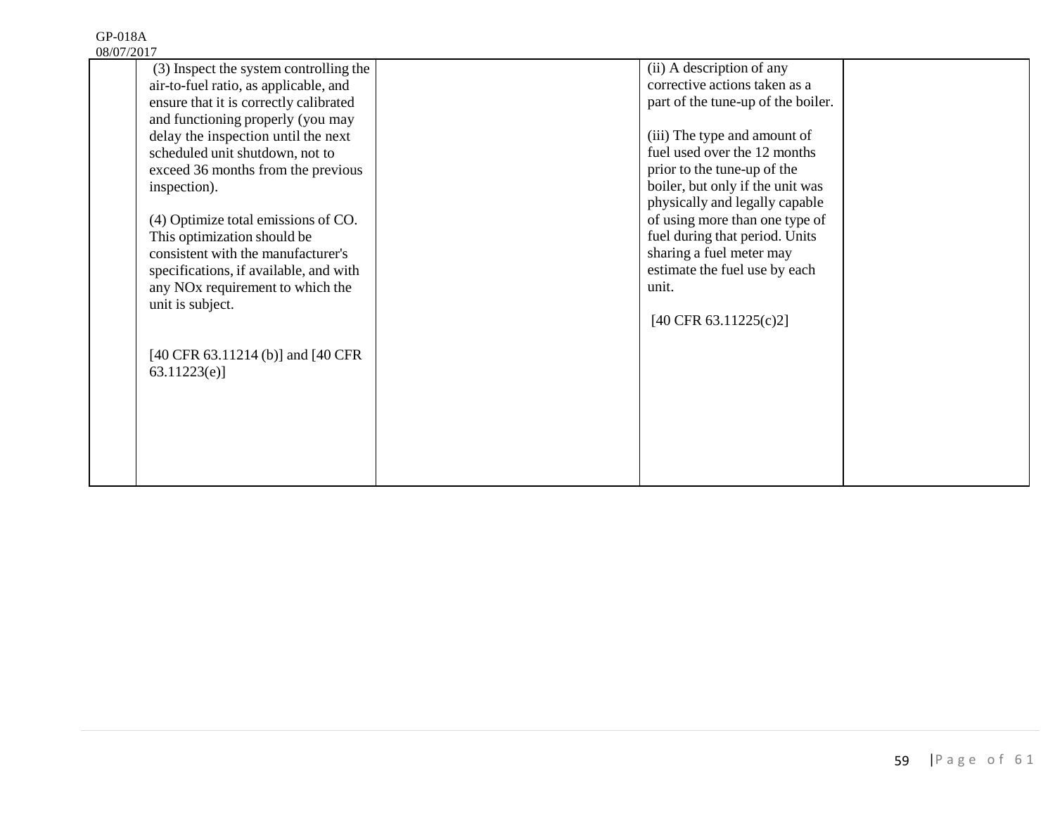| | | | | |
|---|---|---|---|---|
| | (3) Inspect the system controlling the air-to-fuel ratio, as applicable, and ensure that it is correctly calibrated and functioning properly (you may delay the inspection until the next scheduled unit shutdown, not to exceed 36 months from the previous inspection).<br><br>(4) Optimize total emissions of CO. This optimization should be consistent with the manufacturer's specifications, if available, and with any NOx requirement to which the unit is subject.<br><br>[40 CFR 63.11214 (b)] and [40 CFR 63.11223(e)] | | (ii) A description of any corrective actions taken as a part of the tune-up of the boiler.<br><br>(iii) The type and amount of fuel used over the 12 months prior to the tune-up of the boiler, but only if the unit was physically and legally capable of using more than one type of fuel during that period. Units sharing a fuel meter may estimate the fuel use by each unit.<br><br>[40 CFR 63.11225(c)2] | |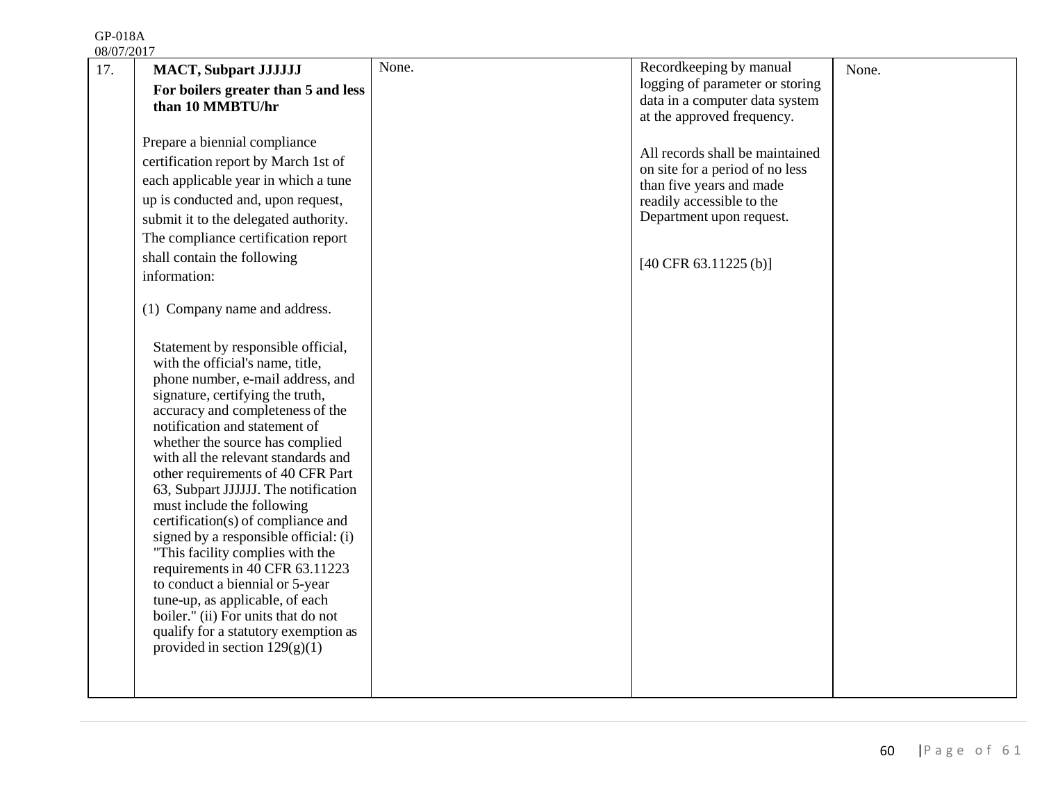| 17. | **MACT, Subpart JJJJJJ**<br>**For boilers greater than 5 and less than 10 MMBTU/hr**<br><br>Prepare a biennial compliance certification report by March 1st of each applicable year in which a tune up is conducted and, upon request, submit it to the delegated authority. The compliance certification report shall contain the following information:<br><br>(1) Company name and address.<br><br>Statement by responsible official, with the official's name, title, phone number, e-mail address, and signature, certifying the truth, accuracy and completeness of the notification and statement of whether the source has complied with all the relevant standards and other requirements of 40 CFR Part 63, Subpart JJJJJJ. The notification must include the following certification(s) of compliance and signed by a responsible official: (i) "This facility complies with the requirements in 40 CFR 63.11223 to conduct a biennial or 5-year tune-up, as applicable, of each boiler." (ii) For units that do not qualify for a statutory exemption as provided in section 129(g)(1) | None. | Recordkeeping by manual logging of parameter or storing data in a computer data system at the approved frequency.<br><br>All records shall be maintained on site for a period of no less than five years and made readily accessible to the Department upon request.<br><br>[40 CFR 63.11225 (b)] | None. |
|---|---|---|---|---|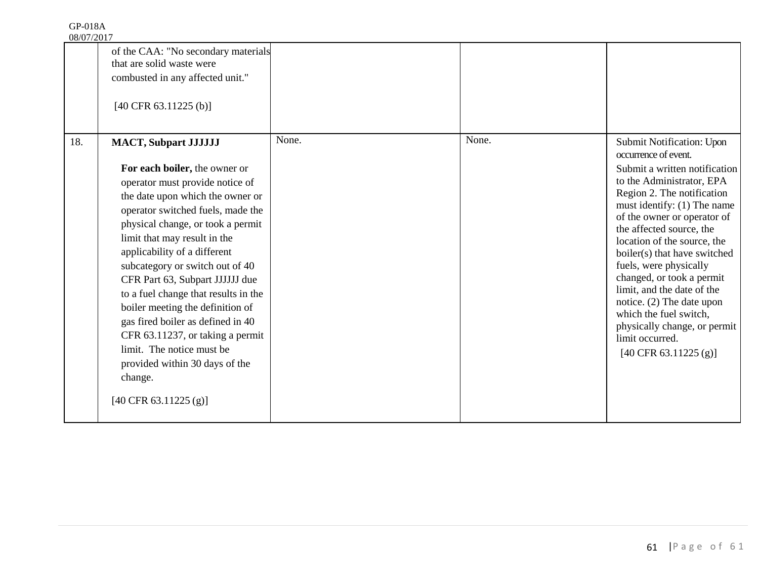| | | | | |
|---|---|---|---|---|
| | of the CAA: "No secondary materials that are solid waste were combusted in any affected unit."<br><br>[40 CFR 63.11225 (b)] | | | |
| 18. | **MACT, Subpart JJJJJJ**<br><br>**For each boiler,** the owner or operator must provide notice of the date upon which the owner or operator switched fuels, made the physical change, or took a permit limit that may result in the applicability of a different subcategory or switch out of 40 CFR Part 63, Subpart JJJJJJ due to a fuel change that results in the boiler meeting the definition of gas fired boiler as defined in 40 CFR 63.11237, or taking a permit limit. The notice must be provided within 30 days of the change.<br><br>[40 CFR 63.11225 (g)] | None. | None. | Submit Notification: Upon occurrence of event.<br><br>Submit a written notification to the Administrator, EPA Region 2. The notification must identify: (1) The name of the owner or operator of the affected source, the location of the source, the boiler(s) that have switched fuels, were physically changed, or took a permit limit, and the date of the notice. (2) The date upon which the fuel switch, physically change, or permit limit occurred.<br><br>[40 CFR 63.11225 (g)] |